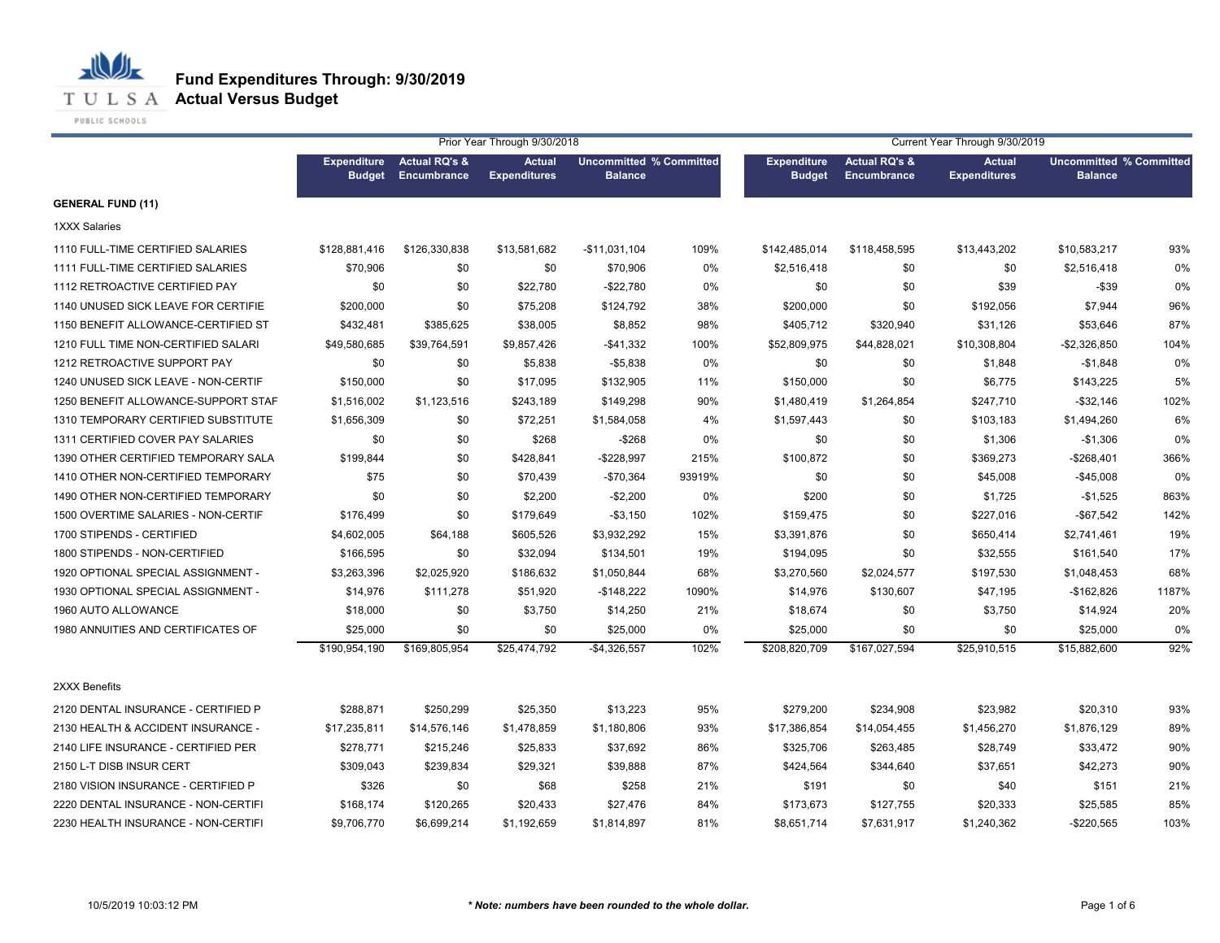# Fund Expenditures Through: 9/30/2019

## Actual Versus Budget

| | Prior Year Through 9/30/2018 | | | | | Current Year Through 9/30/2019 | | | | |
|---|---|---|---|---|---|---|---|---|---|---|
| | Expenditure Budget | Actual RQ's & Encumbrance | Actual Expenditures | Uncommitted Balance | % Committed | Expenditure Budget | Actual RQ's & Encumbrance | Actual Expenditures | Uncommitted Balance | % Committed |
| **GENERAL FUND (11)** | | | | | | | | | | |
| 1XXX Salaries | | | | | | | | | | |
| 1110 FULL-TIME CERTIFIED SALARIES | $128,881,416 | $126,330,838 | $13,581,682 | -$11,031,104 | 109% | $142,485,014 | $118,458,595 | $13,443,202 | $10,583,217 | 93% |
| 1111 FULL-TIME CERTIFIED SALARIES | $70,906 | $0 | $0 | $70,906 | 0% | $2,516,418 | $0 | $0 | $2,516,418 | 0% |
| 1112 RETROACTIVE CERTIFIED PAY | $0 | $0 | $22,780 | -$22,780 | 0% | $0 | $0 | $39 | -$39 | 0% |
| 1140 UNUSED SICK LEAVE FOR CERTIFIE | $200,000 | $0 | $75,208 | $124,792 | 38% | $200,000 | $0 | $192,056 | $7,944 | 96% |
| 1150 BENEFIT ALLOWANCE-CERTIFIED ST | $432,481 | $385,625 | $38,005 | $8,852 | 98% | $405,712 | $320,940 | $31,126 | $53,646 | 87% |
| 1210 FULL TIME NON-CERTIFIED SALARI | $49,580,685 | $39,764,591 | $9,857,426 | -$41,332 | 100% | $52,809,975 | $44,828,021 | $10,308,804 | -$2,326,850 | 104% |
| 1212 RETROACTIVE SUPPORT PAY | $0 | $0 | $5,838 | -$5,838 | 0% | $0 | $0 | $1,848 | -$1,848 | 0% |
| 1240 UNUSED SICK LEAVE - NON-CERTIF | $150,000 | $0 | $17,095 | $132,905 | 11% | $150,000 | $0 | $6,775 | $143,225 | 5% |
| 1250 BENEFIT ALLOWANCE-SUPPORT STAF | $1,516,002 | $1,123,516 | $243,189 | $149,298 | 90% | $1,480,419 | $1,264,854 | $247,710 | -$32,146 | 102% |
| 1310 TEMPORARY CERTIFIED SUBSTITUTE | $1,656,309 | $0 | $72,251 | $1,584,058 | 4% | $1,597,443 | $0 | $103,183 | $1,494,260 | 6% |
| 1311 CERTIFIED COVER PAY SALARIES | $0 | $0 | $268 | -$268 | 0% | $0 | $0 | $1,306 | -$1,306 | 0% |
| 1390 OTHER CERTIFIED TEMPORARY SALA | $199,844 | $0 | $428,841 | -$228,997 | 215% | $100,872 | $0 | $369,273 | -$268,401 | 366% |
| 1410 OTHER NON-CERTIFIED TEMPORARY | $75 | $0 | $70,439 | -$70,364 | 93919% | $0 | $0 | $45,008 | -$45,008 | 0% |
| 1490 OTHER NON-CERTIFIED TEMPORARY | $0 | $0 | $2,200 | -$2,200 | 0% | $200 | $0 | $1,725 | -$1,525 | 863% |
| 1500 OVERTIME SALARIES - NON-CERTIF | $176,499 | $0 | $179,649 | -$3,150 | 102% | $159,475 | $0 | $227,016 | -$67,542 | 142% |
| 1700 STIPENDS - CERTIFIED | $4,602,005 | $64,188 | $605,526 | $3,932,292 | 15% | $3,391,876 | $0 | $650,414 | $2,741,461 | 19% |
| 1800 STIPENDS - NON-CERTIFIED | $166,595 | $0 | $32,094 | $134,501 | 19% | $194,095 | $0 | $32,555 | $161,540 | 17% |
| 1920 OPTIONAL SPECIAL ASSIGNMENT - | $3,263,396 | $2,025,920 | $186,632 | $1,050,844 | 68% | $3,270,560 | $2,024,577 | $197,530 | $1,048,453 | 68% |
| 1930 OPTIONAL SPECIAL ASSIGNMENT - | $14,976 | $111,278 | $51,920 | -$148,222 | 1090% | $14,976 | $130,607 | $47,195 | -$162,826 | 1187% |
| 1960 AUTO ALLOWANCE | $18,000 | $0 | $3,750 | $14,250 | 21% | $18,674 | $0 | $3,750 | $14,924 | 20% |
| 1980 ANNUITIES AND CERTIFICATES OF | $25,000 | $0 | $0 | $25,000 | 0% | $25,000 | $0 | $0 | $25,000 | 0% |
| | $190,954,190 | $169,805,954 | $25,474,792 | -$4,326,557 | 102% | $208,820,709 | $167,027,594 | $25,910,515 | $15,882,600 | 92% |
| 2XXX Benefits | | | | | | | | | | |
| 2120 DENTAL INSURANCE - CERTIFIED P | $288,871 | $250,299 | $25,350 | $13,223 | 95% | $279,200 | $234,908 | $23,982 | $20,310 | 93% |
| 2130 HEALTH & ACCIDENT INSURANCE - | $17,235,811 | $14,576,146 | $1,478,859 | $1,180,806 | 93% | $17,386,854 | $14,054,455 | $1,456,270 | $1,876,129 | 89% |
| 2140 LIFE INSURANCE - CERTIFIED PER | $278,771 | $215,246 | $25,833 | $37,692 | 86% | $325,706 | $263,485 | $28,749 | $33,472 | 90% |
| 2150 L-T DISB INSUR CERT | $309,043 | $239,834 | $29,321 | $39,888 | 87% | $424,564 | $344,640 | $37,651 | $42,273 | 90% |
| 2180 VISION INSURANCE - CERTIFIED P | $326 | $0 | $68 | $258 | 21% | $191 | $0 | $40 | $151 | 21% |
| 2220 DENTAL INSURANCE - NON-CERTIFI | $168,174 | $120,265 | $20,433 | $27,476 | 84% | $173,673 | $127,755 | $20,333 | $25,585 | 85% |
| 2230 HEALTH INSURANCE - NON-CERTIFI | $9,706,770 | $6,699,214 | $1,192,659 | $1,814,897 | 81% | $8,651,714 | $7,631,917 | $1,240,362 | -$220,565 | 103% |

10/5/2019 10:03:12 PM

***Note: numbers have been rounded to the whole dollar.***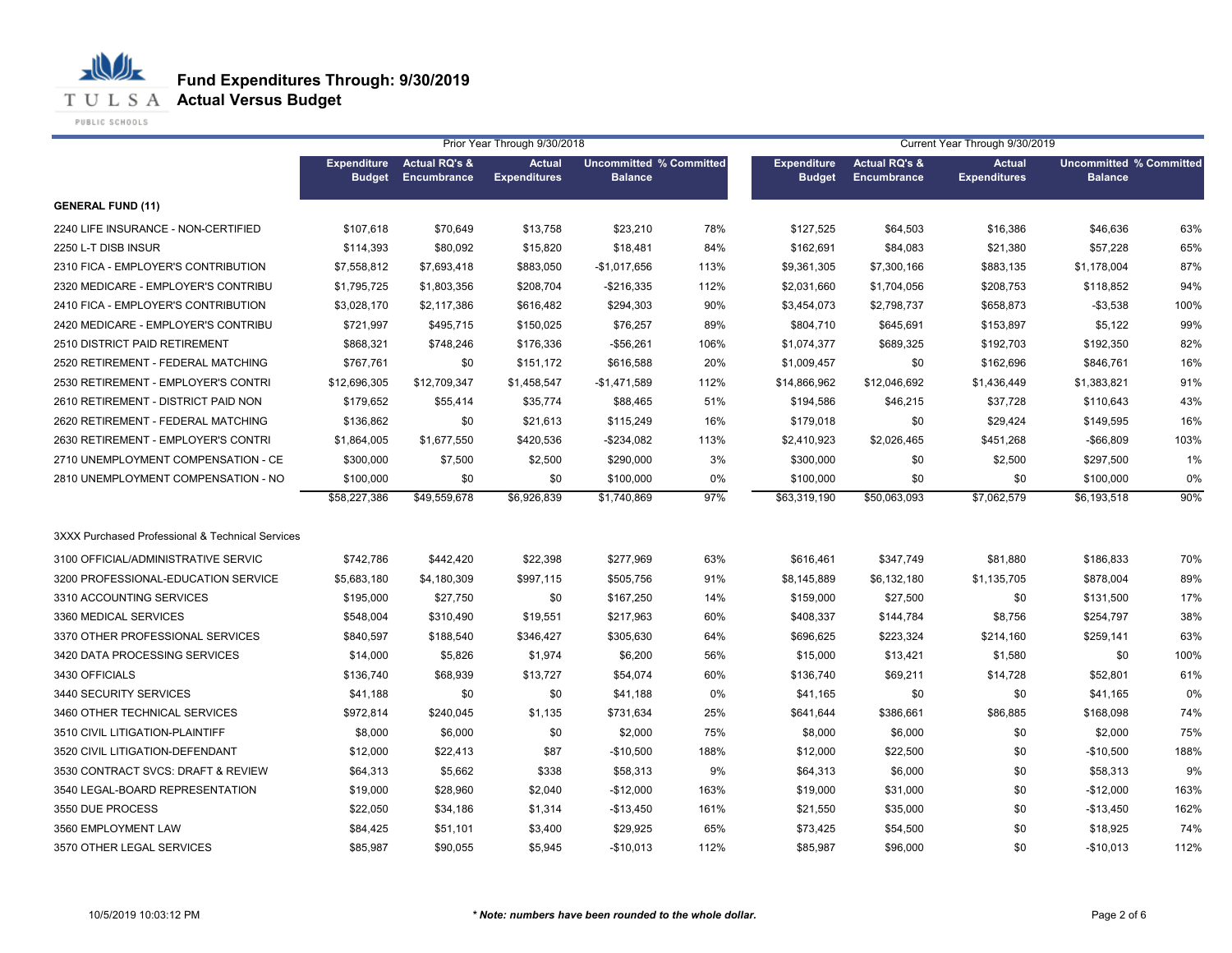# Fund Expenditures Through: 9/30/2019
## Actual Versus Budget

| | Prior Year Through 9/30/2018 | | | | | Current Year Through 9/30/2019 | | | | |
|---|---|---|---|---|---|---|---|---|---|---|
| | Expenditure Budget | Actual RQ's & Encumbrance | Actual Expenditures | Uncommitted Balance | % Committed | Expenditure Budget | Actual RQ's & Encumbrance | Actual Expenditures | Uncommitted Balance | % Committed |
| **GENERAL FUND (11)** | | | | | | | | | | |
| 2240 LIFE INSURANCE - NON-CERTIFIED | $107,618 | $70,649 | $13,758 | $23,210 | 78% | $127,525 | $64,503 | $16,386 | $46,636 | 63% |
| 2250 L-T DISB INSUR | $114,393 | $80,092 | $15,820 | $18,481 | 84% | $162,691 | $84,083 | $21,380 | $57,228 | 65% |
| 2310 FICA - EMPLOYER'S CONTRIBUTION | $7,558,812 | $7,693,418 | $883,050 | -$1,017,656 | 113% | $9,361,305 | $7,300,166 | $883,135 | $1,178,004 | 87% |
| 2320 MEDICARE - EMPLOYER'S CONTRIBU | $1,795,725 | $1,803,356 | $208,704 | -$216,335 | 112% | $2,031,660 | $1,704,056 | $208,753 | $118,852 | 94% |
| 2410 FICA - EMPLOYER'S CONTRIBUTION | $3,028,170 | $2,117,386 | $616,482 | $294,303 | 90% | $3,454,073 | $2,798,737 | $658,873 | -$3,538 | 100% |
| 2420 MEDICARE - EMPLOYER'S CONTRIBU | $721,997 | $495,715 | $150,025 | $76,257 | 89% | $804,710 | $645,691 | $153,897 | $5,122 | 99% |
| 2510 DISTRICT PAID RETIREMENT | $868,321 | $748,246 | $176,336 | -$56,261 | 106% | $1,074,377 | $689,325 | $192,703 | $192,350 | 82% |
| 2520 RETIREMENT - FEDERAL MATCHING | $767,761 | $0 | $151,172 | $616,588 | 20% | $1,009,457 | $0 | $162,696 | $846,761 | 16% |
| 2530 RETIREMENT - EMPLOYER'S CONTRI | $12,696,305 | $12,709,347 | $1,458,547 | -$1,471,589 | 112% | $14,866,962 | $12,046,692 | $1,436,449 | $1,383,821 | 91% |
| 2610 RETIREMENT - DISTRICT PAID NON | $179,652 | $55,414 | $35,774 | $88,465 | 51% | $194,586 | $46,215 | $37,728 | $110,643 | 43% |
| 2620 RETIREMENT - FEDERAL MATCHING | $136,862 | $0 | $21,613 | $115,249 | 16% | $179,018 | $0 | $29,424 | $149,595 | 16% |
| 2630 RETIREMENT - EMPLOYER'S CONTRI | $1,864,005 | $1,677,550 | $420,536 | -$234,082 | 113% | $2,410,923 | $2,026,465 | $451,268 | -$66,809 | 103% |
| 2710 UNEMPLOYMENT COMPENSATION - CE | $300,000 | $7,500 | $2,500 | $290,000 | 3% | $300,000 | $0 | $2,500 | $297,500 | 1% |
| 2810 UNEMPLOYMENT COMPENSATION - NO | $100,000 | $0 | $0 | $100,000 | 0% | $100,000 | $0 | $0 | $100,000 | 0% |
| | $58,227,386 | $49,559,678 | $6,926,839 | $1,740,869 | 97% | $63,319,190 | $50,063,093 | $7,062,579 | $6,193,518 | 90% |
| 3XXX Purchased Professional & Technical Services | | | | | | | | | | |
| 3100 OFFICIAL/ADMINISTRATIVE SERVIC | $742,786 | $442,420 | $22,398 | $277,969 | 63% | $616,461 | $347,749 | $81,880 | $186,833 | 70% |
| 3200 PROFESSIONAL-EDUCATION SERVICE | $5,683,180 | $4,180,309 | $997,115 | $505,756 | 91% | $8,145,889 | $6,132,180 | $1,135,705 | $878,004 | 89% |
| 3310 ACCOUNTING SERVICES | $195,000 | $27,750 | $0 | $167,250 | 14% | $159,000 | $27,500 | $0 | $131,500 | 17% |
| 3360 MEDICAL SERVICES | $548,004 | $310,490 | $19,551 | $217,963 | 60% | $408,337 | $144,784 | $8,756 | $254,797 | 38% |
| 3370 OTHER PROFESSIONAL SERVICES | $840,597 | $188,540 | $346,427 | $305,630 | 64% | $696,625 | $223,324 | $214,160 | $259,141 | 63% |
| 3420 DATA PROCESSING SERVICES | $14,000 | $5,826 | $1,974 | $6,200 | 56% | $15,000 | $13,421 | $1,580 | $0 | 100% |
| 3430 OFFICIALS | $136,740 | $68,939 | $13,727 | $54,074 | 60% | $136,740 | $69,211 | $14,728 | $52,801 | 61% |
| 3440 SECURITY SERVICES | $41,188 | $0 | $0 | $41,188 | 0% | $41,165 | $0 | $0 | $41,165 | 0% |
| 3460 OTHER TECHNICAL SERVICES | $972,814 | $240,045 | $1,135 | $731,634 | 25% | $641,644 | $386,661 | $86,885 | $168,098 | 74% |
| 3510 CIVIL LITIGATION-PLAINTIFF | $8,000 | $6,000 | $0 | $2,000 | 75% | $8,000 | $6,000 | $0 | $2,000 | 75% |
| 3520 CIVIL LITIGATION-DEFENDANT | $12,000 | $22,413 | $87 | -$10,500 | 188% | $12,000 | $22,500 | $0 | -$10,500 | 188% |
| 3530 CONTRACT SVCS: DRAFT & REVIEW | $64,313 | $5,662 | $338 | $58,313 | 9% | $64,313 | $6,000 | $0 | $58,313 | 9% |
| 3540 LEGAL-BOARD REPRESENTATION | $19,000 | $28,960 | $2,040 | -$12,000 | 163% | $19,000 | $31,000 | $0 | -$12,000 | 163% |
| 3550 DUE PROCESS | $22,050 | $34,186 | $1,314 | -$13,450 | 161% | $21,550 | $35,000 | $0 | -$13,450 | 162% |
| 3560 EMPLOYMENT LAW | $84,425 | $51,101 | $3,400 | $29,925 | 65% | $73,425 | $54,500 | $0 | $18,925 | 74% |
| 3570 OTHER LEGAL SERVICES | $85,987 | $90,055 | $5,945 | -$10,013 | 112% | $85,987 | $96,000 | $0 | -$10,013 | 112% |

10/5/2019 10:03:12 PM

*** Note: numbers have been rounded to the whole dollar.**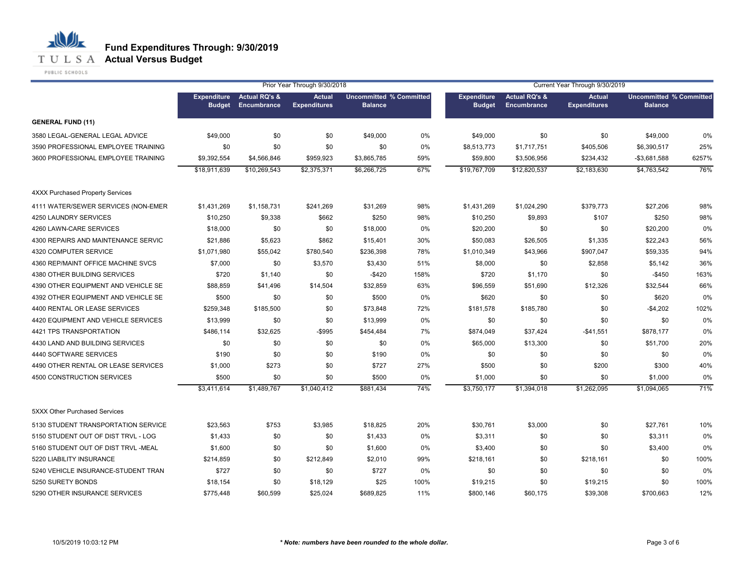# Fund Expenditures Through: 9/30/2019

## Actual Versus Budget

| | Prior Year Through 9/30/2018 | | | | | Current Year Through 9/30/2019 | | | | |
|---|---|---|---|---|---|---|---|---|---|---|
| | Expenditure Budget | Actual RQ's & Encumbrance | Actual Expenditures | Uncommitted Balance | % Committed | Expenditure Budget | Actual RQ's & Encumbrance | Actual Expenditures | Uncommitted Balance | % Committed |
| **GENERAL FUND (11)** | | | | | | | | | | |
| 3580 LEGAL-GENERAL LEGAL ADVICE | $49,000 | $0 | $0 | $49,000 | 0% | $49,000 | $0 | $0 | $49,000 | 0% |
| 3590 PROFESSIONAL EMPLOYEE TRAINING | $0 | $0 | $0 | $0 | 0% | $8,513,773 | $1,717,751 | $405,506 | $6,390,517 | 25% |
| 3600 PROFESSIONAL EMPLOYEE TRAINING | $9,392,554 | $4,566,846 | $959,923 | $3,865,785 | 59% | $59,800 | $3,506,956 | $234,432 | -$3,681,588 | 6257% |
| | $18,911,639 | $10,269,543 | $2,375,371 | $6,266,725 | 67% | $19,767,709 | $12,820,537 | $2,183,630 | $4,763,542 | 76% |
| 4XXX Purchased Property Services | | | | | | | | | | |
| 4111 WATER/SEWER SERVICES (NON-EMER | $1,431,269 | $1,158,731 | $241,269 | $31,269 | 98% | $1,431,269 | $1,024,290 | $379,773 | $27,206 | 98% |
| 4250 LAUNDRY SERVICES | $10,250 | $9,338 | $662 | $250 | 98% | $10,250 | $9,893 | $107 | $250 | 98% |
| 4260 LAWN-CARE SERVICES | $18,000 | $0 | $0 | $18,000 | 0% | $20,200 | $0 | $0 | $20,200 | 0% |
| 4300 REPAIRS AND MAINTENANCE SERVIC | $21,886 | $5,623 | $862 | $15,401 | 30% | $50,083 | $26,505 | $1,335 | $22,243 | 56% |
| 4320 COMPUTER SERVICE | $1,071,980 | $55,042 | $780,540 | $236,398 | 78% | $1,010,349 | $43,966 | $907,047 | $59,335 | 94% |
| 4360 REP/MAINT OFFICE MACHINE SVCS | $7,000 | $0 | $3,570 | $3,430 | 51% | $8,000 | $0 | $2,858 | $5,142 | 36% |
| 4380 OTHER BUILDING SERVICES | $720 | $1,140 | $0 | -$420 | 158% | $720 | $1,170 | $0 | -$450 | 163% |
| 4390 OTHER EQUIPMENT AND VEHICLE SE | $88,859 | $41,496 | $14,504 | $32,859 | 63% | $96,559 | $51,690 | $12,326 | $32,544 | 66% |
| 4392 OTHER EQUIPMENT AND VEHICLE SE | $500 | $0 | $0 | $500 | 0% | $620 | $0 | $0 | $620 | 0% |
| 4400 RENTAL OR LEASE SERVICES | $259,348 | $185,500 | $0 | $73,848 | 72% | $181,578 | $185,780 | $0 | -$4,202 | 102% |
| 4420 EQUIPMENT AND VEHICLE SERVICES | $13,999 | $0 | $0 | $13,999 | 0% | $0 | $0 | $0 | $0 | 0% |
| 4421 TPS TRANSPORTATION | $486,114 | $32,625 | -$995 | $454,484 | 7% | $874,049 | $37,424 | -$41,551 | $878,177 | 0% |
| 4430 LAND AND BUILDING SERVICES | $0 | $0 | $0 | $0 | 0% | $65,000 | $13,300 | $0 | $51,700 | 20% |
| 4440 SOFTWARE SERVICES | $190 | $0 | $0 | $190 | 0% | $0 | $0 | $0 | $0 | 0% |
| 4490 OTHER RENTAL OR LEASE SERVICES | $1,000 | $273 | $0 | $727 | 27% | $500 | $0 | $200 | $300 | 40% |
| 4500 CONSTRUCTION SERVICES | $500 | $0 | $0 | $500 | 0% | $1,000 | $0 | $0 | $1,000 | 0% |
| | $3,411,614 | $1,489,767 | $1,040,412 | $881,434 | 74% | $3,750,177 | $1,394,018 | $1,262,095 | $1,094,065 | 71% |
| 5XXX Other Purchased Services | | | | | | | | | | |
| 5130 STUDENT TRANSPORTATION SERVICE | $23,563 | $753 | $3,985 | $18,825 | 20% | $30,761 | $3,000 | $0 | $27,761 | 10% |
| 5150 STUDENT OUT OF DIST TRVL - LOG | $1,433 | $0 | $0 | $1,433 | 0% | $3,311 | $0 | $0 | $3,311 | 0% |
| 5160 STUDENT OUT OF DIST TRVL -MEAL | $1,600 | $0 | $0 | $1,600 | 0% | $3,400 | $0 | $0 | $3,400 | 0% |
| 5220 LIABILITY INSURANCE | $214,859 | $0 | $212,849 | $2,010 | 99% | $218,161 | $0 | $218,161 | $0 | 100% |
| 5240 VEHICLE INSURANCE-STUDENT TRAN | $727 | $0 | $0 | $727 | 0% | $0 | $0 | $0 | $0 | 0% |
| 5250 SURETY BONDS | $18,154 | $0 | $18,129 | $25 | 100% | $19,215 | $0 | $19,215 | $0 | 100% |
| 5290 OTHER INSURANCE SERVICES | $775,448 | $60,599 | $25,024 | $689,825 | 11% | $800,146 | $60,175 | $39,308 | $700,663 | 12% |

10/5/2019 10:03:12 PM

***Note: numbers have been rounded to the whole dollar.***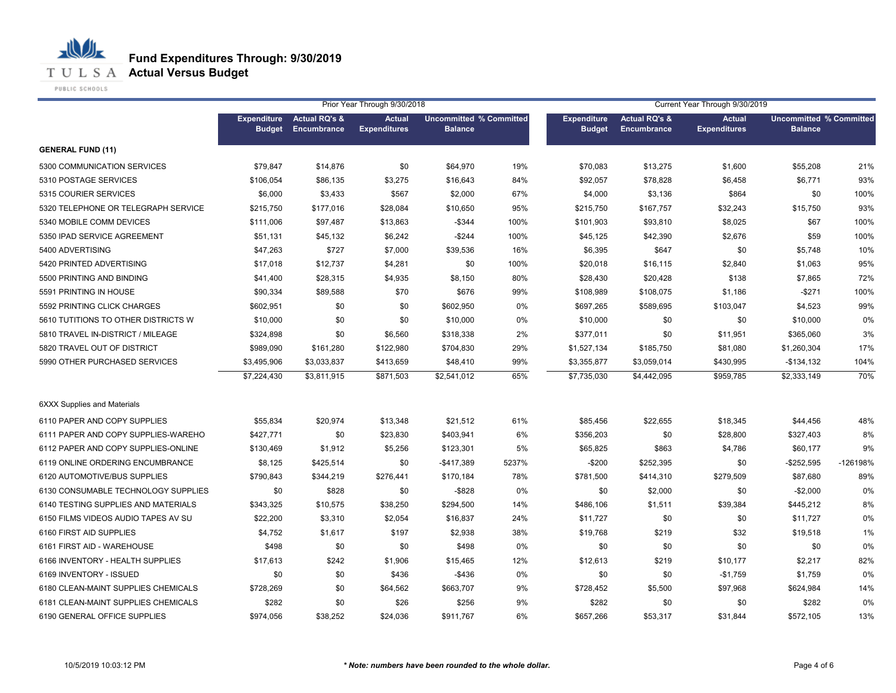# Fund Expenditures Through: 9/30/2019
## Actual Versus Budget

| | Prior Year Through 9/30/2018 | | | | | Current Year Through 9/30/2019 | | | | |
|---|---|---|---|---|---|---|---|---|---|---|
| | Expenditure Budget | Actual RQ's & Encumbrance | Actual Expenditures | Uncommitted Balance | % Committed | Expenditure Budget | Actual RQ's & Encumbrance | Actual Expenditures | Uncommitted Balance | % Committed |
| **GENERAL FUND (11)** | | | | | | | | | | |
| 5300 COMMUNICATION SERVICES | $79,847 | $14,876 | $0 | $64,970 | 19% | $70,083 | $13,275 | $1,600 | $55,208 | 21% |
| 5310 POSTAGE SERVICES | $106,054 | $86,135 | $3,275 | $16,643 | 84% | $92,057 | $78,828 | $6,458 | $6,771 | 93% |
| 5315 COURIER SERVICES | $6,000 | $3,433 | $567 | $2,000 | 67% | $4,000 | $3,136 | $864 | $0 | 100% |
| 5320 TELEPHONE OR TELEGRAPH SERVICE | $215,750 | $177,016 | $28,084 | $10,650 | 95% | $215,750 | $167,757 | $32,243 | $15,750 | 93% |
| 5340 MOBILE COMM DEVICES | $111,006 | $97,487 | $13,863 | -$344 | 100% | $101,903 | $93,810 | $8,025 | $67 | 100% |
| 5350 IPAD SERVICE AGREEMENT | $51,131 | $45,132 | $6,242 | -$244 | 100% | $45,125 | $42,390 | $2,676 | $59 | 100% |
| 5400 ADVERTISING | $47,263 | $727 | $7,000 | $39,536 | 16% | $6,395 | $647 | $0 | $5,748 | 10% |
| 5420 PRINTED ADVERTISING | $17,018 | $12,737 | $4,281 | $0 | 100% | $20,018 | $16,115 | $2,840 | $1,063 | 95% |
| 5500 PRINTING AND BINDING | $41,400 | $28,315 | $4,935 | $8,150 | 80% | $28,430 | $20,428 | $138 | $7,865 | 72% |
| 5591 PRINTING IN HOUSE | $90,334 | $89,588 | $70 | $676 | 99% | $108,989 | $108,075 | $1,186 | -$271 | 100% |
| 5592 PRINTING CLICK CHARGES | $602,951 | $0 | $0 | $602,950 | 0% | $697,265 | $589,695 | $103,047 | $4,523 | 99% |
| 5610 TUTITIONS TO OTHER DISTRICTS W | $10,000 | $0 | $0 | $10,000 | 0% | $10,000 | $0 | $0 | $10,000 | 0% |
| 5810 TRAVEL IN-DISTRICT / MILEAGE | $324,898 | $0 | $6,560 | $318,338 | 2% | $377,011 | $0 | $11,951 | $365,060 | 3% |
| 5820 TRAVEL OUT OF DISTRICT | $989,090 | $161,280 | $122,980 | $704,830 | 29% | $1,527,134 | $185,750 | $81,080 | $1,260,304 | 17% |
| 5990 OTHER PURCHASED SERVICES | $3,495,906 | $3,033,837 | $413,659 | $48,410 | 99% | $3,355,877 | $3,059,014 | $430,995 | -$134,132 | 104% |
| | $7,224,430 | $3,811,915 | $871,503 | $2,541,012 | 65% | $7,735,030 | $4,442,095 | $959,785 | $2,333,149 | 70% |
| 6XXX Supplies and Materials | | | | | | | | | | |
| 6110 PAPER AND COPY SUPPLIES | $55,834 | $20,974 | $13,348 | $21,512 | 61% | $85,456 | $22,655 | $18,345 | $44,456 | 48% |
| 6111 PAPER AND COPY SUPPLIES-WAREHO | $427,771 | $0 | $23,830 | $403,941 | 6% | $356,203 | $0 | $28,800 | $327,403 | 8% |
| 6112 PAPER AND COPY SUPPLIES-ONLINE | $130,469 | $1,912 | $5,256 | $123,301 | 5% | $65,825 | $863 | $4,786 | $60,177 | 9% |
| 6119 ONLINE ORDERING ENCUMBRANCE | $8,125 | $425,514 | $0 | -$417,389 | 5237% | -$200 | $252,395 | $0 | -$252,595 | -126198% |
| 6120 AUTOMOTIVE/BUS SUPPLIES | $790,843 | $344,219 | $276,441 | $170,184 | 78% | $781,500 | $414,310 | $279,509 | $87,680 | 89% |
| 6130 CONSUMABLE TECHNOLOGY SUPPLIES | $0 | $828 | $0 | -$828 | 0% | $0 | $2,000 | $0 | -$2,000 | 0% |
| 6140 TESTING SUPPLIES AND MATERIALS | $343,325 | $10,575 | $38,250 | $294,500 | 14% | $486,106 | $1,511 | $39,384 | $445,212 | 8% |
| 6150 FILMS VIDEOS AUDIO TAPES AV SU | $22,200 | $3,310 | $2,054 | $16,837 | 24% | $11,727 | $0 | $0 | $11,727 | 0% |
| 6160 FIRST AID SUPPLIES | $4,752 | $1,617 | $197 | $2,938 | 38% | $19,768 | $219 | $32 | $19,518 | 1% |
| 6161 FIRST AID - WAREHOUSE | $498 | $0 | $0 | $498 | 0% | $0 | $0 | $0 | $0 | 0% |
| 6166 INVENTORY - HEALTH SUPPLIES | $17,613 | $242 | $1,906 | $15,465 | 12% | $12,613 | $219 | $10,177 | $2,217 | 82% |
| 6169 INVENTORY - ISSUED | $0 | $0 | $436 | -$436 | 0% | $0 | $0 | -$1,759 | $1,759 | 0% |
| 6180 CLEAN-MAINT SUPPLIES CHEMICALS | $728,269 | $0 | $64,562 | $663,707 | 9% | $728,452 | $5,500 | $97,968 | $624,984 | 14% |
| 6181 CLEAN-MAINT SUPPLIES CHEMICALS | $282 | $0 | $26 | $256 | 9% | $282 | $0 | $0 | $282 | 0% |
| 6190 GENERAL OFFICE SUPPLIES | $974,056 | $38,252 | $24,036 | $911,767 | 6% | $657,266 | $53,317 | $31,844 | $572,105 | 13% |

10/5/2019 10:03:12 PM

*** Note: numbers have been rounded to the whole dollar.**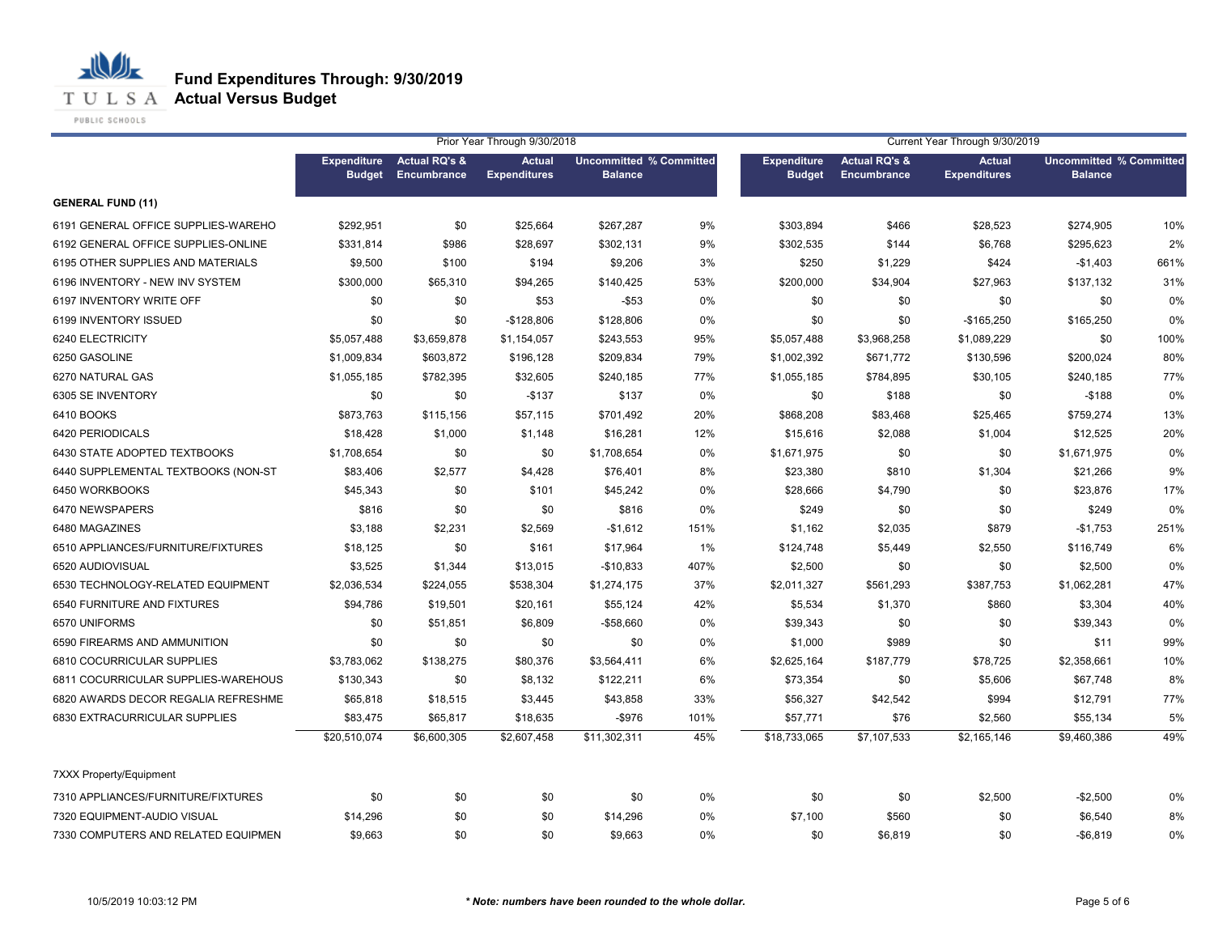# Fund Expenditures Through: 9/30/2019
## Actual Versus Budget

| | Prior Year Through 9/30/2018 | | | | | Current Year Through 9/30/2019 | | | | |
|---|---|---|---|---|---|---|---|---|---|---|
| | Expenditure Budget | Actual RQ's & Encumbrance | Actual Expenditures | Uncommitted Balance | % Committed | Expenditure Budget | Actual RQ's & Encumbrance | Actual Expenditures | Uncommitted Balance | % Committed |
| **GENERAL FUND (11)** | | | | | | | | | | |
| 6191 GENERAL OFFICE SUPPLIES-WAREHO | $292,951 | $0 | $25,664 | $267,287 | 9% | $303,894 | $466 | $28,523 | $274,905 | 10% |
| 6192 GENERAL OFFICE SUPPLIES-ONLINE | $331,814 | $986 | $28,697 | $302,131 | 9% | $302,535 | $144 | $6,768 | $295,623 | 2% |
| 6195 OTHER SUPPLIES AND MATERIALS | $9,500 | $100 | $194 | $9,206 | 3% | $250 | $1,229 | $424 | -$1,403 | 661% |
| 6196 INVENTORY - NEW INV SYSTEM | $300,000 | $65,310 | $94,265 | $140,425 | 53% | $200,000 | $34,904 | $27,963 | $137,132 | 31% |
| 6197 INVENTORY WRITE OFF | $0 | $0 | $53 | -$53 | 0% | $0 | $0 | $0 | $0 | 0% |
| 6199 INVENTORY ISSUED | $0 | $0 | -$128,806 | $128,806 | 0% | $0 | $0 | -$165,250 | $165,250 | 0% |
| 6240 ELECTRICITY | $5,057,488 | $3,659,878 | $1,154,057 | $243,553 | 95% | $5,057,488 | $3,968,258 | $1,089,229 | $0 | 100% |
| 6250 GASOLINE | $1,009,834 | $603,872 | $196,128 | $209,834 | 79% | $1,002,392 | $671,772 | $130,596 | $200,024 | 80% |
| 6270 NATURAL GAS | $1,055,185 | $782,395 | $32,605 | $240,185 | 77% | $1,055,185 | $784,895 | $30,105 | $240,185 | 77% |
| 6305 SE INVENTORY | $0 | $0 | -$137 | $137 | 0% | $0 | $188 | $0 | -$188 | 0% |
| 6410 BOOKS | $873,763 | $115,156 | $57,115 | $701,492 | 20% | $868,208 | $83,468 | $25,465 | $759,274 | 13% |
| 6420 PERIODICALS | $18,428 | $1,000 | $1,148 | $16,281 | 12% | $15,616 | $2,088 | $1,004 | $12,525 | 20% |
| 6430 STATE ADOPTED TEXTBOOKS | $1,708,654 | $0 | $0 | $1,708,654 | 0% | $1,671,975 | $0 | $0 | $1,671,975 | 0% |
| 6440 SUPPLEMENTAL TEXTBOOKS (NON-ST | $83,406 | $2,577 | $4,428 | $76,401 | 8% | $23,380 | $810 | $1,304 | $21,266 | 9% |
| 6450 WORKBOOKS | $45,343 | $0 | $101 | $45,242 | 0% | $28,666 | $4,790 | $0 | $23,876 | 17% |
| 6470 NEWSPAPERS | $816 | $0 | $0 | $816 | 0% | $249 | $0 | $0 | $249 | 0% |
| 6480 MAGAZINES | $3,188 | $2,231 | $2,569 | -$1,612 | 151% | $1,162 | $2,035 | $879 | -$1,753 | 251% |
| 6510 APPLIANCES/FURNITURE/FIXTURES | $18,125 | $0 | $161 | $17,964 | 1% | $124,748 | $5,449 | $2,550 | $116,749 | 6% |
| 6520 AUDIOVISUAL | $3,525 | $1,344 | $13,015 | -$10,833 | 407% | $2,500 | $0 | $0 | $2,500 | 0% |
| 6530 TECHNOLOGY-RELATED EQUIPMENT | $2,036,534 | $224,055 | $538,304 | $1,274,175 | 37% | $2,011,327 | $561,293 | $387,753 | $1,062,281 | 47% |
| 6540 FURNITURE AND FIXTURES | $94,786 | $19,501 | $20,161 | $55,124 | 42% | $5,534 | $1,370 | $860 | $3,304 | 40% |
| 6570 UNIFORMS | $0 | $51,851 | $6,809 | -$58,660 | 0% | $39,343 | $0 | $0 | $39,343 | 0% |
| 6590 FIREARMS AND AMMUNITION | $0 | $0 | $0 | $0 | 0% | $1,000 | $989 | $0 | $11 | 99% |
| 6810 COCURRICULAR SUPPLIES | $3,783,062 | $138,275 | $80,376 | $3,564,411 | 6% | $2,625,164 | $187,779 | $78,725 | $2,358,661 | 10% |
| 6811 COCURRICULAR SUPPLIES-WAREHOUS | $130,343 | $0 | $8,132 | $122,211 | 6% | $73,354 | $0 | $5,606 | $67,748 | 8% |
| 6820 AWARDS DECOR REGALIA REFRESHME | $65,818 | $18,515 | $3,445 | $43,858 | 33% | $56,327 | $42,542 | $994 | $12,791 | 77% |
| 6830 EXTRACURRICULAR SUPPLIES | $83,475 | $65,817 | $18,635 | -$976 | 101% | $57,771 | $76 | $2,560 | $55,134 | 5% |
| | $20,510,074 | $6,600,305 | $2,607,458 | $11,302,311 | 45% | $18,733,065 | $7,107,533 | $2,165,146 | $9,460,386 | 49% |
| 7XXX Property/Equipment | | | | | | | | | | |
| 7310 APPLIANCES/FURNITURE/FIXTURES | $0 | $0 | $0 | $0 | 0% | $0 | $0 | $2,500 | -$2,500 | 0% |
| 7320 EQUIPMENT-AUDIO VISUAL | $14,296 | $0 | $0 | $14,296 | 0% | $7,100 | $560 | $0 | $6,540 | 8% |
| 7330 COMPUTERS AND RELATED EQUIPMEN | $9,663 | $0 | $0 | $9,663 | 0% | $0 | $6,819 | $0 | -$6,819 | 0% |

*** Note: numbers have been rounded to the whole dollar.***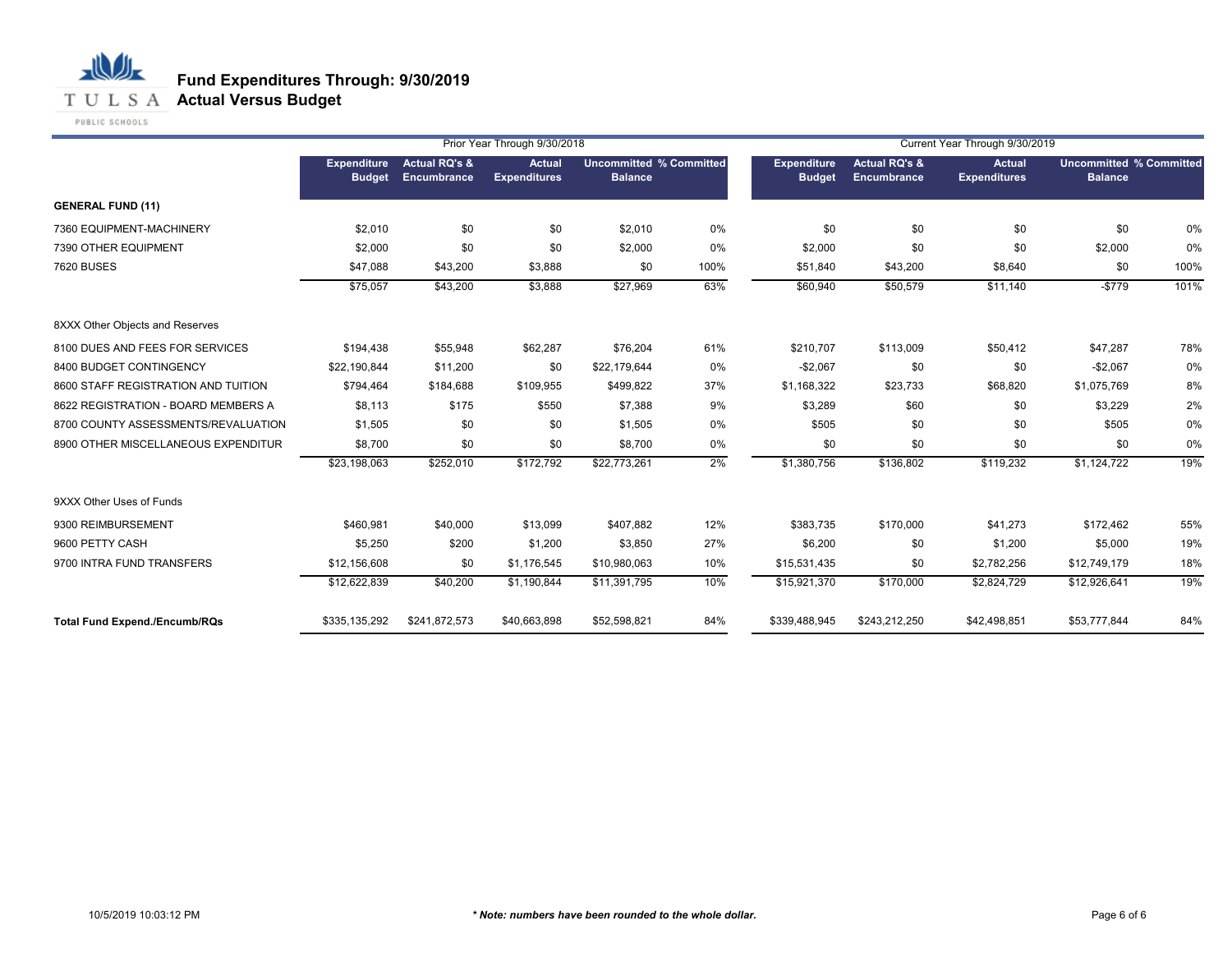# Fund Expenditures Through: 9/30/2019
## Actual Versus Budget

| | Prior Year Through 9/30/2018 | | | | | Current Year Through 9/30/2019 | | | | |
|---|---|---|---|---|---|---|---|---|---|---|
| | Expenditure Budget | Actual RQ's & Encumbrance | Actual Expenditures | Uncommitted Balance | % Committed | Expenditure Budget | Actual RQ's & Encumbrance | Actual Expenditures | Uncommitted Balance | % Committed |
| **GENERAL FUND (11)** | | | | | | | | | | |
| 7360 EQUIPMENT-MACHINERY | $2,010 | $0 | $0 | $2,010 | 0% | $0 | $0 | $0 | $0 | 0% |
| 7390 OTHER EQUIPMENT | $2,000 | $0 | $0 | $2,000 | 0% | $2,000 | $0 | $0 | $2,000 | 0% |
| 7620 BUSES | $47,088 | $43,200 | $3,888 | $0 | 100% | $51,840 | $43,200 | $8,640 | $0 | 100% |
| | $75,057 | $43,200 | $3,888 | $27,969 | 63% | $60,940 | $50,579 | $11,140 | -$779 | 101% |
| 8XXX Other Objects and Reserves | | | | | | | | | | |
| 8100 DUES AND FEES FOR SERVICES | $194,438 | $55,948 | $62,287 | $76,204 | 61% | $210,707 | $113,009 | $50,412 | $47,287 | 78% |
| 8400 BUDGET CONTINGENCY | $22,190,844 | $11,200 | $0 | $22,179,644 | 0% | -$2,067 | $0 | $0 | -$2,067 | 0% |
| 8600 STAFF REGISTRATION AND TUITION | $794,464 | $184,688 | $109,955 | $499,822 | 37% | $1,168,322 | $23,733 | $68,820 | $1,075,769 | 8% |
| 8622 REGISTRATION - BOARD MEMBERS A | $8,113 | $175 | $550 | $7,388 | 9% | $3,289 | $60 | $0 | $3,229 | 2% |
| 8700 COUNTY ASSESSMENTS/REVALUATION | $1,505 | $0 | $0 | $1,505 | 0% | $505 | $0 | $0 | $505 | 0% |
| 8900 OTHER MISCELLANEOUS EXPENDITUR | $8,700 | $0 | $0 | $8,700 | 0% | $0 | $0 | $0 | $0 | 0% |
| | $23,198,063 | $252,010 | $172,792 | $22,773,261 | 2% | $1,380,756 | $136,802 | $119,232 | $1,124,722 | 19% |
| 9XXX Other Uses of Funds | | | | | | | | | | |
| 9300 REIMBURSEMENT | $460,981 | $40,000 | $13,099 | $407,882 | 12% | $383,735 | $170,000 | $41,273 | $172,462 | 55% |
| 9600 PETTY CASH | $5,250 | $200 | $1,200 | $3,850 | 27% | $6,200 | $0 | $1,200 | $5,000 | 19% |
| 9700 INTRA FUND TRANSFERS | $12,156,608 | $0 | $1,176,545 | $10,980,063 | 10% | $15,531,435 | $0 | $2,782,256 | $12,749,179 | 18% |
| | $12,622,839 | $40,200 | $1,190,844 | $11,391,795 | 10% | $15,921,370 | $170,000 | $2,824,729 | $12,926,641 | 19% |
| **Total Fund Expend./Encumb/RQs** | $335,135,292 | $241,872,573 | $40,663,898 | $52,598,821 | 84% | $339,488,945 | $243,212,250 | $42,498,851 | $53,777,844 | 84% |

10/5/2019 10:03:12 PM

***Note: numbers have been rounded to the whole dollar.***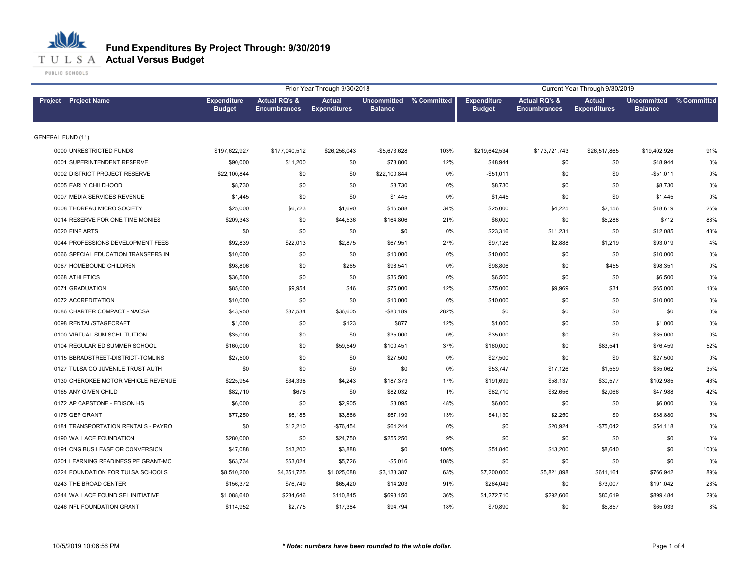# Fund Expenditures By Project Through: 9/30/2019

## Actual Versus Budget

| Project Project Name | Prior Year Through 9/30/2018 | | | | | Current Year Through 9/30/2019 | | | | |
|---|---|---|---|---|---|---|---|---|---|---|
| | Expenditure Budget | Actual RQ's & Encumbrances | Actual Expenditures | Uncommitted Balance | % Committed | Expenditure Budget | Actual RQ's & Encumbrances | Actual Expenditures | Uncommitted Balance | % Committed |
| GENERAL FUND (11) | | | | | | | | | | |
| 0000 UNRESTRICTED FUNDS | $197,622,927 | $177,040,512 | $26,256,043 | -$5,673,628 | 103% | $219,642,534 | $173,721,743 | $26,517,865 | $19,402,926 | 91% |
| 0001 SUPERINTENDENT RESERVE | $90,000 | $11,200 | $0 | $78,800 | 12% | $48,944 | $0 | $0 | $48,944 | 0% |
| 0002 DISTRICT PROJECT RESERVE | $22,100,844 | $0 | $0 | $22,100,844 | 0% | -$51,011 | $0 | $0 | -$51,011 | 0% |
| 0005 EARLY CHILDHOOD | $8,730 | $0 | $0 | $8,730 | 0% | $8,730 | $0 | $0 | $8,730 | 0% |
| 0007 MEDIA SERVICES REVENUE | $1,445 | $0 | $0 | $1,445 | 0% | $1,445 | $0 | $0 | $1,445 | 0% |
| 0008 THOREAU MICRO SOCIETY | $25,000 | $6,723 | $1,690 | $16,588 | 34% | $25,000 | $4,225 | $2,156 | $18,619 | 26% |
| 0014 RESERVE FOR ONE TIME MONIES | $209,343 | $0 | $44,536 | $164,806 | 21% | $6,000 | $0 | $5,288 | $712 | 88% |
| 0020 FINE ARTS | $0 | $0 | $0 | $0 | 0% | $23,316 | $11,231 | $0 | $12,085 | 48% |
| 0044 PROFESSIONS DEVELOPMENT FEES | $92,839 | $22,013 | $2,875 | $67,951 | 27% | $97,126 | $2,888 | $1,219 | $93,019 | 4% |
| 0066 SPECIAL EDUCATION TRANSFERS IN | $10,000 | $0 | $0 | $10,000 | 0% | $10,000 | $0 | $0 | $10,000 | 0% |
| 0067 HOMEBOUND CHILDREN | $98,806 | $0 | $265 | $98,541 | 0% | $98,806 | $0 | $455 | $98,351 | 0% |
| 0068 ATHLETICS | $36,500 | $0 | $0 | $36,500 | 0% | $6,500 | $0 | $0 | $6,500 | 0% |
| 0071 GRADUATION | $85,000 | $9,954 | $46 | $75,000 | 12% | $75,000 | $9,969 | $31 | $65,000 | 13% |
| 0072 ACCREDITATION | $10,000 | $0 | $0 | $10,000 | 0% | $10,000 | $0 | $0 | $10,000 | 0% |
| 0086 CHARTER COMPACT - NACSA | $43,950 | $87,534 | $36,605 | -$80,189 | 282% | $0 | $0 | $0 | $0 | 0% |
| 0098 RENTAL/STAGECRAFT | $1,000 | $0 | $123 | $877 | 12% | $1,000 | $0 | $0 | $1,000 | 0% |
| 0100 VIRTUAL SUM SCHL TUITION | $35,000 | $0 | $0 | $35,000 | 0% | $35,000 | $0 | $0 | $35,000 | 0% |
| 0104 REGULAR ED SUMMER SCHOOL | $160,000 | $0 | $59,549 | $100,451 | 37% | $160,000 | $0 | $83,541 | $76,459 | 52% |
| 0115 BBRADSTREET-DISTRICT-TOMLINS | $27,500 | $0 | $0 | $27,500 | 0% | $27,500 | $0 | $0 | $27,500 | 0% |
| 0127 TULSA CO JUVENILE TRUST AUTH | $0 | $0 | $0 | $0 | 0% | $53,747 | $17,126 | $1,559 | $35,062 | 35% |
| 0130 CHEROKEE MOTOR VEHICLE REVENUE | $225,954 | $34,338 | $4,243 | $187,373 | 17% | $191,699 | $58,137 | $30,577 | $102,985 | 46% |
| 0165 ANY GIVEN CHILD | $82,710 | $678 | $0 | $82,032 | 1% | $82,710 | $32,656 | $2,066 | $47,988 | 42% |
| 0172 AP CAPSTONE - EDISON HS | $6,000 | $0 | $2,905 | $3,095 | 48% | $6,000 | $0 | $0 | $6,000 | 0% |
| 0175 QEP GRANT | $77,250 | $6,185 | $3,866 | $67,199 | 13% | $41,130 | $2,250 | $0 | $38,880 | 5% |
| 0181 TRANSPORTATION RENTALS - PAYRO | $0 | $12,210 | -$76,454 | $64,244 | 0% | $0 | $20,924 | -$75,042 | $54,118 | 0% |
| 0190 WALLACE FOUNDATION | $280,000 | $0 | $24,750 | $255,250 | 9% | $0 | $0 | $0 | $0 | 0% |
| 0191 CNG BUS LEASE OR CONVERSION | $47,088 | $43,200 | $3,888 | $0 | 100% | $51,840 | $43,200 | $8,640 | $0 | 100% |
| 0201 LEARNING READINESS PE GRANT-MC | $63,734 | $63,024 | $5,726 | -$5,016 | 108% | $0 | $0 | $0 | $0 | 0% |
| 0224 FOUNDATION FOR TULSA SCHOOLS | $8,510,200 | $4,351,725 | $1,025,088 | $3,133,387 | 63% | $7,200,000 | $5,821,898 | $611,161 | $766,942 | 89% |
| 0243 THE BROAD CENTER | $156,372 | $76,749 | $65,420 | $14,203 | 91% | $264,049 | $0 | $73,007 | $191,042 | 28% |
| 0244 WALLACE FOUND SEL INITIATIVE | $1,088,640 | $284,646 | $110,845 | $693,150 | 36% | $1,272,710 | $292,606 | $80,619 | $899,484 | 29% |
| 0246 NFL FOUNDATION GRANT | $114,952 | $2,775 | $17,384 | $94,794 | 18% | $70,890 | $0 | $5,857 | $65,033 | 8% |

10/5/2019 10:06:56 PM

*** Note: numbers have been rounded to the whole dollar.***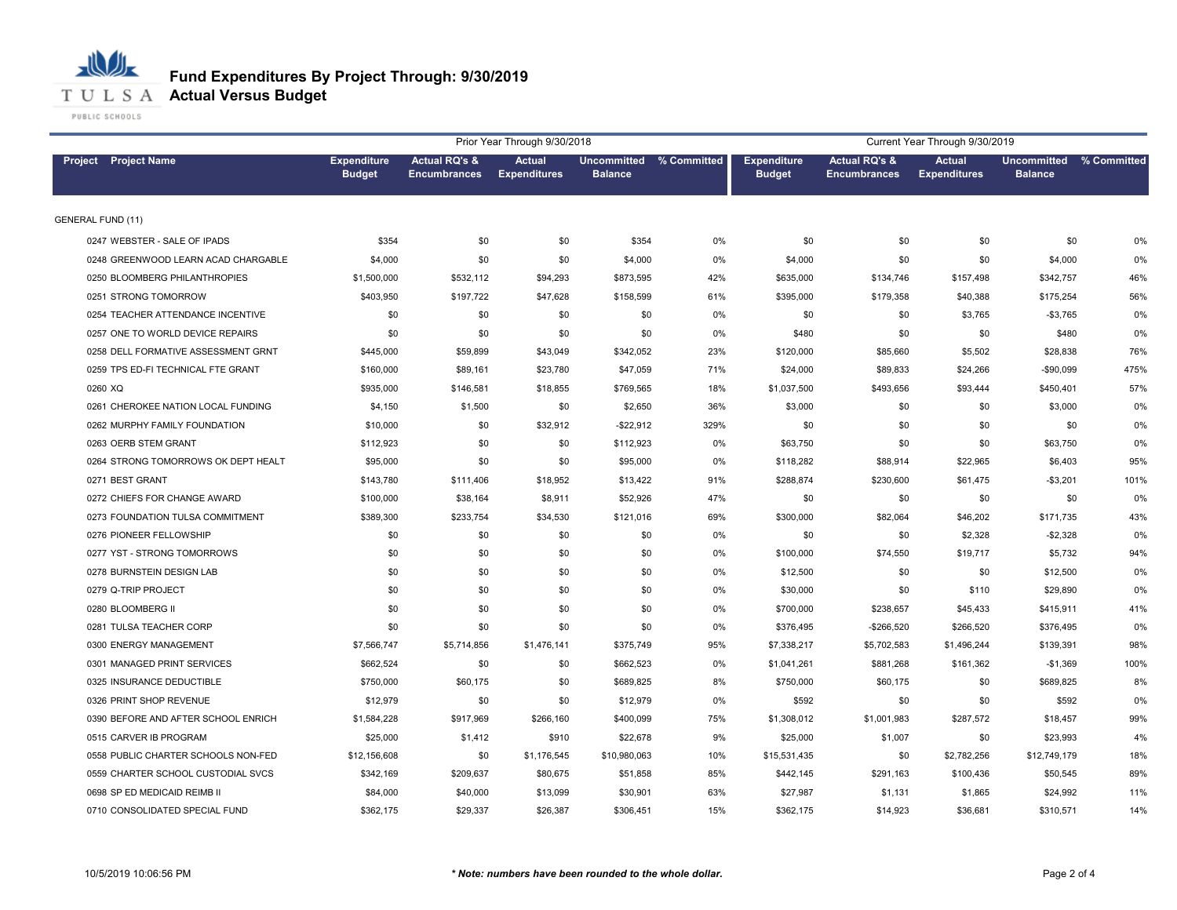# Fund Expenditures By Project Through: 9/30/2019
## Actual Versus Budget

| Project | Project Name | Prior Year Through 9/30/2018 Expenditure Budget | Actual RQ's & Encumbrances | Actual Expenditures | Uncommitted Balance | % Committed | Current Year Through 9/30/2019 Expenditure Budget | Actual RQ's & Encumbrances | Actual Expenditures | Uncommitted Balance | % Committed |
|---|---|---|---|---|---|---|---|---|---|---|---|
| GENERAL FUND (11) | | | | | | | | | | | |
| 0247 | WEBSTER - SALE OF IPADS | $354 | $0 | $0 | $354 | 0% | $0 | $0 | $0 | $0 | 0% |
| 0248 | GREENWOOD LEARN ACAD CHARGABLE | $4,000 | $0 | $0 | $4,000 | 0% | $4,000 | $0 | $0 | $4,000 | 0% |
| 0250 | BLOOMBERG PHILANTHROPIES | $1,500,000 | $532,112 | $94,293 | $873,595 | 42% | $635,000 | $134,746 | $157,498 | $342,757 | 46% |
| 0251 | STRONG TOMORROW | $403,950 | $197,722 | $47,628 | $158,599 | 61% | $395,000 | $179,358 | $40,388 | $175,254 | 56% |
| 0254 | TEACHER ATTENDANCE INCENTIVE | $0 | $0 | $0 | $0 | 0% | $0 | $0 | $3,765 | -$3,765 | 0% |
| 0257 | ONE TO WORLD DEVICE REPAIRS | $0 | $0 | $0 | $0 | 0% | $480 | $0 | $0 | $480 | 0% |
| 0258 | DELL FORMATIVE ASSESSMENT GRNT | $445,000 | $59,899 | $43,049 | $342,052 | 23% | $120,000 | $85,660 | $5,502 | $28,838 | 76% |
| 0259 | TPS ED-FI TECHNICAL FTE GRANT | $160,000 | $89,161 | $23,780 | $47,059 | 71% | $24,000 | $89,833 | $24,266 | -$90,099 | 475% |
| 0260 | XQ | $935,000 | $146,581 | $18,855 | $769,565 | 18% | $1,037,500 | $493,656 | $93,444 | $450,401 | 57% |
| 0261 | CHEROKEE NATION LOCAL FUNDING | $4,150 | $1,500 | $0 | $2,650 | 36% | $3,000 | $0 | $0 | $3,000 | 0% |
| 0262 | MURPHY FAMILY FOUNDATION | $10,000 | $0 | $32,912 | -$22,912 | 329% | $0 | $0 | $0 | $0 | 0% |
| 0263 | OERB STEM GRANT | $112,923 | $0 | $0 | $112,923 | 0% | $63,750 | $0 | $0 | $63,750 | 0% |
| 0264 | STRONG TOMORROWS OK DEPT HEALT | $95,000 | $0 | $0 | $95,000 | 0% | $118,282 | $88,914 | $22,965 | $6,403 | 95% |
| 0271 | BEST GRANT | $143,780 | $111,406 | $18,952 | $13,422 | 91% | $288,874 | $230,600 | $61,475 | -$3,201 | 101% |
| 0272 | CHIEFS FOR CHANGE AWARD | $100,000 | $38,164 | $8,911 | $52,926 | 47% | $0 | $0 | $0 | $0 | 0% |
| 0273 | FOUNDATION TULSA COMMITMENT | $389,300 | $233,754 | $34,530 | $121,016 | 69% | $300,000 | $82,064 | $46,202 | $171,735 | 43% |
| 0276 | PIONEER FELLOWSHIP | $0 | $0 | $0 | $0 | 0% | $0 | $0 | $2,328 | -$2,328 | 0% |
| 0277 | YST - STRONG TOMORROWS | $0 | $0 | $0 | $0 | 0% | $100,000 | $74,550 | $19,717 | $5,732 | 94% |
| 0278 | BURNSTEIN DESIGN LAB | $0 | $0 | $0 | $0 | 0% | $12,500 | $0 | $0 | $12,500 | 0% |
| 0279 | Q-TRIP PROJECT | $0 | $0 | $0 | $0 | 0% | $30,000 | $0 | $110 | $29,890 | 0% |
| 0280 | BLOOMBERG II | $0 | $0 | $0 | $0 | 0% | $700,000 | $238,657 | $45,433 | $415,911 | 41% |
| 0281 | TULSA TEACHER CORP | $0 | $0 | $0 | $0 | 0% | $376,495 | -$266,520 | $266,520 | $376,495 | 0% |
| 0300 | ENERGY MANAGEMENT | $7,566,747 | $5,714,856 | $1,476,141 | $375,749 | 95% | $7,338,217 | $5,702,583 | $1,496,244 | $139,391 | 98% |
| 0301 | MANAGED PRINT SERVICES | $662,524 | $0 | $0 | $662,523 | 0% | $1,041,261 | $881,268 | $161,362 | -$1,369 | 100% |
| 0325 | INSURANCE DEDUCTIBLE | $750,000 | $60,175 | $0 | $689,825 | 8% | $750,000 | $60,175 | $0 | $689,825 | 8% |
| 0326 | PRINT SHOP REVENUE | $12,979 | $0 | $0 | $12,979 | 0% | $592 | $0 | $0 | $592 | 0% |
| 0390 | BEFORE AND AFTER SCHOOL ENRICH | $1,584,228 | $917,969 | $266,160 | $400,099 | 75% | $1,308,012 | $1,001,983 | $287,572 | $18,457 | 99% |
| 0515 | CARVER IB PROGRAM | $25,000 | $1,412 | $910 | $22,678 | 9% | $25,000 | $1,007 | $0 | $23,993 | 4% |
| 0558 | PUBLIC CHARTER SCHOOLS NON-FED | $12,156,608 | $0 | $1,176,545 | $10,980,063 | 10% | $15,531,435 | $0 | $2,782,256 | $12,749,179 | 18% |
| 0559 | CHARTER SCHOOL CUSTODIAL SVCS | $342,169 | $209,637 | $80,675 | $51,858 | 85% | $442,145 | $291,163 | $100,436 | $50,545 | 89% |
| 0698 | SP ED MEDICAID REIMB II | $84,000 | $40,000 | $13,099 | $30,901 | 63% | $27,987 | $1,131 | $1,865 | $24,992 | 11% |
| 0710 | CONSOLIDATED SPECIAL FUND | $362,175 | $29,337 | $26,387 | $306,451 | 15% | $362,175 | $14,923 | $36,681 | $310,571 | 14% |

10/5/2019 10:06:56 PM

*** Note: numbers have been rounded to the whole dollar.**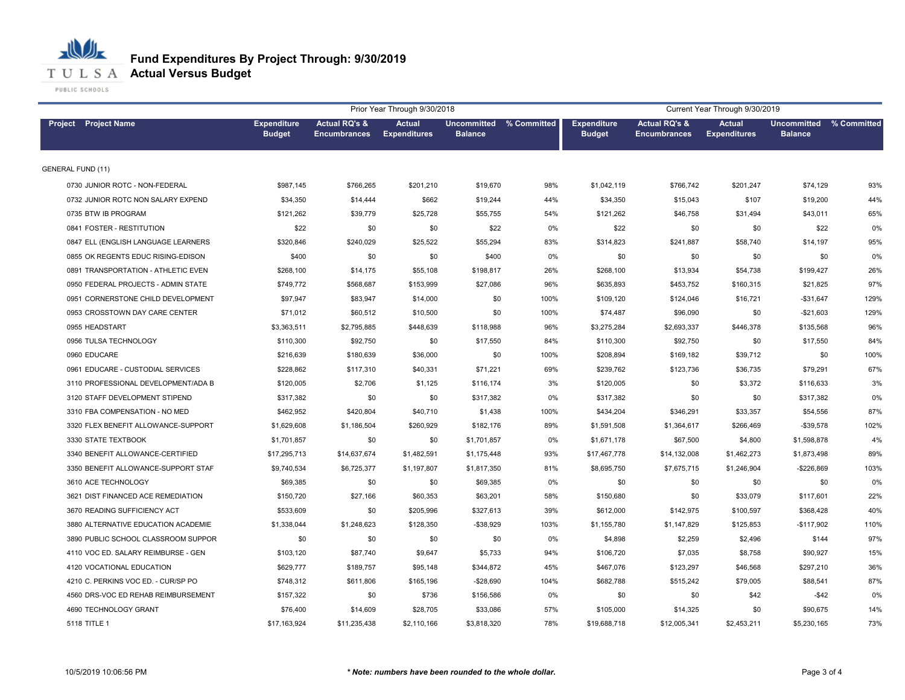# Fund Expenditures By Project Through: 9/30/2019
## Actual Versus Budget

| | | Prior Year Through 9/30/2018 | | | | | Current Year Through 9/30/2019 | | | | |
|---|---|---|---|---|---|---|---|---|---|---|---|
| Project | Project Name | Expenditure Budget | Actual RQ's & Encumbrances | Actual Expenditures | Uncommitted Balance | % Committed | Expenditure Budget | Actual RQ's & Encumbrances | Actual Expenditures | Uncommitted Balance | % Committed |
| GENERAL FUND (11) | | | | | | | | | | | |
| 0730 | JUNIOR ROTC - NON-FEDERAL | $987,145 | $766,265 | $201,210 | $19,670 | 98% | $1,042,119 | $766,742 | $201,247 | $74,129 | 93% |
| 0732 | JUNIOR ROTC NON SALARY EXPEND | $34,350 | $14,444 | $662 | $19,244 | 44% | $34,350 | $15,043 | $107 | $19,200 | 44% |
| 0735 | BTW IB PROGRAM | $121,262 | $39,779 | $25,728 | $55,755 | 54% | $121,262 | $46,758 | $31,494 | $43,011 | 65% |
| 0841 | FOSTER - RESTITUTION | $22 | $0 | $0 | $22 | 0% | $22 | $0 | $0 | $22 | 0% |
| 0847 | ELL (ENGLISH LANGUAGE LEARNERS | $320,846 | $240,029 | $25,522 | $55,294 | 83% | $314,823 | $241,887 | $58,740 | $14,197 | 95% |
| 0855 | OK REGENTS EDUC RISING-EDISON | $400 | $0 | $0 | $400 | 0% | $0 | $0 | $0 | $0 | 0% |
| 0891 | TRANSPORTATION - ATHLETIC EVEN | $268,100 | $14,175 | $55,108 | $198,817 | 26% | $268,100 | $13,934 | $54,738 | $199,427 | 26% |
| 0950 | FEDERAL PROJECTS - ADMIN STATE | $749,772 | $568,687 | $153,999 | $27,086 | 96% | $635,893 | $453,752 | $160,315 | $21,825 | 97% |
| 0951 | CORNERSTONE CHILD DEVELOPMENT | $97,947 | $83,947 | $14,000 | $0 | 100% | $109,120 | $124,046 | $16,721 | -$31,647 | 129% |
| 0953 | CROSSTOWN DAY CARE CENTER | $71,012 | $60,512 | $10,500 | $0 | 100% | $74,487 | $96,090 | $0 | -$21,603 | 129% |
| 0955 | HEADSTART | $3,363,511 | $2,795,885 | $448,639 | $118,988 | 96% | $3,275,284 | $2,693,337 | $446,378 | $135,568 | 96% |
| 0956 | TULSA TECHNOLOGY | $110,300 | $92,750 | $0 | $17,550 | 84% | $110,300 | $92,750 | $0 | $17,550 | 84% |
| 0960 | EDUCARE | $216,639 | $180,639 | $36,000 | $0 | 100% | $208,894 | $169,182 | $39,712 | $0 | 100% |
| 0961 | EDUCARE - CUSTODIAL SERVICES | $228,862 | $117,310 | $40,331 | $71,221 | 69% | $239,762 | $123,736 | $36,735 | $79,291 | 67% |
| 3110 | PROFESSIONAL DEVELOPMENT/ADA B | $120,005 | $2,706 | $1,125 | $116,174 | 3% | $120,005 | $0 | $3,372 | $116,633 | 3% |
| 3120 | STAFF DEVELOPMENT STIPEND | $317,382 | $0 | $0 | $317,382 | 0% | $317,382 | $0 | $0 | $317,382 | 0% |
| 3310 | FBA COMPENSATION - NO MED | $462,952 | $420,804 | $40,710 | $1,438 | 100% | $434,204 | $346,291 | $33,357 | $54,556 | 87% |
| 3320 | FLEX BENEFIT ALLOWANCE-SUPPORT | $1,629,608 | $1,186,504 | $260,929 | $182,176 | 89% | $1,591,508 | $1,364,617 | $266,469 | -$39,578 | 102% |
| 3330 | STATE TEXTBOOK | $1,701,857 | $0 | $0 | $1,701,857 | 0% | $1,671,178 | $67,500 | $4,800 | $1,598,878 | 4% |
| 3340 | BENEFIT ALLOWANCE-CERTIFIED | $17,295,713 | $14,637,674 | $1,482,591 | $1,175,448 | 93% | $17,467,778 | $14,132,008 | $1,462,273 | $1,873,498 | 89% |
| 3350 | BENEFIT ALLOWANCE-SUPPORT STAF | $9,740,534 | $6,725,377 | $1,197,807 | $1,817,350 | 81% | $8,695,750 | $7,675,715 | $1,246,904 | -$226,869 | 103% |
| 3610 | ACE TECHNOLOGY | $69,385 | $0 | $0 | $69,385 | 0% | $0 | $0 | $0 | $0 | 0% |
| 3621 | DIST FINANCED ACE REMEDIATION | $150,720 | $27,166 | $60,353 | $63,201 | 58% | $150,680 | $0 | $33,079 | $117,601 | 22% |
| 3670 | READING SUFFICIENCY ACT | $533,609 | $0 | $205,996 | $327,613 | 39% | $612,000 | $142,975 | $100,597 | $368,428 | 40% |
| 3880 | ALTERNATIVE EDUCATION ACADEMIE | $1,338,044 | $1,248,623 | $128,350 | -$38,929 | 103% | $1,155,780 | $1,147,829 | $125,853 | -$117,902 | 110% |
| 3890 | PUBLIC SCHOOL CLASSROOM SUPPOR | $0 | $0 | $0 | $0 | 0% | $4,898 | $2,259 | $2,496 | $144 | 97% |
| 4110 | VOC ED. SALARY REIMBURSE - GEN | $103,120 | $87,740 | $9,647 | $5,733 | 94% | $106,720 | $7,035 | $8,758 | $90,927 | 15% |
| 4120 | VOCATIONAL EDUCATION | $629,777 | $189,757 | $95,148 | $344,872 | 45% | $467,076 | $123,297 | $46,568 | $297,210 | 36% |
| 4210 | C. PERKINS VOC ED. - CUR/SP PO | $748,312 | $611,806 | $165,196 | -$28,690 | 104% | $682,788 | $515,242 | $79,005 | $88,541 | 87% |
| 4560 | DRS-VOC ED REHAB REIMBURSEMENT | $157,322 | $0 | $736 | $156,586 | 0% | $0 | $0 | $42 | -$42 | 0% |
| 4690 | TECHNOLOGY GRANT | $76,400 | $14,609 | $28,705 | $33,086 | 57% | $105,000 | $14,325 | $0 | $90,675 | 14% |
| 5118 | TITLE 1 | $17,163,924 | $11,235,438 | $2,110,166 | $3,818,320 | 78% | $19,688,718 | $12,005,341 | $2,453,211 | $5,230,165 | 73% |

10/5/2019 10:06:56 PM

*** Note: numbers have been rounded to the whole dollar.**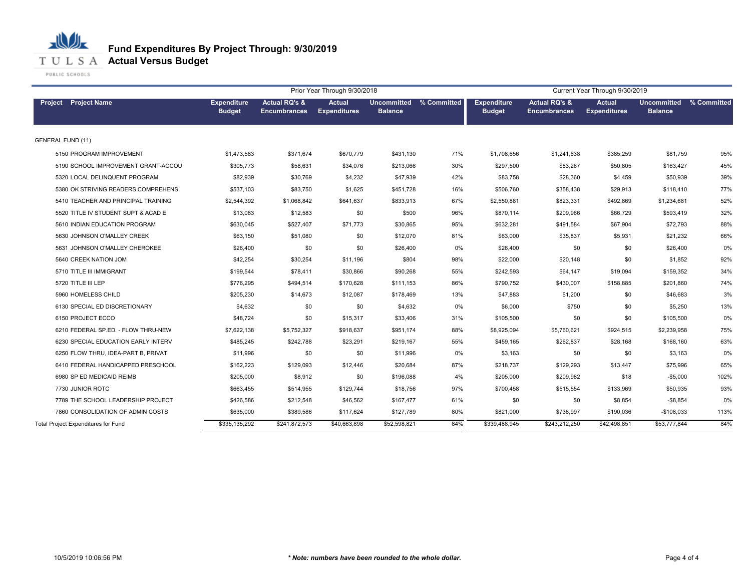# Fund Expenditures By Project Through: 9/30/2019
## Actual Versus Budget

| Project | Project Name | Prior Year Through 9/30/2018 Expenditure Budget | Actual RQ's & Encumbrances | Actual Expenditures | Uncommitted Balance | % Committed | Current Year Through 9/30/2019 Expenditure Budget | Actual RQ's & Encumbrances | Actual Expenditures | Uncommitted Balance | % Committed |
|---|---|---|---|---|---|---|---|---|---|---|---|
| GENERAL FUND (11) | | | | | | | | | | | |
| 5150 | PROGRAM IMPROVEMENT | $1,473,583 | $371,674 | $670,779 | $431,130 | 71% | $1,708,656 | $1,241,638 | $385,259 | $81,759 | 95% |
| 5190 | SCHOOL IMPROVEMENT GRANT-ACCOU | $305,773 | $58,631 | $34,076 | $213,066 | 30% | $297,500 | $83,267 | $50,805 | $163,427 | 45% |
| 5320 | LOCAL DELINQUENT PROGRAM | $82,939 | $30,769 | $4,232 | $47,939 | 42% | $83,758 | $28,360 | $4,459 | $50,939 | 39% |
| 5380 | OK STRIVING READERS COMPREHENS | $537,103 | $83,750 | $1,625 | $451,728 | 16% | $506,760 | $358,438 | $29,913 | $118,410 | 77% |
| 5410 | TEACHER AND PRINCIPAL TRAINING | $2,544,392 | $1,068,842 | $641,637 | $833,913 | 67% | $2,550,881 | $823,331 | $492,869 | $1,234,681 | 52% |
| 5520 | TITLE IV STUDENT SUPT & ACAD E | $13,083 | $12,583 | $0 | $500 | 96% | $870,114 | $209,966 | $66,729 | $593,419 | 32% |
| 5610 | INDIAN EDUCATION PROGRAM | $630,045 | $527,407 | $71,773 | $30,865 | 95% | $632,281 | $491,584 | $67,904 | $72,793 | 88% |
| 5630 | JOHNSON O'MALLEY CREEK | $63,150 | $51,080 | $0 | $12,070 | 81% | $63,000 | $35,837 | $5,931 | $21,232 | 66% |
| 5631 | JOHNSON O'MALLEY CHEROKEE | $26,400 | $0 | $0 | $26,400 | 0% | $26,400 | $0 | $0 | $26,400 | 0% |
| 5640 | CREEK NATION JOM | $42,254 | $30,254 | $11,196 | $804 | 98% | $22,000 | $20,148 | $0 | $1,852 | 92% |
| 5710 | TITLE III IMMIGRANT | $199,544 | $78,411 | $30,866 | $90,268 | 55% | $242,593 | $64,147 | $19,094 | $159,352 | 34% |
| 5720 | TITLE III LEP | $776,295 | $494,514 | $170,628 | $111,153 | 86% | $790,752 | $430,007 | $158,885 | $201,860 | 74% |
| 5960 | HOMELESS CHILD | $205,230 | $14,673 | $12,087 | $178,469 | 13% | $47,883 | $1,200 | $0 | $46,683 | 3% |
| 6130 | SPECIAL ED DISCRETIONARY | $4,632 | $0 | $0 | $4,632 | 0% | $6,000 | $750 | $0 | $5,250 | 13% |
| 6150 | PROJECT ECCO | $48,724 | $0 | $15,317 | $33,406 | 31% | $105,500 | $0 | $0 | $105,500 | 0% |
| 6210 | FEDERAL SP.ED. - FLOW THRU-NEW | $7,622,138 | $5,752,327 | $918,637 | $951,174 | 88% | $8,925,094 | $5,760,621 | $924,515 | $2,239,958 | 75% |
| 6230 | SPECIAL EDUCATION EARLY INTERV | $485,245 | $242,788 | $23,291 | $219,167 | 55% | $459,165 | $262,837 | $28,168 | $168,160 | 63% |
| 6250 | FLOW THRU, IDEA-PART B, PRIVAT | $11,996 | $0 | $0 | $11,996 | 0% | $3,163 | $0 | $0 | $3,163 | 0% |
| 6410 | FEDERAL HANDICAPPED PRESCHOOL | $162,223 | $129,093 | $12,446 | $20,684 | 87% | $218,737 | $129,293 | $13,447 | $75,996 | 65% |
| 6980 | SP ED MEDICAID REIMB | $205,000 | $8,912 | $0 | $196,088 | 4% | $205,000 | $209,982 | $18 | -$5,000 | 102% |
| 7730 | JUNIOR ROTC | $663,455 | $514,955 | $129,744 | $18,756 | 97% | $700,458 | $515,554 | $133,969 | $50,935 | 93% |
| 7789 | THE SCHOOL LEADERSHIP PROJECT | $426,586 | $212,548 | $46,562 | $167,477 | 61% | $0 | $0 | $8,854 | -$8,854 | 0% |
| 7860 | CONSOLIDATION OF ADMIN COSTS | $635,000 | $389,586 | $117,624 | $127,789 | 80% | $821,000 | $738,997 | $190,036 | -$108,033 | 113% |
| Total Project Expenditures for Fund | | $335,135,292 | $241,872,573 | $40,663,898 | $52,598,821 | 84% | $339,488,945 | $243,212,250 | $42,498,851 | $53,777,844 | 84% |

10/5/2019 10:06:56 PM

*** Note: numbers have been rounded to the whole dollar.**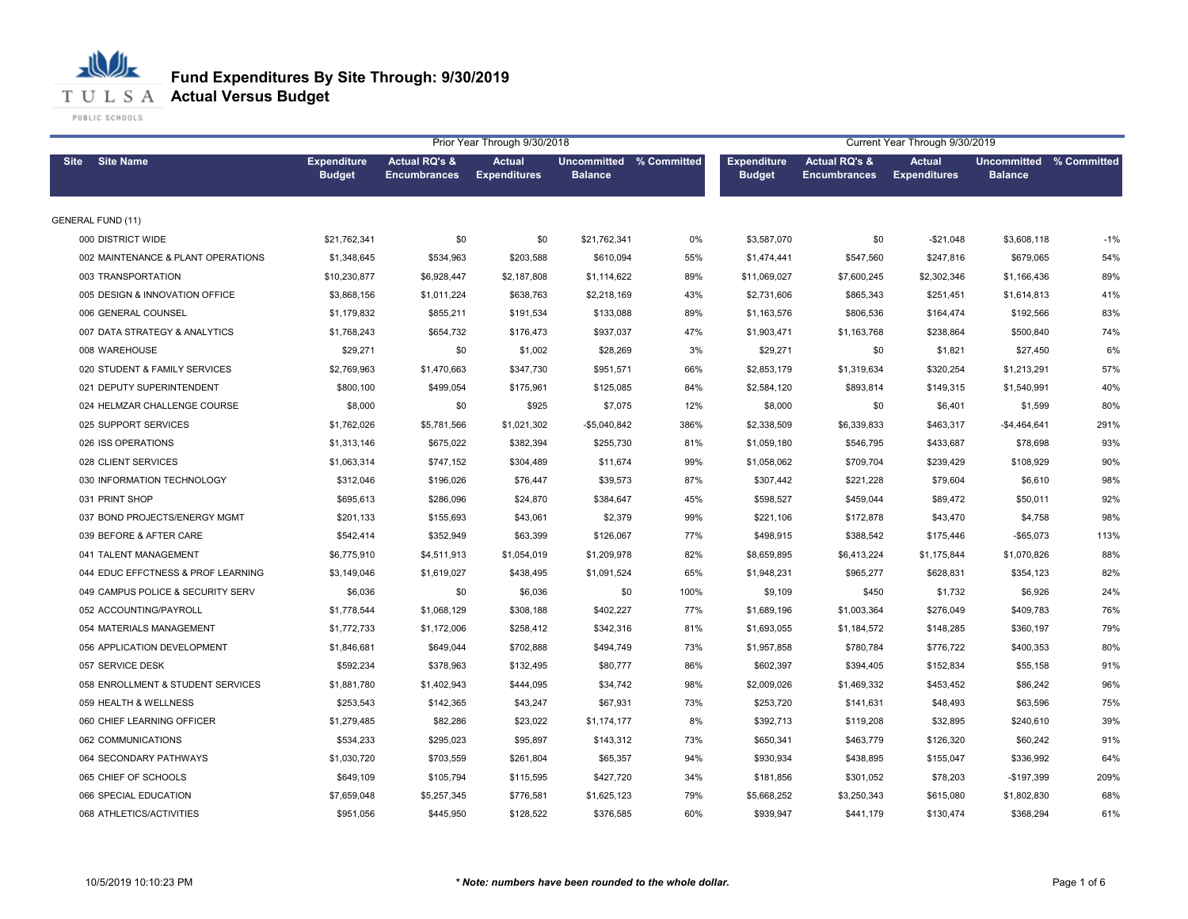# Fund Expenditures By Site Through: 9/30/2019
## Actual Versus Budget

| Site | Site Name | Prior Year Through 9/30/2018 Expenditure Budget | Actual RQ's & Encumbrances | Actual Expenditures | Uncommitted Balance | % Committed | Current Year Through 9/30/2019 Expenditure Budget | Actual RQ's & Encumbrances | Actual Expenditures | Uncommitted Balance | % Committed |
|---|---|---|---|---|---|---|---|---|---|---|---|
| GENERAL FUND (11) | | | | | | | | | | | |
| 000 | DISTRICT WIDE | $21,762,341 | $0 | $0 | $21,762,341 | 0% | $3,587,070 | $0 | -$21,048 | $3,608,118 | -1% |
| 002 | MAINTENANCE & PLANT OPERATIONS | $1,348,645 | $534,963 | $203,588 | $610,094 | 55% | $1,474,441 | $547,560 | $247,816 | $679,065 | 54% |
| 003 | TRANSPORTATION | $10,230,877 | $6,928,447 | $2,187,808 | $1,114,622 | 89% | $11,069,027 | $7,600,245 | $2,302,346 | $1,166,436 | 89% |
| 005 | DESIGN & INNOVATION OFFICE | $3,868,156 | $1,011,224 | $638,763 | $2,218,169 | 43% | $2,731,606 | $865,343 | $251,451 | $1,614,813 | 41% |
| 006 | GENERAL COUNSEL | $1,179,832 | $855,211 | $191,534 | $133,088 | 89% | $1,163,576 | $806,536 | $164,474 | $192,566 | 83% |
| 007 | DATA STRATEGY & ANALYTICS | $1,768,243 | $654,732 | $176,473 | $937,037 | 47% | $1,903,471 | $1,163,768 | $238,864 | $500,840 | 74% |
| 008 | WAREHOUSE | $29,271 | $0 | $1,002 | $28,269 | 3% | $29,271 | $0 | $1,821 | $27,450 | 6% |
| 020 | STUDENT & FAMILY SERVICES | $2,769,963 | $1,470,663 | $347,730 | $951,571 | 66% | $2,853,179 | $1,319,634 | $320,254 | $1,213,291 | 57% |
| 021 | DEPUTY SUPERINTENDENT | $800,100 | $499,054 | $175,961 | $125,085 | 84% | $2,584,120 | $893,814 | $149,315 | $1,540,991 | 40% |
| 024 | HELMZAR CHALLENGE COURSE | $8,000 | $0 | $925 | $7,075 | 12% | $8,000 | $0 | $6,401 | $1,599 | 80% |
| 025 | SUPPORT SERVICES | $1,762,026 | $5,781,566 | $1,021,302 | -$5,040,842 | 386% | $2,338,509 | $6,339,833 | $463,317 | -$4,464,641 | 291% |
| 026 | ISS OPERATIONS | $1,313,146 | $675,022 | $382,394 | $255,730 | 81% | $1,059,180 | $546,795 | $433,687 | $78,698 | 93% |
| 028 | CLIENT SERVICES | $1,063,314 | $747,152 | $304,489 | $11,674 | 99% | $1,058,062 | $709,704 | $239,429 | $108,929 | 90% |
| 030 | INFORMATION TECHNOLOGY | $312,046 | $196,026 | $76,447 | $39,573 | 87% | $307,442 | $221,228 | $79,604 | $6,610 | 98% |
| 031 | PRINT SHOP | $695,613 | $286,096 | $24,870 | $384,647 | 45% | $598,527 | $459,044 | $89,472 | $50,011 | 92% |
| 037 | BOND PROJECTS/ENERGY MGMT | $201,133 | $155,693 | $43,061 | $2,379 | 99% | $221,106 | $172,878 | $43,470 | $4,758 | 98% |
| 039 | BEFORE & AFTER CARE | $542,414 | $352,949 | $63,399 | $126,067 | 77% | $498,915 | $388,542 | $175,446 | -$65,073 | 113% |
| 041 | TALENT MANAGEMENT | $6,775,910 | $4,511,913 | $1,054,019 | $1,209,978 | 82% | $8,659,895 | $6,413,224 | $1,175,844 | $1,070,826 | 88% |
| 044 | EDUC EFFCTNESS & PROF LEARNING | $3,149,046 | $1,619,027 | $438,495 | $1,091,524 | 65% | $1,948,231 | $965,277 | $628,831 | $354,123 | 82% |
| 049 | CAMPUS POLICE & SECURITY SERV | $6,036 | $0 | $6,036 | $0 | 100% | $9,109 | $450 | $1,732 | $6,926 | 24% |
| 052 | ACCOUNTING/PAYROLL | $1,778,544 | $1,068,129 | $308,188 | $402,227 | 77% | $1,689,196 | $1,003,364 | $276,049 | $409,783 | 76% |
| 054 | MATERIALS MANAGEMENT | $1,772,733 | $1,172,006 | $258,412 | $342,316 | 81% | $1,693,055 | $1,184,572 | $148,285 | $360,197 | 79% |
| 056 | APPLICATION DEVELOPMENT | $1,846,681 | $649,044 | $702,888 | $494,749 | 73% | $1,957,858 | $780,784 | $776,722 | $400,353 | 80% |
| 057 | SERVICE DESK | $592,234 | $378,963 | $132,495 | $80,777 | 86% | $602,397 | $394,405 | $152,834 | $55,158 | 91% |
| 058 | ENROLLMENT & STUDENT SERVICES | $1,881,780 | $1,402,943 | $444,095 | $34,742 | 98% | $2,009,026 | $1,469,332 | $453,452 | $86,242 | 96% |
| 059 | HEALTH & WELLNESS | $253,543 | $142,365 | $43,247 | $67,931 | 73% | $253,720 | $141,631 | $48,493 | $63,596 | 75% |
| 060 | CHIEF LEARNING OFFICER | $1,279,485 | $82,286 | $23,022 | $1,174,177 | 8% | $392,713 | $119,208 | $32,895 | $240,610 | 39% |
| 062 | COMMUNICATIONS | $534,233 | $295,023 | $95,897 | $143,312 | 73% | $650,341 | $463,779 | $126,320 | $60,242 | 91% |
| 064 | SECONDARY PATHWAYS | $1,030,720 | $703,559 | $261,804 | $65,357 | 94% | $930,934 | $438,895 | $155,047 | $336,992 | 64% |
| 065 | CHIEF OF SCHOOLS | $649,109 | $105,794 | $115,595 | $427,720 | 34% | $181,856 | $301,052 | $78,203 | -$197,399 | 209% |
| 066 | SPECIAL EDUCATION | $7,659,048 | $5,257,345 | $776,581 | $1,625,123 | 79% | $5,668,252 | $3,250,343 | $615,080 | $1,802,830 | 68% |
| 068 | ATHLETICS/ACTIVITIES | $951,056 | $445,950 | $128,522 | $376,585 | 60% | $939,947 | $441,179 | $130,474 | $368,294 | 61% |

10/5/2019 10:10:23 PM

*** Note: numbers have been rounded to the whole dollar.**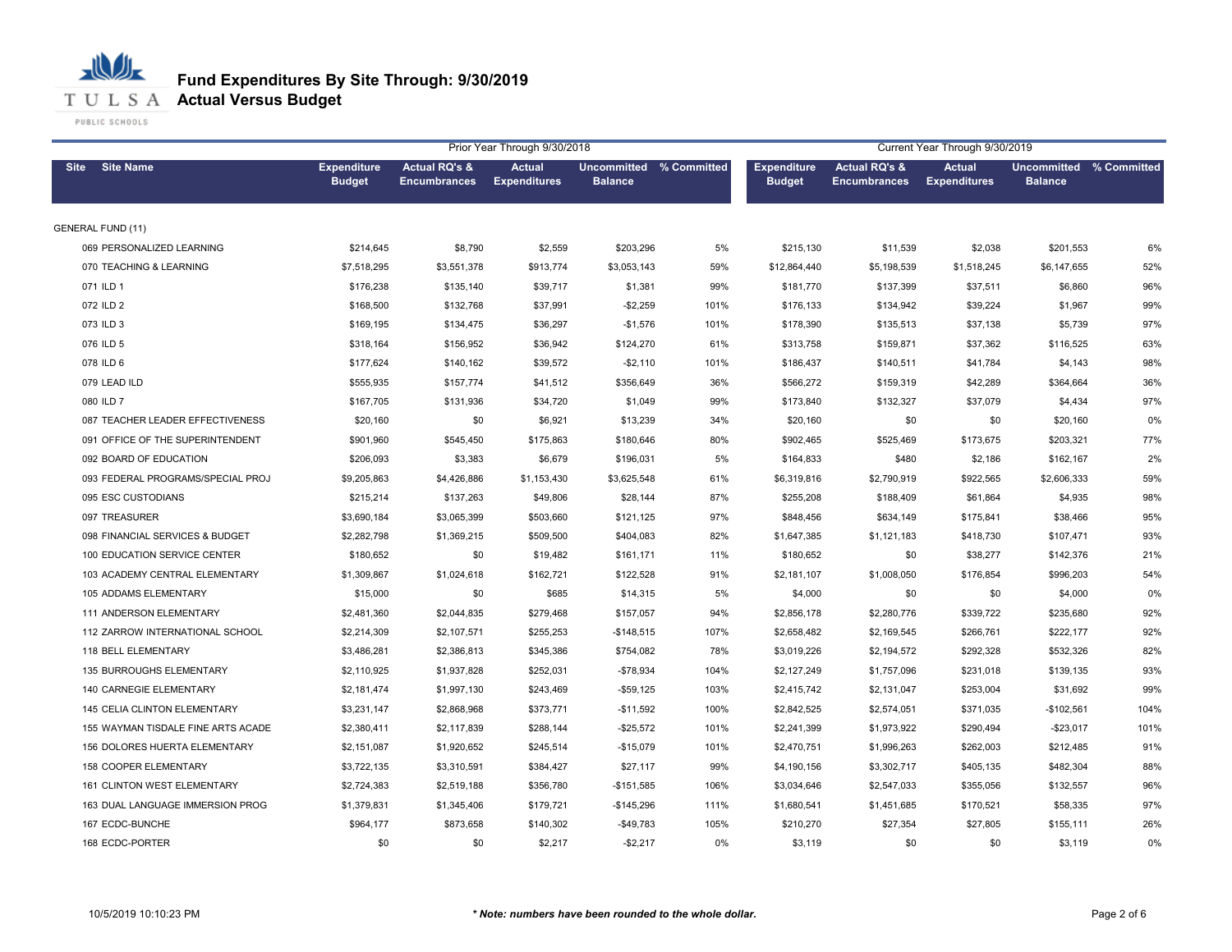# Fund Expenditures By Site Through: 9/30/2019
## Actual Versus Budget

| Site | Site Name | Prior Year Through 9/30/2018 | | | | | Current Year Through 9/30/2019 | | | | |
|---|---|---|---|---|---|---|---|---|---|---|---|
| | | Expenditure Budget | Actual RQ's & Encumbrances | Actual Expenditures | Uncommitted Balance | % Committed | Expenditure Budget | Actual RQ's & Encumbrances | Actual Expenditures | Uncommitted Balance | % Committed |
| GENERAL FUND (11) | | | | | | | | | | | |
| 069 | PERSONALIZED LEARNING | $214,645 | $8,790 | $2,559 | $203,296 | 5% | $215,130 | $11,539 | $2,038 | $201,553 | 6% |
| 070 | TEACHING & LEARNING | $7,518,295 | $3,551,378 | $913,774 | $3,053,143 | 59% | $12,864,440 | $5,198,539 | $1,518,245 | $6,147,655 | 52% |
| 071 | ILD 1 | $176,238 | $135,140 | $39,717 | $1,381 | 99% | $181,770 | $137,399 | $37,511 | $6,860 | 96% |
| 072 | ILD 2 | $168,500 | $132,768 | $37,991 | -$2,259 | 101% | $176,133 | $134,942 | $39,224 | $1,967 | 99% |
| 073 | ILD 3 | $169,195 | $134,475 | $36,297 | -$1,576 | 101% | $178,390 | $135,513 | $37,138 | $5,739 | 97% |
| 076 | ILD 5 | $318,164 | $156,952 | $36,942 | $124,270 | 61% | $313,758 | $159,871 | $37,362 | $116,525 | 63% |
| 078 | ILD 6 | $177,624 | $140,162 | $39,572 | -$2,110 | 101% | $186,437 | $140,511 | $41,784 | $4,143 | 98% |
| 079 | LEAD ILD | $555,935 | $157,774 | $41,512 | $356,649 | 36% | $566,272 | $159,319 | $42,289 | $364,664 | 36% |
| 080 | ILD 7 | $167,705 | $131,936 | $34,720 | $1,049 | 99% | $173,840 | $132,327 | $37,079 | $4,434 | 97% |
| 087 | TEACHER LEADER EFFECTIVENESS | $20,160 | $0 | $6,921 | $13,239 | 34% | $20,160 | $0 | $0 | $20,160 | 0% |
| 091 | OFFICE OF THE SUPERINTENDENT | $901,960 | $545,450 | $175,863 | $180,646 | 80% | $902,465 | $525,469 | $173,675 | $203,321 | 77% |
| 092 | BOARD OF EDUCATION | $206,093 | $3,383 | $6,679 | $196,031 | 5% | $164,833 | $480 | $2,186 | $162,167 | 2% |
| 093 | FEDERAL PROGRAMS/SPECIAL PROJ | $9,205,863 | $4,426,886 | $1,153,430 | $3,625,548 | 61% | $6,319,816 | $2,790,919 | $922,565 | $2,606,333 | 59% |
| 095 | ESC CUSTODIANS | $215,214 | $137,263 | $49,806 | $28,144 | 87% | $255,208 | $188,409 | $61,864 | $4,935 | 98% |
| 097 | TREASURER | $3,690,184 | $3,065,399 | $503,660 | $121,125 | 97% | $848,456 | $634,149 | $175,841 | $38,466 | 95% |
| 098 | FINANCIAL SERVICES & BUDGET | $2,282,798 | $1,369,215 | $509,500 | $404,083 | 82% | $1,647,385 | $1,121,183 | $418,730 | $107,471 | 93% |
| 100 | EDUCATION SERVICE CENTER | $180,652 | $0 | $19,482 | $161,171 | 11% | $180,652 | $0 | $38,277 | $142,376 | 21% |
| 103 | ACADEMY CENTRAL ELEMENTARY | $1,309,867 | $1,024,618 | $162,721 | $122,528 | 91% | $2,181,107 | $1,008,050 | $176,854 | $996,203 | 54% |
| 105 | ADDAMS ELEMENTARY | $15,000 | $0 | $685 | $14,315 | 5% | $4,000 | $0 | $0 | $4,000 | 0% |
| 111 | ANDERSON ELEMENTARY | $2,481,360 | $2,044,835 | $279,468 | $157,057 | 94% | $2,856,178 | $2,280,776 | $339,722 | $235,680 | 92% |
| 112 | ZARROW INTERNATIONAL SCHOOL | $2,214,309 | $2,107,571 | $255,253 | -$148,515 | 107% | $2,658,482 | $2,169,545 | $266,761 | $222,177 | 92% |
| 118 | BELL ELEMENTARY | $3,486,281 | $2,386,813 | $345,386 | $754,082 | 78% | $3,019,226 | $2,194,572 | $292,328 | $532,326 | 82% |
| 135 | BURROUGHS ELEMENTARY | $2,110,925 | $1,937,828 | $252,031 | -$78,934 | 104% | $2,127,249 | $1,757,096 | $231,018 | $139,135 | 93% |
| 140 | CARNEGIE ELEMENTARY | $2,181,474 | $1,997,130 | $243,469 | -$59,125 | 103% | $2,415,742 | $2,131,047 | $253,004 | $31,692 | 99% |
| 145 | CELIA CLINTON ELEMENTARY | $3,231,147 | $2,868,968 | $373,771 | -$11,592 | 100% | $2,842,525 | $2,574,051 | $371,035 | -$102,561 | 104% |
| 155 | WAYMAN TISDALE FINE ARTS ACADE | $2,380,411 | $2,117,839 | $288,144 | -$25,572 | 101% | $2,241,399 | $1,973,922 | $290,494 | -$23,017 | 101% |
| 156 | DOLORES HUERTA ELEMENTARY | $2,151,087 | $1,920,652 | $245,514 | -$15,079 | 101% | $2,470,751 | $1,996,263 | $262,003 | $212,485 | 91% |
| 158 | COOPER ELEMENTARY | $3,722,135 | $3,310,591 | $384,427 | $27,117 | 99% | $4,190,156 | $3,302,717 | $405,135 | $482,304 | 88% |
| 161 | CLINTON WEST ELEMENTARY | $2,724,383 | $2,519,188 | $356,780 | -$151,585 | 106% | $3,034,646 | $2,547,033 | $355,056 | $132,557 | 96% |
| 163 | DUAL LANGUAGE IMMERSION PROG | $1,379,831 | $1,345,406 | $179,721 | -$145,296 | 111% | $1,680,541 | $1,451,685 | $170,521 | $58,335 | 97% |
| 167 | ECDC-BUNCHE | $964,177 | $873,658 | $140,302 | -$49,783 | 105% | $210,270 | $27,354 | $27,805 | $155,111 | 26% |
| 168 | ECDC-PORTER | $0 | $0 | $2,217 | -$2,217 | 0% | $3,119 | $0 | $0 | $3,119 | 0% |

10/5/2019 10:10:23 PM

*** Note: numbers have been rounded to the whole dollar.**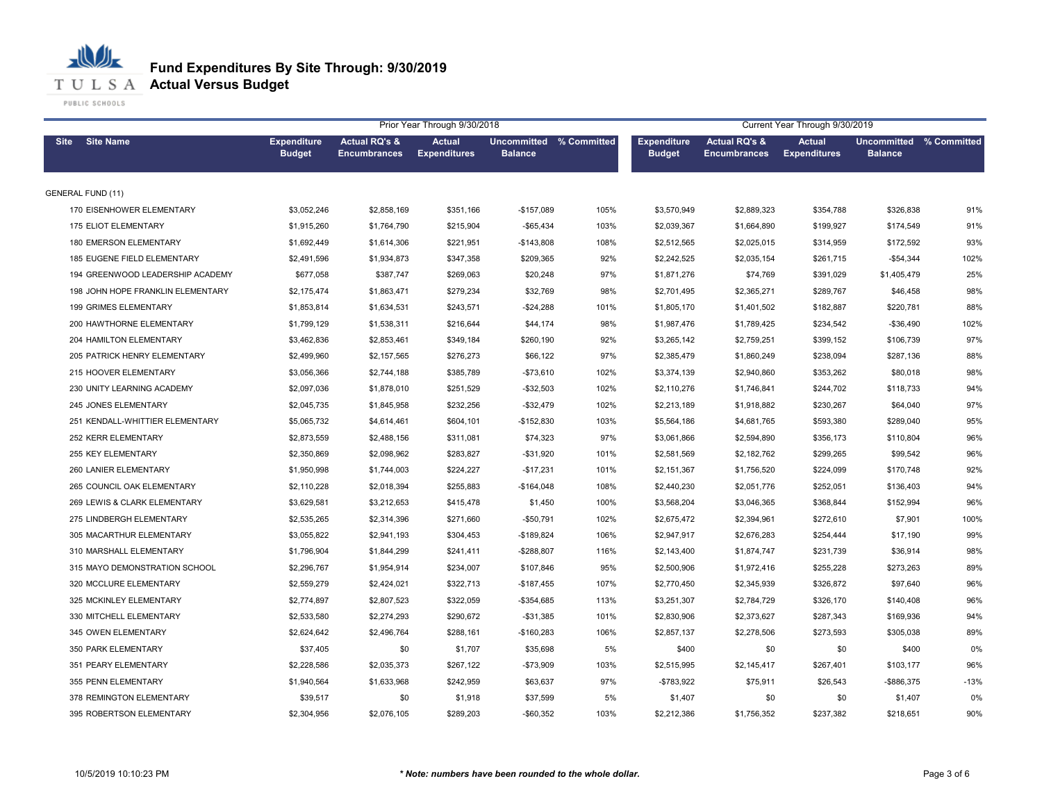# Fund Expenditures By Site Through: 9/30/2019

## Actual Versus Budget

| Site | Site Name | Prior Year Through 9/30/2018 Expenditure Budget | Actual RQ's & Encumbrances | Actual Expenditures | Uncommitted Balance | % Committed | Current Year Through 9/30/2019 Expenditure Budget | Actual RQ's & Encumbrances | Actual Expenditures | Uncommitted Balance | % Committed |
|---|---|---|---|---|---|---|---|---|---|---|---|
| GENERAL FUND (11) | | | | | | | | | | | |
| 170 | EISENHOWER ELEMENTARY | $3,052,246 | $2,858,169 | $351,166 | -$157,089 | 105% | $3,570,949 | $2,889,323 | $354,788 | $326,838 | 91% |
| 175 | ELIOT ELEMENTARY | $1,915,260 | $1,764,790 | $215,904 | -$65,434 | 103% | $2,039,367 | $1,664,890 | $199,927 | $174,549 | 91% |
| 180 | EMERSON ELEMENTARY | $1,692,449 | $1,614,306 | $221,951 | -$143,808 | 108% | $2,512,565 | $2,025,015 | $314,959 | $172,592 | 93% |
| 185 | EUGENE FIELD ELEMENTARY | $2,491,596 | $1,934,873 | $347,358 | $209,365 | 92% | $2,242,525 | $2,035,154 | $261,715 | -$54,344 | 102% |
| 194 | GREENWOOD LEADERSHIP ACADEMY | $677,058 | $387,747 | $269,063 | $20,248 | 97% | $1,871,276 | $74,769 | $391,029 | $1,405,479 | 25% |
| 198 | JOHN HOPE FRANKLIN ELEMENTARY | $2,175,474 | $1,863,471 | $279,234 | $32,769 | 98% | $2,701,495 | $2,365,271 | $289,767 | $46,458 | 98% |
| 199 | GRIMES ELEMENTARY | $1,853,814 | $1,634,531 | $243,571 | -$24,288 | 101% | $1,805,170 | $1,401,502 | $182,887 | $220,781 | 88% |
| 200 | HAWTHORNE ELEMENTARY | $1,799,129 | $1,538,311 | $216,644 | $44,174 | 98% | $1,987,476 | $1,789,425 | $234,542 | -$36,490 | 102% |
| 204 | HAMILTON ELEMENTARY | $3,462,836 | $2,853,461 | $349,184 | $260,190 | 92% | $3,265,142 | $2,759,251 | $399,152 | $106,739 | 97% |
| 205 | PATRICK HENRY ELEMENTARY | $2,499,960 | $2,157,565 | $276,273 | $66,122 | 97% | $2,385,479 | $1,860,249 | $238,094 | $287,136 | 88% |
| 215 | HOOVER ELEMENTARY | $3,056,366 | $2,744,188 | $385,789 | -$73,610 | 102% | $3,374,139 | $2,940,860 | $353,262 | $80,018 | 98% |
| 230 | UNITY LEARNING ACADEMY | $2,097,036 | $1,878,010 | $251,529 | -$32,503 | 102% | $2,110,276 | $1,746,841 | $244,702 | $118,733 | 94% |
| 245 | JONES ELEMENTARY | $2,045,735 | $1,845,958 | $232,256 | -$32,479 | 102% | $2,213,189 | $1,918,882 | $230,267 | $64,040 | 97% |
| 251 | KENDALL-WHITTIER ELEMENTARY | $5,065,732 | $4,614,461 | $604,101 | -$152,830 | 103% | $5,564,186 | $4,681,765 | $593,380 | $289,040 | 95% |
| 252 | KERR ELEMENTARY | $2,873,559 | $2,488,156 | $311,081 | $74,323 | 97% | $3,061,866 | $2,594,890 | $356,173 | $110,804 | 96% |
| 255 | KEY ELEMENTARY | $2,350,869 | $2,098,962 | $283,827 | -$31,920 | 101% | $2,581,569 | $2,182,762 | $299,265 | $99,542 | 96% |
| 260 | LANIER ELEMENTARY | $1,950,998 | $1,744,003 | $224,227 | -$17,231 | 101% | $2,151,367 | $1,756,520 | $224,099 | $170,748 | 92% |
| 265 | COUNCIL OAK ELEMENTARY | $2,110,228 | $2,018,394 | $255,883 | -$164,048 | 108% | $2,440,230 | $2,051,776 | $252,051 | $136,403 | 94% |
| 269 | LEWIS & CLARK ELEMENTARY | $3,629,581 | $3,212,653 | $415,478 | $1,450 | 100% | $3,568,204 | $3,046,365 | $368,844 | $152,994 | 96% |
| 275 | LINDBERGH ELEMENTARY | $2,535,265 | $2,314,396 | $271,660 | -$50,791 | 102% | $2,675,472 | $2,394,961 | $272,610 | $7,901 | 100% |
| 305 | MACARTHUR ELEMENTARY | $3,055,822 | $2,941,193 | $304,453 | -$189,824 | 106% | $2,947,917 | $2,676,283 | $254,444 | $17,190 | 99% |
| 310 | MARSHALL ELEMENTARY | $1,796,904 | $1,844,299 | $241,411 | -$288,807 | 116% | $2,143,400 | $1,874,747 | $231,739 | $36,914 | 98% |
| 315 | MAYO DEMONSTRATION SCHOOL | $2,296,767 | $1,954,914 | $234,007 | $107,846 | 95% | $2,500,906 | $1,972,416 | $255,228 | $273,263 | 89% |
| 320 | MCCLURE ELEMENTARY | $2,559,279 | $2,424,021 | $322,713 | -$187,455 | 107% | $2,770,450 | $2,345,939 | $326,872 | $97,640 | 96% |
| 325 | MCKINLEY ELEMENTARY | $2,774,897 | $2,807,523 | $322,059 | -$354,685 | 113% | $3,251,307 | $2,784,729 | $326,170 | $140,408 | 96% |
| 330 | MITCHELL ELEMENTARY | $2,533,580 | $2,274,293 | $290,672 | -$31,385 | 101% | $2,830,906 | $2,373,627 | $287,343 | $169,936 | 94% |
| 345 | OWEN ELEMENTARY | $2,624,642 | $2,496,764 | $288,161 | -$160,283 | 106% | $2,857,137 | $2,278,506 | $273,593 | $305,038 | 89% |
| 350 | PARK ELEMENTARY | $37,405 | $0 | $1,707 | $35,698 | 5% | $400 | $0 | $0 | $400 | 0% |
| 351 | PEARY ELEMENTARY | $2,228,586 | $2,035,373 | $267,122 | -$73,909 | 103% | $2,515,995 | $2,145,417 | $267,401 | $103,177 | 96% |
| 355 | PENN ELEMENTARY | $1,940,564 | $1,633,968 | $242,959 | $63,637 | 97% | -$783,922 | $75,911 | $26,543 | -$886,375 | -13% |
| 378 | REMINGTON ELEMENTARY | $39,517 | $0 | $1,918 | $37,599 | 5% | $1,407 | $0 | $0 | $1,407 | 0% |
| 395 | ROBERTSON ELEMENTARY | $2,304,956 | $2,076,105 | $289,203 | -$60,352 | 103% | $2,212,386 | $1,756,352 | $237,382 | $218,651 | 90% |

10/5/2019 10:10:23 PM

*** Note: numbers have been rounded to the whole dollar.**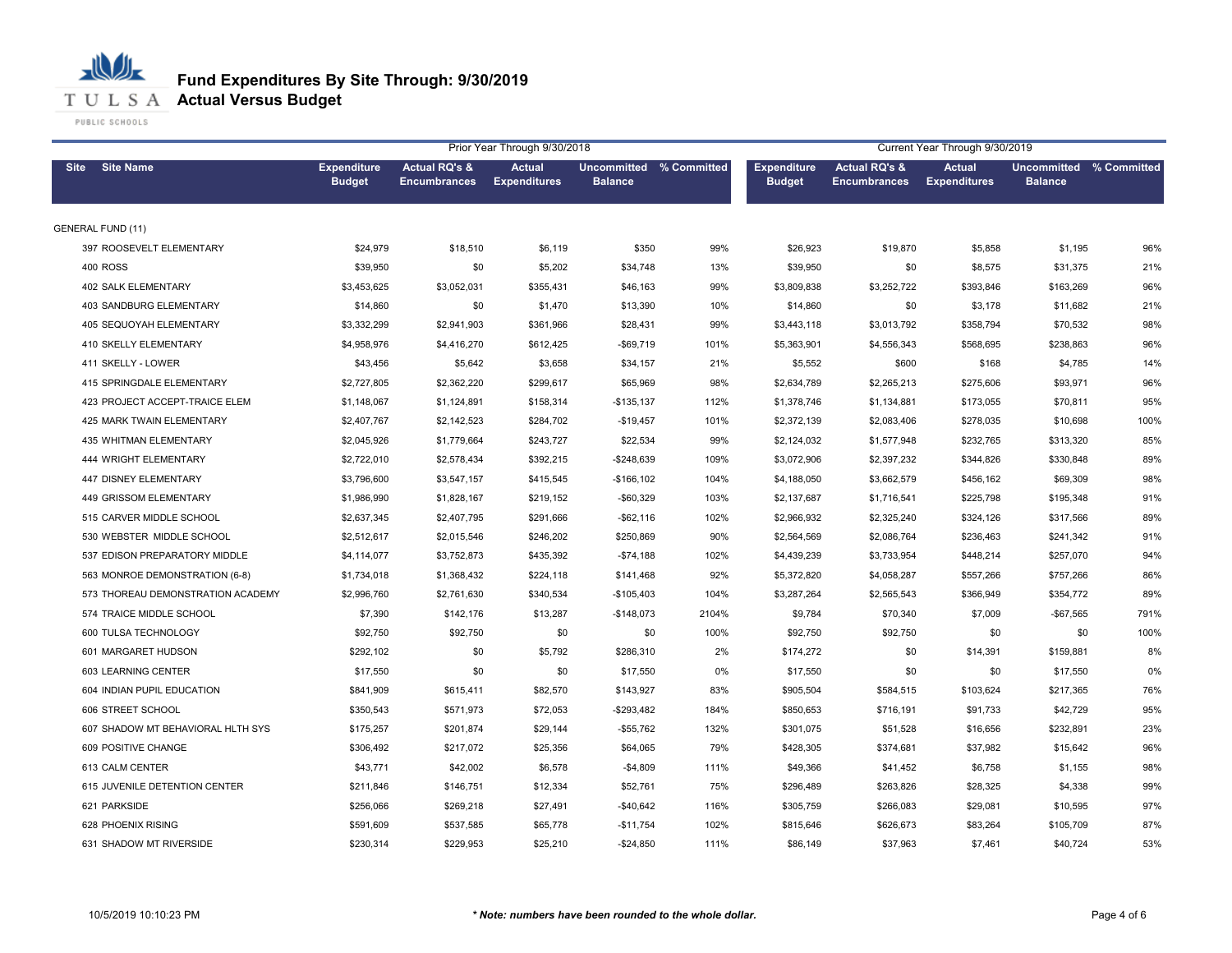# Fund Expenditures By Site Through: 9/30/2019

## Actual Versus Budget

| Site | Site Name | Prior Year Through 9/30/2018 | | | | | Current Year Through 9/30/2019 | | | | |
|---|---|---|---|---|---|---|---|---|---|---|---|
| | | Expenditure Budget | Actual RQ's & Encumbrances | Actual Expenditures | Uncommitted Balance | % Committed | Expenditure Budget | Actual RQ's & Encumbrances | Actual Expenditures | Uncommitted Balance | % Committed |
| GENERAL FUND (11) | | | | | | | | | | | |
| 397 | ROOSEVELT ELEMENTARY | $24,979 | $18,510 | $6,119 | $350 | 99% | $26,923 | $19,870 | $5,858 | $1,195 | 96% |
| 400 | ROSS | $39,950 | $0 | $5,202 | $34,748 | 13% | $39,950 | $0 | $8,575 | $31,375 | 21% |
| 402 | SALK ELEMENTARY | $3,453,625 | $3,052,031 | $355,431 | $46,163 | 99% | $3,809,838 | $3,252,722 | $393,846 | $163,269 | 96% |
| 403 | SANDBURG ELEMENTARY | $14,860 | $0 | $1,470 | $13,390 | 10% | $14,860 | $0 | $3,178 | $11,682 | 21% |
| 405 | SEQUOYAH ELEMENTARY | $3,332,299 | $2,941,903 | $361,966 | $28,431 | 99% | $3,443,118 | $3,013,792 | $358,794 | $70,532 | 98% |
| 410 | SKELLY ELEMENTARY | $4,958,976 | $4,416,270 | $612,425 | -$69,719 | 101% | $5,363,901 | $4,556,343 | $568,695 | $238,863 | 96% |
| 411 | SKELLY - LOWER | $43,456 | $5,642 | $3,658 | $34,157 | 21% | $5,552 | $600 | $168 | $4,785 | 14% |
| 415 | SPRINGDALE ELEMENTARY | $2,727,805 | $2,362,220 | $299,617 | $65,969 | 98% | $2,634,789 | $2,265,213 | $275,606 | $93,971 | 96% |
| 423 | PROJECT ACCEPT-TRAICE ELEM | $1,148,067 | $1,124,891 | $158,314 | -$135,137 | 112% | $1,378,746 | $1,134,881 | $173,055 | $70,811 | 95% |
| 425 | MARK TWAIN ELEMENTARY | $2,407,767 | $2,142,523 | $284,702 | -$19,457 | 101% | $2,372,139 | $2,083,406 | $278,035 | $10,698 | 100% |
| 435 | WHITMAN ELEMENTARY | $2,045,926 | $1,779,664 | $243,727 | $22,534 | 99% | $2,124,032 | $1,577,948 | $232,765 | $313,320 | 85% |
| 444 | WRIGHT ELEMENTARY | $2,722,010 | $2,578,434 | $392,215 | -$248,639 | 109% | $3,072,906 | $2,397,232 | $344,826 | $330,848 | 89% |
| 447 | DISNEY ELEMENTARY | $3,796,600 | $3,547,157 | $415,545 | -$166,102 | 104% | $4,188,050 | $3,662,579 | $456,162 | $69,309 | 98% |
| 449 | GRISSOM ELEMENTARY | $1,986,990 | $1,828,167 | $219,152 | -$60,329 | 103% | $2,137,687 | $1,716,541 | $225,798 | $195,348 | 91% |
| 515 | CARVER MIDDLE SCHOOL | $2,637,345 | $2,407,795 | $291,666 | -$62,116 | 102% | $2,966,932 | $2,325,240 | $324,126 | $317,566 | 89% |
| 530 | WEBSTER MIDDLE SCHOOL | $2,512,617 | $2,015,546 | $246,202 | $250,869 | 90% | $2,564,569 | $2,086,764 | $236,463 | $241,342 | 91% |
| 537 | EDISON PREPARATORY MIDDLE | $4,114,077 | $3,752,873 | $435,392 | -$74,188 | 102% | $4,439,239 | $3,733,954 | $448,214 | $257,070 | 94% |
| 563 | MONROE DEMONSTRATION (6-8) | $1,734,018 | $1,368,432 | $224,118 | $141,468 | 92% | $5,372,820 | $4,058,287 | $557,266 | $757,266 | 86% |
| 573 | THOREAU DEMONSTRATION ACADEMY | $2,996,760 | $2,761,630 | $340,534 | -$105,403 | 104% | $3,287,264 | $2,565,543 | $366,949 | $354,772 | 89% |
| 574 | TRAICE MIDDLE SCHOOL | $7,390 | $142,176 | $13,287 | -$148,073 | 2104% | $9,784 | $70,340 | $7,009 | -$67,565 | 791% |
| 600 | TULSA TECHNOLOGY | $92,750 | $92,750 | $0 | $0 | 100% | $92,750 | $92,750 | $0 | $0 | 100% |
| 601 | MARGARET HUDSON | $292,102 | $0 | $5,792 | $286,310 | 2% | $174,272 | $0 | $14,391 | $159,881 | 8% |
| 603 | LEARNING CENTER | $17,550 | $0 | $0 | $17,550 | 0% | $17,550 | $0 | $0 | $17,550 | 0% |
| 604 | INDIAN PUPIL EDUCATION | $841,909 | $615,411 | $82,570 | $143,927 | 83% | $905,504 | $584,515 | $103,624 | $217,365 | 76% |
| 606 | STREET SCHOOL | $350,543 | $571,973 | $72,053 | -$293,482 | 184% | $850,653 | $716,191 | $91,733 | $42,729 | 95% |
| 607 | SHADOW MT BEHAVIORAL HLTH SYS | $175,257 | $201,874 | $29,144 | -$55,762 | 132% | $301,075 | $51,528 | $16,656 | $232,891 | 23% |
| 609 | POSITIVE CHANGE | $306,492 | $217,072 | $25,356 | $64,065 | 79% | $428,305 | $374,681 | $37,982 | $15,642 | 96% |
| 613 | CALM CENTER | $43,771 | $42,002 | $6,578 | -$4,809 | 111% | $49,366 | $41,452 | $6,758 | $1,155 | 98% |
| 615 | JUVENILE DETENTION CENTER | $211,846 | $146,751 | $12,334 | $52,761 | 75% | $296,489 | $263,826 | $28,325 | $4,338 | 99% |
| 621 | PARKSIDE | $256,066 | $269,218 | $27,491 | -$40,642 | 116% | $305,759 | $266,083 | $29,081 | $10,595 | 97% |
| 628 | PHOENIX RISING | $591,609 | $537,585 | $65,778 | -$11,754 | 102% | $815,646 | $626,673 | $83,264 | $105,709 | 87% |
| 631 | SHADOW MT RIVERSIDE | $230,314 | $229,953 | $25,210 | -$24,850 | 111% | $86,149 | $37,963 | $7,461 | $40,724 | 53% |

*** Note: numbers have been rounded to the whole dollar.**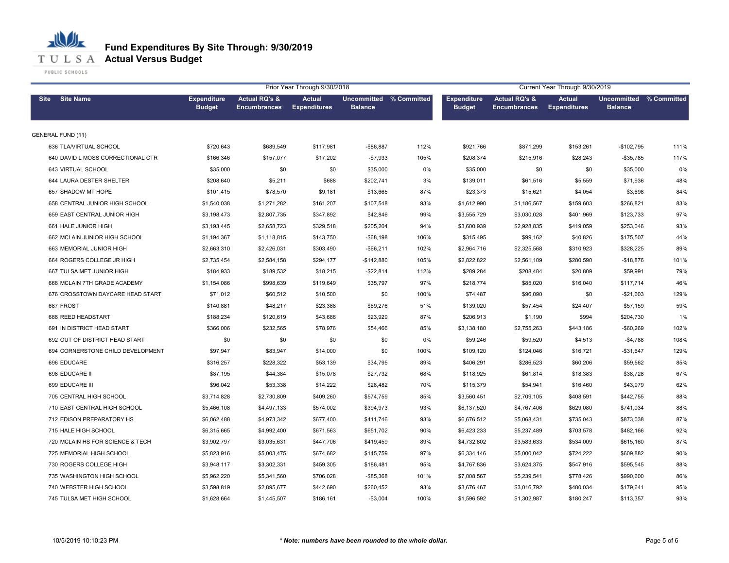# Fund Expenditures By Site Through: 9/30/2019
## Actual Versus Budget

| Site | Site Name | Prior Year Through 9/30/2018 Expenditure Budget | Actual RQ's & Encumbrances | Actual Expenditures | Uncommitted Balance | % Committed | Current Year Through 9/30/2019 Expenditure Budget | Actual RQ's & Encumbrances | Actual Expenditures | Uncommitted Balance | % Committed |
|---|---|---|---|---|---|---|---|---|---|---|---|
| GENERAL FUND (11) | | | | | | | | | | | |
| 636 | TLA/VIRTUAL SCHOOL | $720,643 | $689,549 | $117,981 | -$86,887 | 112% | $921,766 | $871,299 | $153,261 | -$102,795 | 111% |
| 640 | DAVID L MOSS CORRECTIONAL CTR | $166,346 | $157,077 | $17,202 | -$7,933 | 105% | $208,374 | $215,916 | $28,243 | -$35,785 | 117% |
| 643 | VIRTUAL SCHOOL | $35,000 | $0 | $0 | $35,000 | 0% | $35,000 | $0 | $0 | $35,000 | 0% |
| 644 | LAURA DESTER SHELTER | $208,640 | $5,211 | $688 | $202,741 | 3% | $139,011 | $61,516 | $5,559 | $71,936 | 48% |
| 657 | SHADOW MT HOPE | $101,415 | $78,570 | $9,181 | $13,665 | 87% | $23,373 | $15,621 | $4,054 | $3,698 | 84% |
| 658 | CENTRAL JUNIOR HIGH SCHOOL | $1,540,038 | $1,271,282 | $161,207 | $107,548 | 93% | $1,612,990 | $1,186,567 | $159,603 | $266,821 | 83% |
| 659 | EAST CENTRAL JUNIOR HIGH | $3,198,473 | $2,807,735 | $347,892 | $42,846 | 99% | $3,555,729 | $3,030,028 | $401,969 | $123,733 | 97% |
| 661 | HALE JUNIOR HIGH | $3,193,445 | $2,658,723 | $329,518 | $205,204 | 94% | $3,600,939 | $2,928,835 | $419,059 | $253,046 | 93% |
| 662 | MCLAIN JUNIOR HIGH SCHOOL | $1,194,367 | $1,118,815 | $143,750 | -$68,198 | 106% | $315,495 | $99,162 | $40,826 | $175,507 | 44% |
| 663 | MEMORIAL JUNIOR HIGH | $2,663,310 | $2,426,031 | $303,490 | -$66,211 | 102% | $2,964,716 | $2,325,568 | $310,923 | $328,225 | 89% |
| 664 | ROGERS COLLEGE JR HIGH | $2,735,454 | $2,584,158 | $294,177 | -$142,880 | 105% | $2,822,822 | $2,561,109 | $280,590 | -$18,876 | 101% |
| 667 | TULSA MET JUNIOR HIGH | $184,933 | $189,532 | $18,215 | -$22,814 | 112% | $289,284 | $208,484 | $20,809 | $59,991 | 79% |
| 668 | MCLAIN 7TH GRADE ACADEMY | $1,154,086 | $998,639 | $119,649 | $35,797 | 97% | $218,774 | $85,020 | $16,040 | $117,714 | 46% |
| 676 | CROSSTOWN DAYCARE HEAD START | $71,012 | $60,512 | $10,500 | $0 | 100% | $74,487 | $96,090 | $0 | -$21,603 | 129% |
| 687 | FROST | $140,881 | $48,217 | $23,388 | $69,276 | 51% | $139,020 | $57,454 | $24,407 | $57,159 | 59% |
| 688 | REED HEADSTART | $188,234 | $120,619 | $43,686 | $23,929 | 87% | $206,913 | $1,190 | $994 | $204,730 | 1% |
| 691 | IN DISTRICT HEAD START | $366,006 | $232,565 | $78,976 | $54,466 | 85% | $3,138,180 | $2,755,263 | $443,186 | -$60,269 | 102% |
| 692 | OUT OF DISTRICT HEAD START | $0 | $0 | $0 | $0 | 0% | $59,246 | $59,520 | $4,513 | -$4,788 | 108% |
| 694 | CORNERSTONE CHILD DEVELOPMENT | $97,947 | $83,947 | $14,000 | $0 | 100% | $109,120 | $124,046 | $16,721 | -$31,647 | 129% |
| 696 | EDUCARE | $316,257 | $228,322 | $53,139 | $34,795 | 89% | $406,291 | $286,523 | $60,206 | $59,562 | 85% |
| 698 | EDUCARE II | $87,195 | $44,384 | $15,078 | $27,732 | 68% | $118,925 | $61,814 | $18,383 | $38,728 | 67% |
| 699 | EDUCARE III | $96,042 | $53,338 | $14,222 | $28,482 | 70% | $115,379 | $54,941 | $16,460 | $43,979 | 62% |
| 705 | CENTRAL HIGH SCHOOL | $3,714,828 | $2,730,809 | $409,260 | $574,759 | 85% | $3,560,451 | $2,709,105 | $408,591 | $442,755 | 88% |
| 710 | EAST CENTRAL HIGH SCHOOL | $5,466,108 | $4,497,133 | $574,002 | $394,973 | 93% | $6,137,520 | $4,767,406 | $629,080 | $741,034 | 88% |
| 712 | EDISON PREPARATORY HS | $6,062,488 | $4,973,342 | $677,400 | $411,746 | 93% | $6,676,512 | $5,068,431 | $735,043 | $873,038 | 87% |
| 715 | HALE HIGH SCHOOL | $6,315,665 | $4,992,400 | $671,563 | $651,702 | 90% | $6,423,233 | $5,237,489 | $703,578 | $482,166 | 92% |
| 720 | MCLAIN HS FOR SCIENCE & TECH | $3,902,797 | $3,035,631 | $447,706 | $419,459 | 89% | $4,732,802 | $3,583,633 | $534,009 | $615,160 | 87% |
| 725 | MEMORIAL HIGH SCHOOL | $5,823,916 | $5,003,475 | $674,682 | $145,759 | 97% | $6,334,146 | $5,000,042 | $724,222 | $609,882 | 90% |
| 730 | ROGERS COLLEGE HIGH | $3,948,117 | $3,302,331 | $459,305 | $186,481 | 95% | $4,767,836 | $3,624,375 | $547,916 | $595,545 | 88% |
| 735 | WASHINGTON HIGH SCHOOL | $5,962,220 | $5,341,560 | $706,028 | -$85,368 | 101% | $7,008,567 | $5,239,541 | $778,426 | $990,600 | 86% |
| 740 | WEBSTER HIGH SCHOOL | $3,598,819 | $2,895,677 | $442,690 | $260,452 | 93% | $3,676,467 | $3,016,792 | $480,034 | $179,641 | 95% |
| 745 | TULSA MET HIGH SCHOOL | $1,628,664 | $1,445,507 | $186,161 | -$3,004 | 100% | $1,596,592 | $1,302,987 | $180,247 | $113,357 | 93% |

10/5/2019 10:10:23 PM

*\* Note: numbers have been rounded to the whole dollar.*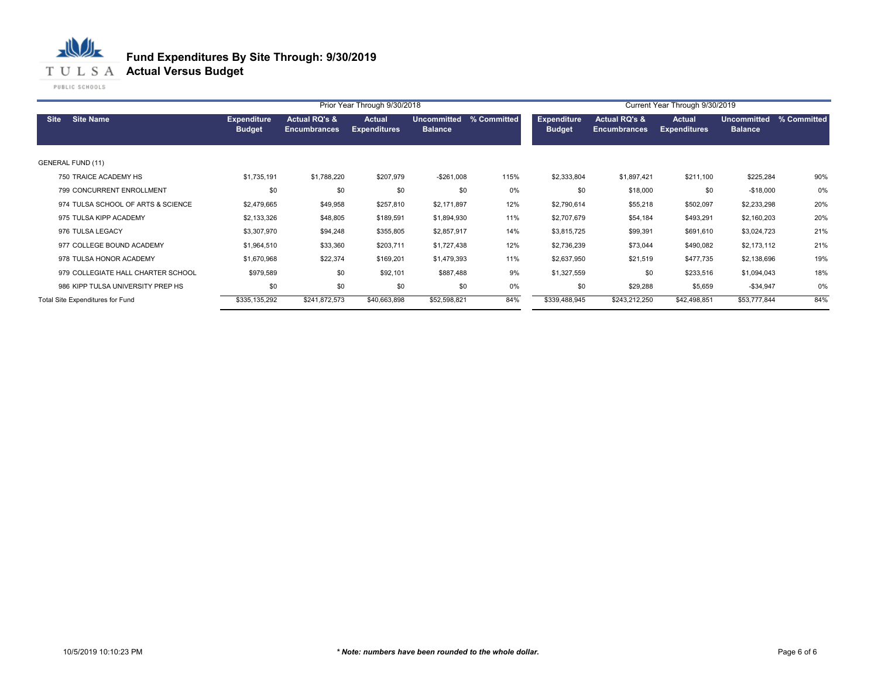# Fund Expenditures By Site Through: 9/30/2019

## Actual Versus Budget

TULSA PUBLIC SCHOOLS

| Site | Site Name | Prior Year Through 9/30/2018 | | | | | Current Year Through 9/30/2019 | | | | |
|---|---|---|---|---|---|---|---|---|---|---|---|
| | | Expenditure Budget | Actual RQ's & Encumbrances | Actual Expenditures | Uncommitted Balance | % Committed | Expenditure Budget | Actual RQ's & Encumbrances | Actual Expenditures | Uncommitted Balance | % Committed |
| GENERAL FUND (11) | | | | | | | | | | | |
| 750 | TRAICE ACADEMY HS | $1,735,191 | $1,788,220 | $207,979 | -$261,008 | 115% | $2,333,804 | $1,897,421 | $211,100 | $225,284 | 90% |
| 799 | CONCURRENT ENROLLMENT | $0 | $0 | $0 | $0 | 0% | $0 | $18,000 | $0 | -$18,000 | 0% |
| 974 | TULSA SCHOOL OF ARTS & SCIENCE | $2,479,665 | $49,958 | $257,810 | $2,171,897 | 12% | $2,790,614 | $55,218 | $502,097 | $2,233,298 | 20% |
| 975 | TULSA KIPP ACADEMY | $2,133,326 | $48,805 | $189,591 | $1,894,930 | 11% | $2,707,679 | $54,184 | $493,291 | $2,160,203 | 20% |
| 976 | TULSA LEGACY | $3,307,970 | $94,248 | $355,805 | $2,857,917 | 14% | $3,815,725 | $99,391 | $691,610 | $3,024,723 | 21% |
| 977 | COLLEGE BOUND ACADEMY | $1,964,510 | $33,360 | $203,711 | $1,727,438 | 12% | $2,736,239 | $73,044 | $490,082 | $2,173,112 | 21% |
| 978 | TULSA HONOR ACADEMY | $1,670,968 | $22,374 | $169,201 | $1,479,393 | 11% | $2,637,950 | $21,519 | $477,735 | $2,138,696 | 19% |
| 979 | COLLEGIATE HALL CHARTER SCHOOL | $979,589 | $0 | $92,101 | $887,488 | 9% | $1,327,559 | $0 | $233,516 | $1,094,043 | 18% |
| 986 | KIPP TULSA UNIVERSITY PREP HS | $0 | $0 | $0 | $0 | 0% | $0 | $29,288 | $5,659 | -$34,947 | 0% |
| Total Site Expenditures for Fund | | $335,135,292 | $241,872,573 | $40,663,898 | $52,598,821 | 84% | $339,488,945 | $243,212,250 | $42,498,851 | $53,777,844 | 84% |

10/5/2019 10:10:23 PM

*** Note: numbers have been rounded to the whole dollar.**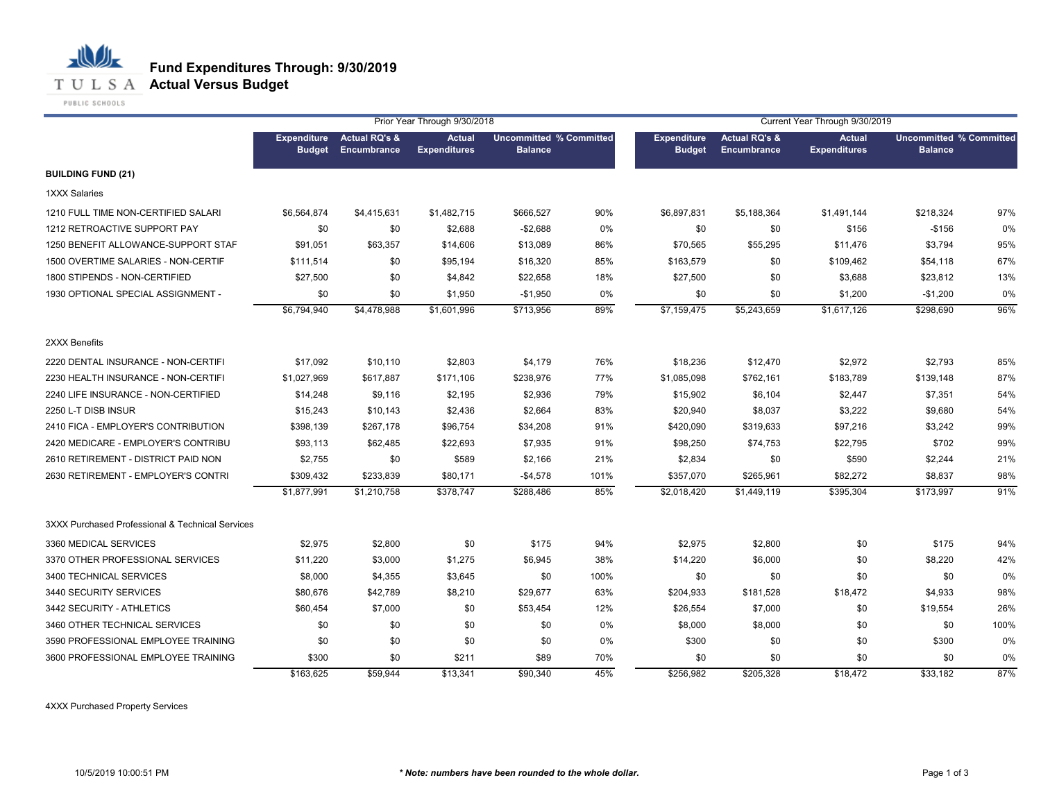# Fund Expenditures Through: 9/30/2019
## Actual Versus Budget

| | Prior Year Through 9/30/2018 | | | | | Current Year Through 9/30/2019 | | | | |
|---|---|---|---|---|---|---|---|---|---|---|
| | Expenditure Budget | Actual RQ's & Encumbrance | Actual Expenditures | Uncommitted Balance | % Committed | Expenditure Budget | Actual RQ's & Encumbrance | Actual Expenditures | Uncommitted Balance | % Committed |
| **BUILDING FUND (21)** | | | | | | | | | | |
| 1XXX Salaries | | | | | | | | | | |
| 1210 FULL TIME NON-CERTIFIED SALARI | $6,564,874 | $4,415,631 | $1,482,715 | $666,527 | 90% | $6,897,831 | $5,188,364 | $1,491,144 | $218,324 | 97% |
| 1212 RETROACTIVE SUPPORT PAY | $0 | $0 | $2,688 | -$2,688 | 0% | $0 | $0 | $156 | -$156 | 0% |
| 1250 BENEFIT ALLOWANCE-SUPPORT STAF | $91,051 | $63,357 | $14,606 | $13,089 | 86% | $70,565 | $55,295 | $11,476 | $3,794 | 95% |
| 1500 OVERTIME SALARIES - NON-CERTIF | $111,514 | $0 | $95,194 | $16,320 | 85% | $163,579 | $0 | $109,462 | $54,118 | 67% |
| 1800 STIPENDS - NON-CERTIFIED | $27,500 | $0 | $4,842 | $22,658 | 18% | $27,500 | $0 | $3,688 | $23,812 | 13% |
| 1930 OPTIONAL SPECIAL ASSIGNMENT - | $0 | $0 | $1,950 | -$1,950 | 0% | $0 | $0 | $1,200 | -$1,200 | 0% |
| | $6,794,940 | $4,478,988 | $1,601,996 | $713,956 | 89% | $7,159,475 | $5,243,659 | $1,617,126 | $298,690 | 96% |
| 2XXX Benefits | | | | | | | | | | |
| 2220 DENTAL INSURANCE - NON-CERTIFI | $17,092 | $10,110 | $2,803 | $4,179 | 76% | $18,236 | $12,470 | $2,972 | $2,793 | 85% |
| 2230 HEALTH INSURANCE - NON-CERTIFI | $1,027,969 | $617,887 | $171,106 | $238,976 | 77% | $1,085,098 | $762,161 | $183,789 | $139,148 | 87% |
| 2240 LIFE INSURANCE - NON-CERTIFIED | $14,248 | $9,116 | $2,195 | $2,936 | 79% | $15,902 | $6,104 | $2,447 | $7,351 | 54% |
| 2250 L-T DISB INSUR | $15,243 | $10,143 | $2,436 | $2,664 | 83% | $20,940 | $8,037 | $3,222 | $9,680 | 54% |
| 2410 FICA - EMPLOYER'S CONTRIBUTION | $398,139 | $267,178 | $96,754 | $34,208 | 91% | $420,090 | $319,633 | $97,216 | $3,242 | 99% |
| 2420 MEDICARE - EMPLOYER'S CONTRIBU | $93,113 | $62,485 | $22,693 | $7,935 | 91% | $98,250 | $74,753 | $22,795 | $702 | 99% |
| 2610 RETIREMENT - DISTRICT PAID NON | $2,755 | $0 | $589 | $2,166 | 21% | $2,834 | $0 | $590 | $2,244 | 21% |
| 2630 RETIREMENT - EMPLOYER'S CONTRI | $309,432 | $233,839 | $80,171 | -$4,578 | 101% | $357,070 | $265,961 | $82,272 | $8,837 | 98% |
| | $1,877,991 | $1,210,758 | $378,747 | $288,486 | 85% | $2,018,420 | $1,449,119 | $395,304 | $173,997 | 91% |
| 3XXX Purchased Professional & Technical Services | | | | | | | | | | |
| 3360 MEDICAL SERVICES | $2,975 | $2,800 | $0 | $175 | 94% | $2,975 | $2,800 | $0 | $175 | 94% |
| 3370 OTHER PROFESSIONAL SERVICES | $11,220 | $3,000 | $1,275 | $6,945 | 38% | $14,220 | $6,000 | $0 | $8,220 | 42% |
| 3400 TECHNICAL SERVICES | $8,000 | $4,355 | $3,645 | $0 | 100% | $0 | $0 | $0 | $0 | 0% |
| 3440 SECURITY SERVICES | $80,676 | $42,789 | $8,210 | $29,677 | 63% | $204,933 | $181,528 | $18,472 | $4,933 | 98% |
| 3442 SECURITY - ATHLETICS | $60,454 | $7,000 | $0 | $53,454 | 12% | $26,554 | $7,000 | $0 | $19,554 | 26% |
| 3460 OTHER TECHNICAL SERVICES | $0 | $0 | $0 | $0 | 0% | $8,000 | $8,000 | $0 | $0 | 100% |
| 3590 PROFESSIONAL EMPLOYEE TRAINING | $0 | $0 | $0 | $0 | 0% | $300 | $0 | $0 | $300 | 0% |
| 3600 PROFESSIONAL EMPLOYEE TRAINING | $300 | $0 | $211 | $89 | 70% | $0 | $0 | $0 | $0 | 0% |
| | $163,625 | $59,944 | $13,341 | $90,340 | 45% | $256,982 | $205,328 | $18,472 | $33,182 | 87% |
| 4XXX Purchased Property Services | | | | | | | | | | |

10/5/2019 10:00:51 PM

*** Note: numbers have been rounded to the whole dollar.***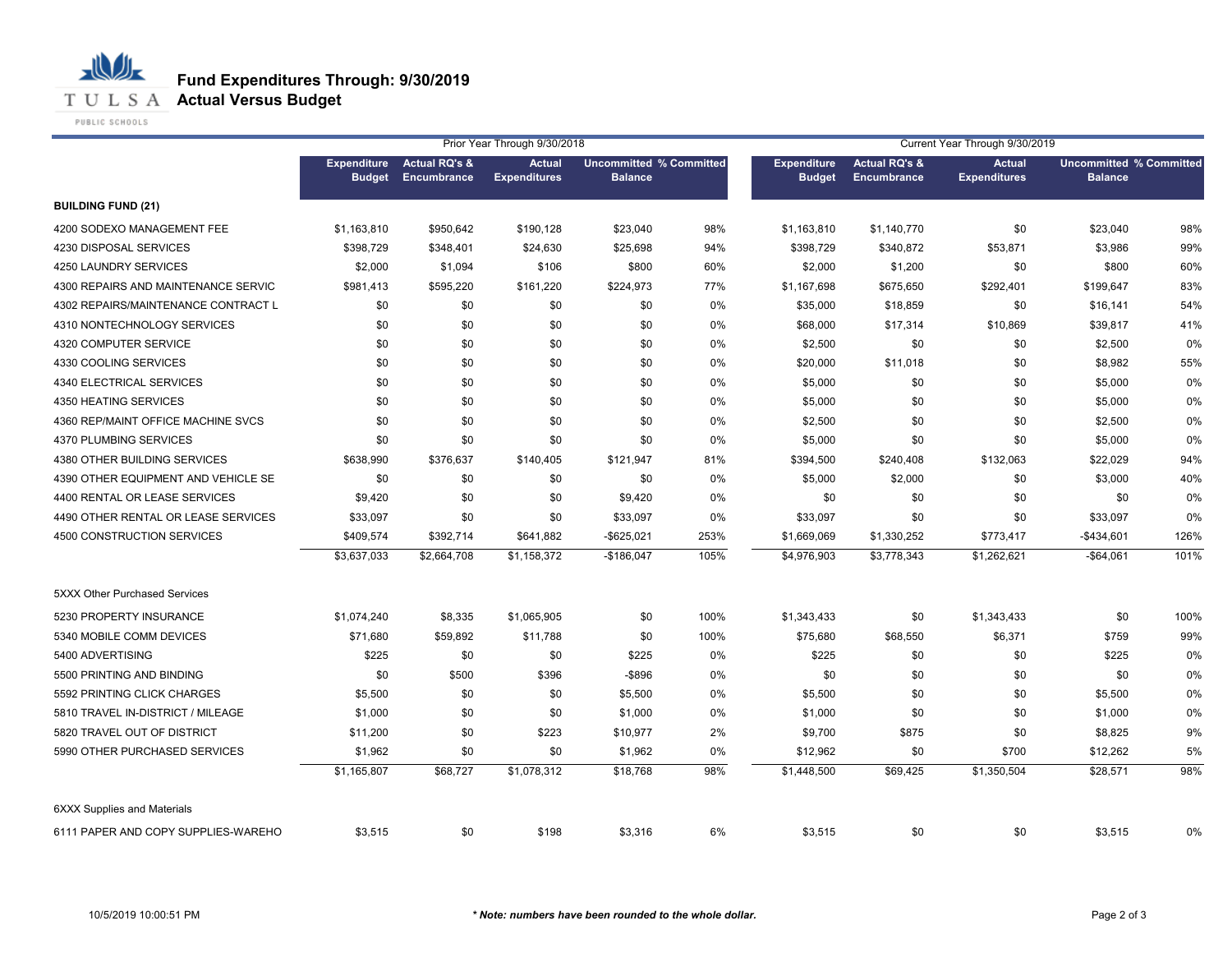# Fund Expenditures Through: 9/30/2019
## Actual Versus Budget

| | Prior Year Through 9/30/2018 | | | | | Current Year Through 9/30/2019 | | | | |
|---|---|---|---|---|---|---|---|---|---|---|
| | Expenditure Budget | Actual RQ's & Encumbrance | Actual Expenditures | Uncommitted Balance | % Committed | Expenditure Budget | Actual RQ's & Encumbrance | Actual Expenditures | Uncommitted Balance | % Committed |
| **BUILDING FUND (21)** | | | | | | | | | | |
| 4200 SODEXO MANAGEMENT FEE | $1,163,810 | $950,642 | $190,128 | $23,040 | 98% | $1,163,810 | $1,140,770 | $0 | $23,040 | 98% |
| 4230 DISPOSAL SERVICES | $398,729 | $348,401 | $24,630 | $25,698 | 94% | $398,729 | $340,872 | $53,871 | $3,986 | 99% |
| 4250 LAUNDRY SERVICES | $2,000 | $1,094 | $106 | $800 | 60% | $2,000 | $1,200 | $0 | $800 | 60% |
| 4300 REPAIRS AND MAINTENANCE SERVIC | $981,413 | $595,220 | $161,220 | $224,973 | 77% | $1,167,698 | $675,650 | $292,401 | $199,647 | 83% |
| 4302 REPAIRS/MAINTENANCE CONTRACT L | $0 | $0 | $0 | $0 | 0% | $35,000 | $18,859 | $0 | $16,141 | 54% |
| 4310 NONTECHNOLOGY SERVICES | $0 | $0 | $0 | $0 | 0% | $68,000 | $17,314 | $10,869 | $39,817 | 41% |
| 4320 COMPUTER SERVICE | $0 | $0 | $0 | $0 | 0% | $2,500 | $0 | $0 | $2,500 | 0% |
| 4330 COOLING SERVICES | $0 | $0 | $0 | $0 | 0% | $20,000 | $11,018 | $0 | $8,982 | 55% |
| 4340 ELECTRICAL SERVICES | $0 | $0 | $0 | $0 | 0% | $5,000 | $0 | $0 | $5,000 | 0% |
| 4350 HEATING SERVICES | $0 | $0 | $0 | $0 | 0% | $5,000 | $0 | $0 | $5,000 | 0% |
| 4360 REP/MAINT OFFICE MACHINE SVCS | $0 | $0 | $0 | $0 | 0% | $2,500 | $0 | $0 | $2,500 | 0% |
| 4370 PLUMBING SERVICES | $0 | $0 | $0 | $0 | 0% | $5,000 | $0 | $0 | $5,000 | 0% |
| 4380 OTHER BUILDING SERVICES | $638,990 | $376,637 | $140,405 | $121,947 | 81% | $394,500 | $240,408 | $132,063 | $22,029 | 94% |
| 4390 OTHER EQUIPMENT AND VEHICLE SE | $0 | $0 | $0 | $0 | 0% | $5,000 | $2,000 | $0 | $3,000 | 40% |
| 4400 RENTAL OR LEASE SERVICES | $9,420 | $0 | $0 | $9,420 | 0% | $0 | $0 | $0 | $0 | 0% |
| 4490 OTHER RENTAL OR LEASE SERVICES | $33,097 | $0 | $0 | $33,097 | 0% | $33,097 | $0 | $0 | $33,097 | 0% |
| 4500 CONSTRUCTION SERVICES | $409,574 | $392,714 | $641,882 | -$625,021 | 253% | $1,669,069 | $1,330,252 | $773,417 | -$434,601 | 126% |
| | $3,637,033 | $2,664,708 | $1,158,372 | -$186,047 | 105% | $4,976,903 | $3,778,343 | $1,262,621 | -$64,061 | 101% |
| 5XXX Other Purchased Services | | | | | | | | | | |
| 5230 PROPERTY INSURANCE | $1,074,240 | $8,335 | $1,065,905 | $0 | 100% | $1,343,433 | $0 | $1,343,433 | $0 | 100% |
| 5340 MOBILE COMM DEVICES | $71,680 | $59,892 | $11,788 | $0 | 100% | $75,680 | $68,550 | $6,371 | $759 | 99% |
| 5400 ADVERTISING | $225 | $0 | $0 | $225 | 0% | $225 | $0 | $0 | $225 | 0% |
| 5500 PRINTING AND BINDING | $0 | $500 | $396 | -$896 | 0% | $0 | $0 | $0 | $0 | 0% |
| 5592 PRINTING CLICK CHARGES | $5,500 | $0 | $0 | $5,500 | 0% | $5,500 | $0 | $0 | $5,500 | 0% |
| 5810 TRAVEL IN-DISTRICT / MILEAGE | $1,000 | $0 | $0 | $1,000 | 0% | $1,000 | $0 | $0 | $1,000 | 0% |
| 5820 TRAVEL OUT OF DISTRICT | $11,200 | $0 | $223 | $10,977 | 2% | $9,700 | $875 | $0 | $8,825 | 9% |
| 5990 OTHER PURCHASED SERVICES | $1,962 | $0 | $0 | $1,962 | 0% | $12,962 | $0 | $700 | $12,262 | 5% |
| | $1,165,807 | $68,727 | $1,078,312 | $18,768 | 98% | $1,448,500 | $69,425 | $1,350,504 | $28,571 | 98% |
| 6XXX Supplies and Materials | | | | | | | | | | |
| 6111 PAPER AND COPY SUPPLIES-WAREHO | $3,515 | $0 | $198 | $3,316 | 6% | $3,515 | $0 | $0 | $3,515 | 0% |

10/5/2019 10:00:51 PM

*** Note: numbers have been rounded to the whole dollar.**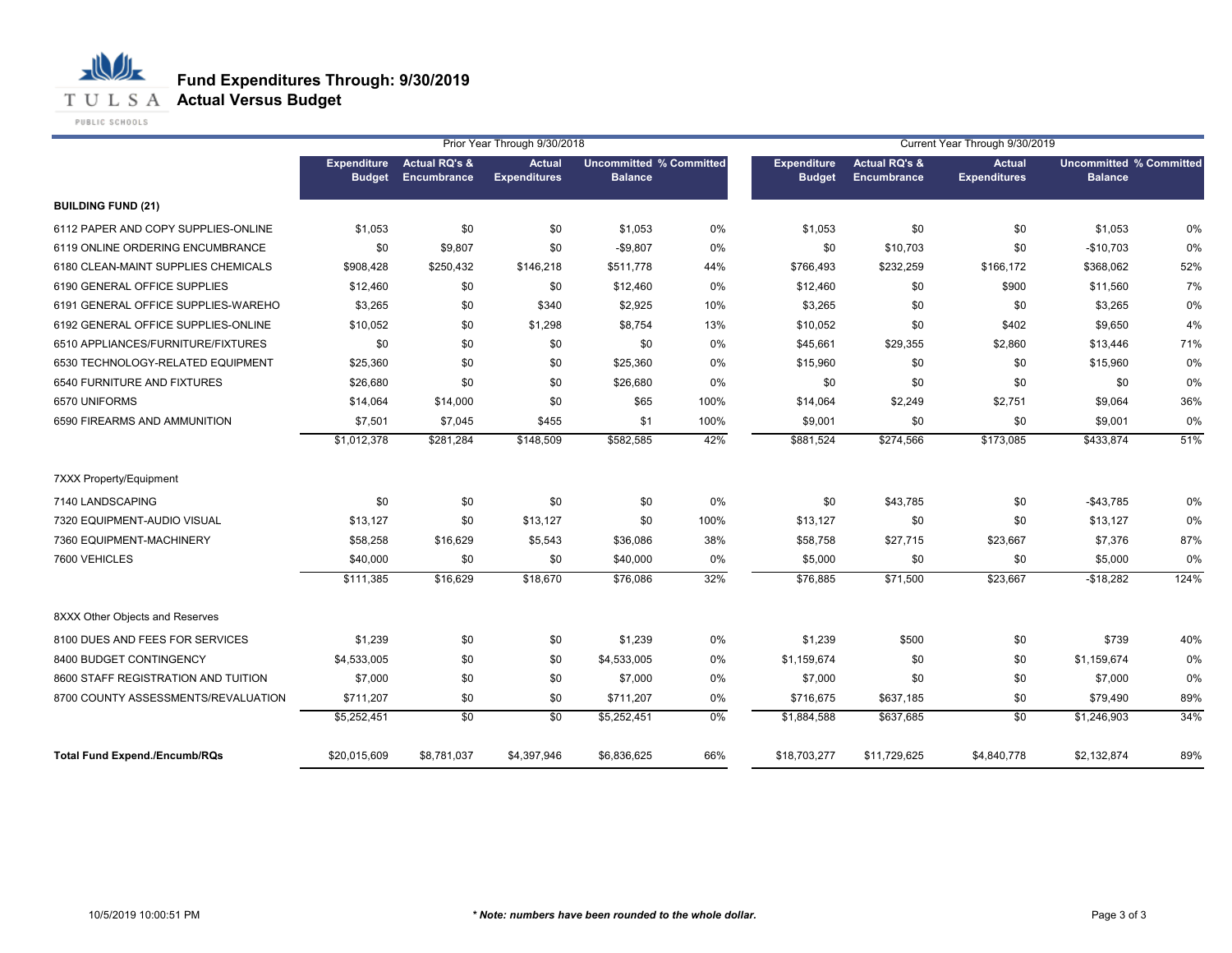# Fund Expenditures Through: 9/30/2019
## Actual Versus Budget

| | Prior Year Through 9/30/2018 | | | | | Current Year Through 9/30/2019 | | | | |
|---|---|---|---|---|---|---|---|---|---|---|
| | Expenditure Budget | Actual RQ's & Encumbrance | Actual Expenditures | Uncommitted Balance | % Committed | Expenditure Budget | Actual RQ's & Encumbrance | Actual Expenditures | Uncommitted Balance | % Committed |
| **BUILDING FUND (21)** | | | | | | | | | | |
| 6112 PAPER AND COPY SUPPLIES-ONLINE | $1,053 | $0 | $0 | $1,053 | 0% | $1,053 | $0 | $0 | $1,053 | 0% |
| 6119 ONLINE ORDERING ENCUMBRANCE | $0 | $9,807 | $0 | -$9,807 | 0% | $0 | $10,703 | $0 | -$10,703 | 0% |
| 6180 CLEAN-MAINT SUPPLIES CHEMICALS | $908,428 | $250,432 | $146,218 | $511,778 | 44% | $766,493 | $232,259 | $166,172 | $368,062 | 52% |
| 6190 GENERAL OFFICE SUPPLIES | $12,460 | $0 | $0 | $12,460 | 0% | $12,460 | $0 | $900 | $11,560 | 7% |
| 6191 GENERAL OFFICE SUPPLIES-WAREHO | $3,265 | $0 | $340 | $2,925 | 10% | $3,265 | $0 | $0 | $3,265 | 0% |
| 6192 GENERAL OFFICE SUPPLIES-ONLINE | $10,052 | $0 | $1,298 | $8,754 | 13% | $10,052 | $0 | $402 | $9,650 | 4% |
| 6510 APPLIANCES/FURNITURE/FIXTURES | $0 | $0 | $0 | $0 | 0% | $45,661 | $29,355 | $2,860 | $13,446 | 71% |
| 6530 TECHNOLOGY-RELATED EQUIPMENT | $25,360 | $0 | $0 | $25,360 | 0% | $15,960 | $0 | $0 | $15,960 | 0% |
| 6540 FURNITURE AND FIXTURES | $26,680 | $0 | $0 | $26,680 | 0% | $0 | $0 | $0 | $0 | 0% |
| 6570 UNIFORMS | $14,064 | $14,000 | $0 | $65 | 100% | $14,064 | $2,249 | $2,751 | $9,064 | 36% |
| 6590 FIREARMS AND AMMUNITION | $7,501 | $7,045 | $455 | $1 | 100% | $9,001 | $0 | $0 | $9,001 | 0% |
| | $1,012,378 | $281,284 | $148,509 | $582,585 | 42% | $881,524 | $274,566 | $173,085 | $433,874 | 51% |
| 7XXX Property/Equipment | | | | | | | | | | |
| 7140 LANDSCAPING | $0 | $0 | $0 | $0 | 0% | $0 | $43,785 | $0 | -$43,785 | 0% |
| 7320 EQUIPMENT-AUDIO VISUAL | $13,127 | $0 | $13,127 | $0 | 100% | $13,127 | $0 | $0 | $13,127 | 0% |
| 7360 EQUIPMENT-MACHINERY | $58,258 | $16,629 | $5,543 | $36,086 | 38% | $58,758 | $27,715 | $23,667 | $7,376 | 87% |
| 7600 VEHICLES | $40,000 | $0 | $0 | $40,000 | 0% | $5,000 | $0 | $0 | $5,000 | 0% |
| | $111,385 | $16,629 | $18,670 | $76,086 | 32% | $76,885 | $71,500 | $23,667 | -$18,282 | 124% |
| 8XXX Other Objects and Reserves | | | | | | | | | | |
| 8100 DUES AND FEES FOR SERVICES | $1,239 | $0 | $0 | $1,239 | 0% | $1,239 | $500 | $0 | $739 | 40% |
| 8400 BUDGET CONTINGENCY | $4,533,005 | $0 | $0 | $4,533,005 | 0% | $1,159,674 | $0 | $0 | $1,159,674 | 0% |
| 8600 STAFF REGISTRATION AND TUITION | $7,000 | $0 | $0 | $7,000 | 0% | $7,000 | $0 | $0 | $7,000 | 0% |
| 8700 COUNTY ASSESSMENTS/REVALUATION | $711,207 | $0 | $0 | $711,207 | 0% | $716,675 | $637,185 | $0 | $79,490 | 89% |
| | $5,252,451 | $0 | $0 | $5,252,451 | 0% | $1,884,588 | $637,685 | $0 | $1,246,903 | 34% |
| **Total Fund Expend./Encumb/RQs** | $20,015,609 | $8,781,037 | $4,397,946 | $6,836,625 | 66% | $18,703,277 | $11,729,625 | $4,840,778 | $2,132,874 | 89% |

10/5/2019 10:00:51 PM

***Note: numbers have been rounded to the whole dollar.**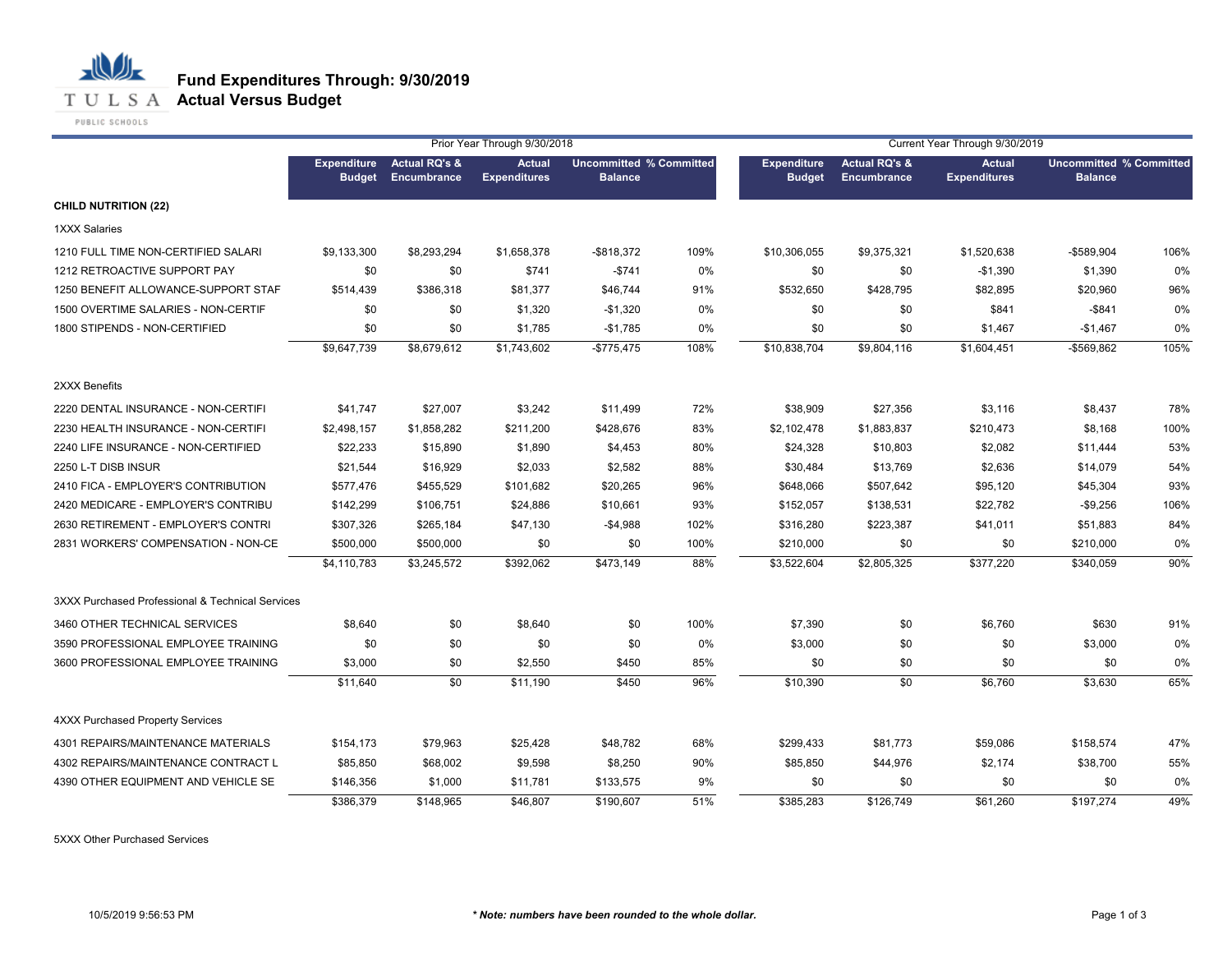# Fund Expenditures Through: 9/30/2019
## Actual Versus Budget

| | Prior Year Through 9/30/2018 | | | | | Current Year Through 9/30/2019 | | | | |
|---|---|---|---|---|---|---|---|---|---|---|
| | Expenditure Budget | Actual RQ's & Encumbrance | Actual Expenditures | Uncommitted Balance | % Committed | Expenditure Budget | Actual RQ's & Encumbrance | Actual Expenditures | Uncommitted Balance | % Committed |
| **CHILD NUTRITION (22)** | | | | | | | | | | |
| 1XXX Salaries | | | | | | | | | | |
| 1210 FULL TIME NON-CERTIFIED SALARI | $9,133,300 | $8,293,294 | $1,658,378 | -$818,372 | 109% | $10,306,055 | $9,375,321 | $1,520,638 | -$589,904 | 106% |
| 1212 RETROACTIVE SUPPORT PAY | $0 | $0 | $741 | -$741 | 0% | $0 | $0 | -$1,390 | $1,390 | 0% |
| 1250 BENEFIT ALLOWANCE-SUPPORT STAF | $514,439 | $386,318 | $81,377 | $46,744 | 91% | $532,650 | $428,795 | $82,895 | $20,960 | 96% |
| 1500 OVERTIME SALARIES - NON-CERTIF | $0 | $0 | $1,320 | -$1,320 | 0% | $0 | $0 | $841 | -$841 | 0% |
| 1800 STIPENDS - NON-CERTIFIED | $0 | $0 | $1,785 | -$1,785 | 0% | $0 | $0 | $1,467 | -$1,467 | 0% |
| | $9,647,739 | $8,679,612 | $1,743,602 | -$775,475 | 108% | $10,838,704 | $9,804,116 | $1,604,451 | -$569,862 | 105% |
| 2XXX Benefits | | | | | | | | | | |
| 2220 DENTAL INSURANCE - NON-CERTIFI | $41,747 | $27,007 | $3,242 | $11,499 | 72% | $38,909 | $27,356 | $3,116 | $8,437 | 78% |
| 2230 HEALTH INSURANCE - NON-CERTIFI | $2,498,157 | $1,858,282 | $211,200 | $428,676 | 83% | $2,102,478 | $1,883,837 | $210,473 | $8,168 | 100% |
| 2240 LIFE INSURANCE - NON-CERTIFIED | $22,233 | $15,890 | $1,890 | $4,453 | 80% | $24,328 | $10,803 | $2,082 | $11,444 | 53% |
| 2250 L-T DISB INSUR | $21,544 | $16,929 | $2,033 | $2,582 | 88% | $30,484 | $13,769 | $2,636 | $14,079 | 54% |
| 2410 FICA - EMPLOYER'S CONTRIBUTION | $577,476 | $455,529 | $101,682 | $20,265 | 96% | $648,066 | $507,642 | $95,120 | $45,304 | 93% |
| 2420 MEDICARE - EMPLOYER'S CONTRIBU | $142,299 | $106,751 | $24,886 | $10,661 | 93% | $152,057 | $138,531 | $22,782 | -$9,256 | 106% |
| 2630 RETIREMENT - EMPLOYER'S CONTRI | $307,326 | $265,184 | $47,130 | -$4,988 | 102% | $316,280 | $223,387 | $41,011 | $51,883 | 84% |
| 2831 WORKERS' COMPENSATION - NON-CE | $500,000 | $500,000 | $0 | $0 | 100% | $210,000 | $0 | $0 | $210,000 | 0% |
| | $4,110,783 | $3,245,572 | $392,062 | $473,149 | 88% | $3,522,604 | $2,805,325 | $377,220 | $340,059 | 90% |
| 3XXX Purchased Professional & Technical Services | | | | | | | | | | |
| 3460 OTHER TECHNICAL SERVICES | $8,640 | $0 | $8,640 | $0 | 100% | $7,390 | $0 | $6,760 | $630 | 91% |
| 3590 PROFESSIONAL EMPLOYEE TRAINING | $0 | $0 | $0 | $0 | 0% | $3,000 | $0 | $0 | $3,000 | 0% |
| 3600 PROFESSIONAL EMPLOYEE TRAINING | $3,000 | $0 | $2,550 | $450 | 85% | $0 | $0 | $0 | $0 | 0% |
| | $11,640 | $0 | $11,190 | $450 | 96% | $10,390 | $0 | $6,760 | $3,630 | 65% |
| 4XXX Purchased Property Services | | | | | | | | | | |
| 4301 REPAIRS/MAINTENANCE MATERIALS | $154,173 | $79,963 | $25,428 | $48,782 | 68% | $299,433 | $81,773 | $59,086 | $158,574 | 47% |
| 4302 REPAIRS/MAINTENANCE CONTRACT L | $85,850 | $68,002 | $9,598 | $8,250 | 90% | $85,850 | $44,976 | $2,174 | $38,700 | 55% |
| 4390 OTHER EQUIPMENT AND VEHICLE SE | $146,356 | $1,000 | $11,781 | $133,575 | 9% | $0 | $0 | $0 | $0 | 0% |
| | $386,379 | $148,965 | $46,807 | $190,607 | 51% | $385,283 | $126,749 | $61,260 | $197,274 | 49% |
| 5XXX Other Purchased Services | | | | | | | | | | |

10/5/2019 9:56:53 PM

***Note: numbers have been rounded to the whole dollar.***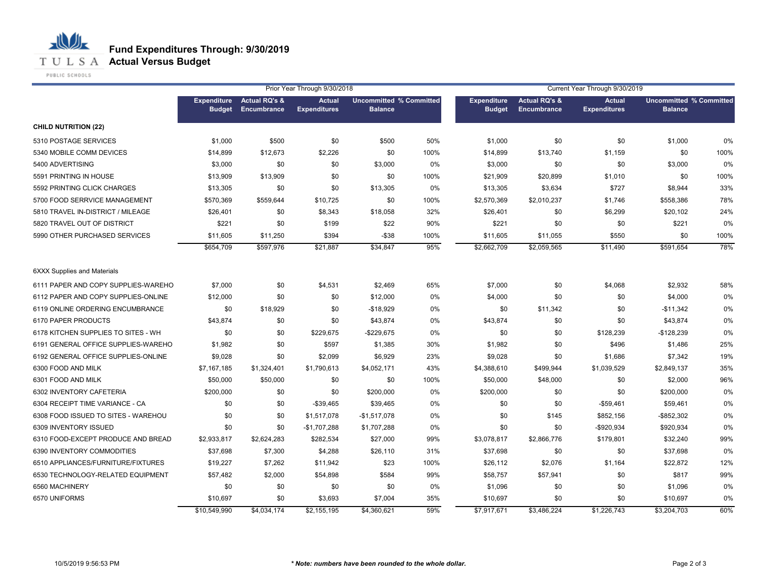# Fund Expenditures Through: 9/30/2019

## Actual Versus Budget

| | Prior Year Through 9/30/2018 | | | | | Current Year Through 9/30/2019 | | | | |
|---|---|---|---|---|---|---|---|---|---|---|
| | Expenditure Budget | Actual RQ's & Encumbrance | Actual Expenditures | Uncommitted Balance | % Committed | Expenditure Budget | Actual RQ's & Encumbrance | Actual Expenditures | Uncommitted Balance | % Committed |
| **CHILD NUTRITION (22)** | | | | | | | | | | |
| 5310 POSTAGE SERVICES | $1,000 | $500 | $0 | $500 | 50% | $1,000 | $0 | $0 | $1,000 | 0% |
| 5340 MOBILE COMM DEVICES | $14,899 | $12,673 | $2,226 | $0 | 100% | $14,899 | $13,740 | $1,159 | $0 | 100% |
| 5400 ADVERTISING | $3,000 | $0 | $0 | $3,000 | 0% | $3,000 | $0 | $0 | $3,000 | 0% |
| 5591 PRINTING IN HOUSE | $13,909 | $13,909 | $0 | $0 | 100% | $21,909 | $20,899 | $1,010 | $0 | 100% |
| 5592 PRINTING CLICK CHARGES | $13,305 | $0 | $0 | $13,305 | 0% | $13,305 | $3,634 | $727 | $8,944 | 33% |
| 5700 FOOD SERRVICE MANAGEMENT | $570,369 | $559,644 | $10,725 | $0 | 100% | $2,570,369 | $2,010,237 | $1,746 | $558,386 | 78% |
| 5810 TRAVEL IN-DISTRICT / MILEAGE | $26,401 | $0 | $8,343 | $18,058 | 32% | $26,401 | $0 | $6,299 | $20,102 | 24% |
| 5820 TRAVEL OUT OF DISTRICT | $221 | $0 | $199 | $22 | 90% | $221 | $0 | $0 | $221 | 0% |
| 5990 OTHER PURCHASED SERVICES | $11,605 | $11,250 | $394 | -$38 | 100% | $11,605 | $11,055 | $550 | $0 | 100% |
| | $654,709 | $597,976 | $21,887 | $34,847 | 95% | $2,662,709 | $2,059,565 | $11,490 | $591,654 | 78% |
| 6XXX Supplies and Materials | | | | | | | | | | |
| 6111 PAPER AND COPY SUPPLIES-WAREHO | $7,000 | $0 | $4,531 | $2,469 | 65% | $7,000 | $0 | $4,068 | $2,932 | 58% |
| 6112 PAPER AND COPY SUPPLIES-ONLINE | $12,000 | $0 | $0 | $12,000 | 0% | $4,000 | $0 | $0 | $4,000 | 0% |
| 6119 ONLINE ORDERING ENCUMBRANCE | $0 | $18,929 | $0 | -$18,929 | 0% | $0 | $11,342 | $0 | -$11,342 | 0% |
| 6170 PAPER PRODUCTS | $43,874 | $0 | $0 | $43,874 | 0% | $43,874 | $0 | $0 | $43,874 | 0% |
| 6178 KITCHEN SUPPLIES TO SITES - WH | $0 | $0 | $229,675 | -$229,675 | 0% | $0 | $0 | $128,239 | -$128,239 | 0% |
| 6191 GENERAL OFFICE SUPPLIES-WAREHO | $1,982 | $0 | $597 | $1,385 | 30% | $1,982 | $0 | $496 | $1,486 | 25% |
| 6192 GENERAL OFFICE SUPPLIES-ONLINE | $9,028 | $0 | $2,099 | $6,929 | 23% | $9,028 | $0 | $1,686 | $7,342 | 19% |
| 6300 FOOD AND MILK | $7,167,185 | $1,324,401 | $1,790,613 | $4,052,171 | 43% | $4,388,610 | $499,944 | $1,039,529 | $2,849,137 | 35% |
| 6301 FOOD AND MILK | $50,000 | $50,000 | $0 | $0 | 100% | $50,000 | $48,000 | $0 | $2,000 | 96% |
| 6302 INVENTORY CAFETERIA | $200,000 | $0 | $0 | $200,000 | 0% | $200,000 | $0 | $0 | $200,000 | 0% |
| 6304 RECEIPT TIME VARIANCE - CA | $0 | $0 | -$39,465 | $39,465 | 0% | $0 | $0 | -$59,461 | $59,461 | 0% |
| 6308 FOOD ISSUED TO SITES - WAREHOU | $0 | $0 | $1,517,078 | -$1,517,078 | 0% | $0 | $145 | $852,156 | -$852,302 | 0% |
| 6309 INVENTORY ISSUED | $0 | $0 | -$1,707,288 | $1,707,288 | 0% | $0 | $0 | -$920,934 | $920,934 | 0% |
| 6310 FOOD-EXCEPT PRODUCE AND BREAD | $2,933,817 | $2,624,283 | $282,534 | $27,000 | 99% | $3,078,817 | $2,866,776 | $179,801 | $32,240 | 99% |
| 6390 INVENTORY COMMODITIES | $37,698 | $7,300 | $4,288 | $26,110 | 31% | $37,698 | $0 | $0 | $37,698 | 0% |
| 6510 APPLIANCES/FURNITURE/FIXTURES | $19,227 | $7,262 | $11,942 | $23 | 100% | $26,112 | $2,076 | $1,164 | $22,872 | 12% |
| 6530 TECHNOLOGY-RELATED EQUIPMENT | $57,482 | $2,000 | $54,898 | $584 | 99% | $58,757 | $57,941 | $0 | $817 | 99% |
| 6560 MACHINERY | $0 | $0 | $0 | $0 | 0% | $1,096 | $0 | $0 | $1,096 | 0% |
| 6570 UNIFORMS | $10,697 | $0 | $3,693 | $7,004 | 35% | $10,697 | $0 | $0 | $10,697 | 0% |
| | $10,549,990 | $4,034,174 | $2,155,195 | $4,360,621 | 59% | $7,917,671 | $3,486,224 | $1,226,743 | $3,204,703 | 60% |

10/5/2019 9:56:53 PM

*** Note: numbers have been rounded to the whole dollar.**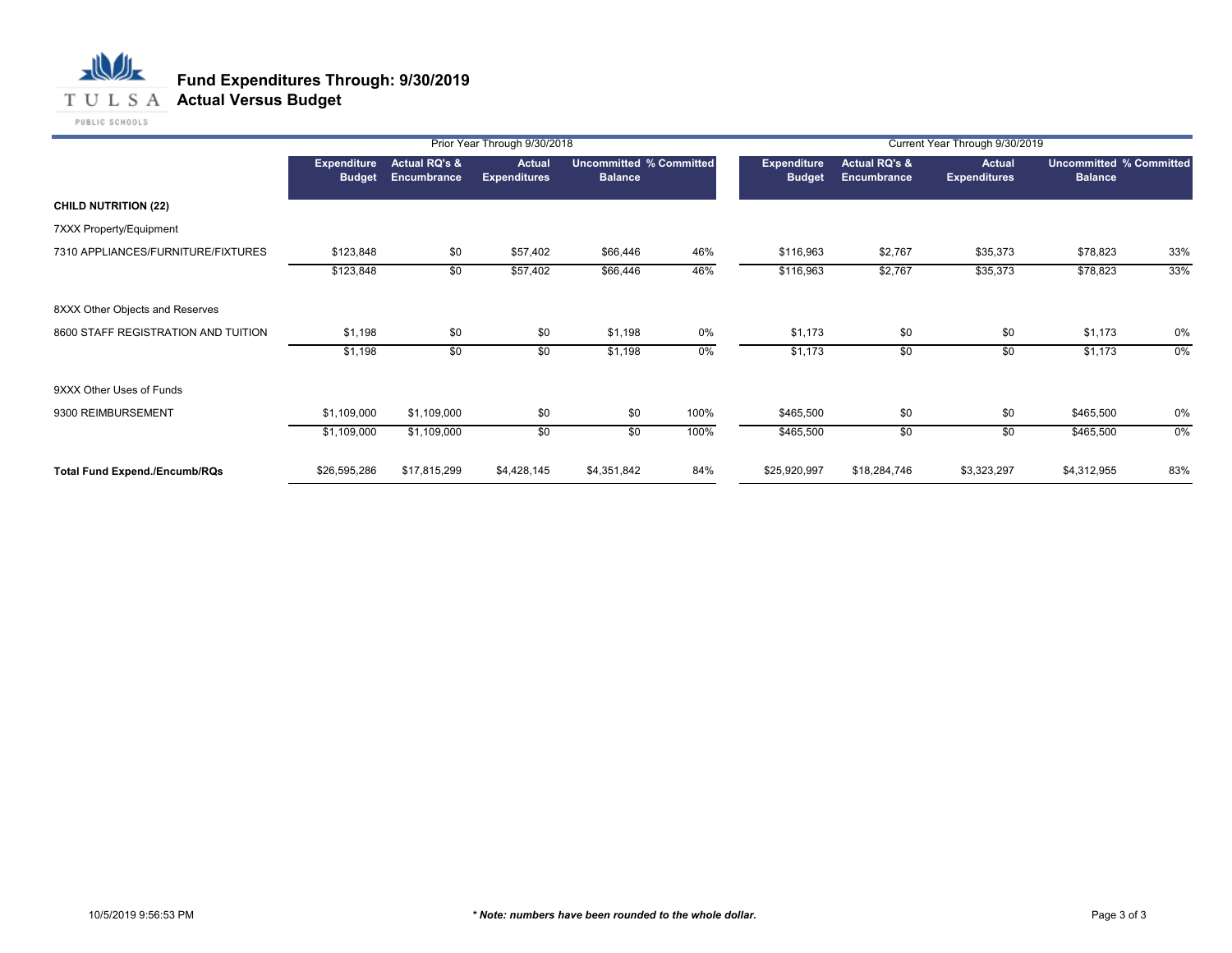# Fund Expenditures Through: 9/30/2019
## Actual Versus Budget

| | Prior Year Through 9/30/2018 | | | | | Current Year Through 9/30/2019 | | | | |
|---|---|---|---|---|---|---|---|---|---|---|
| | Expenditure Budget | Actual RQ's & Encumbrance | Actual Expenditures | Uncommitted Balance | % Committed | Expenditure Budget | Actual RQ's & Encumbrance | Actual Expenditures | Uncommitted Balance | % Committed |
| **CHILD NUTRITION (22)** | | | | | | | | | | |
| 7XXX Property/Equipment | | | | | | | | | | |
| 7310 APPLIANCES/FURNITURE/FIXTURES | $123,848 | $0 | $57,402 | $66,446 | 46% | $116,963 | $2,767 | $35,373 | $78,823 | 33% |
| | $123,848 | $0 | $57,402 | $66,446 | 46% | $116,963 | $2,767 | $35,373 | $78,823 | 33% |
| 8XXX Other Objects and Reserves | | | | | | | | | | |
| 8600 STAFF REGISTRATION AND TUITION | $1,198 | $0 | $0 | $1,198 | 0% | $1,173 | $0 | $0 | $1,173 | 0% |
| | $1,198 | $0 | $0 | $1,198 | 0% | $1,173 | $0 | $0 | $1,173 | 0% |
| 9XXX Other Uses of Funds | | | | | | | | | | |
| 9300 REIMBURSEMENT | $1,109,000 | $1,109,000 | $0 | $0 | 100% | $465,500 | $0 | $0 | $465,500 | 0% |
| | $1,109,000 | $1,109,000 | $0 | $0 | 100% | $465,500 | $0 | $0 | $465,500 | 0% |
| **Total Fund Expend./Encumb/RQs** | $26,595,286 | $17,815,299 | $4,428,145 | $4,351,842 | 84% | $25,920,997 | $18,284,746 | $3,323,297 | $4,312,955 | 83% |

10/5/2019 9:56:53 PM

***\* Note: numbers have been rounded to the whole dollar.***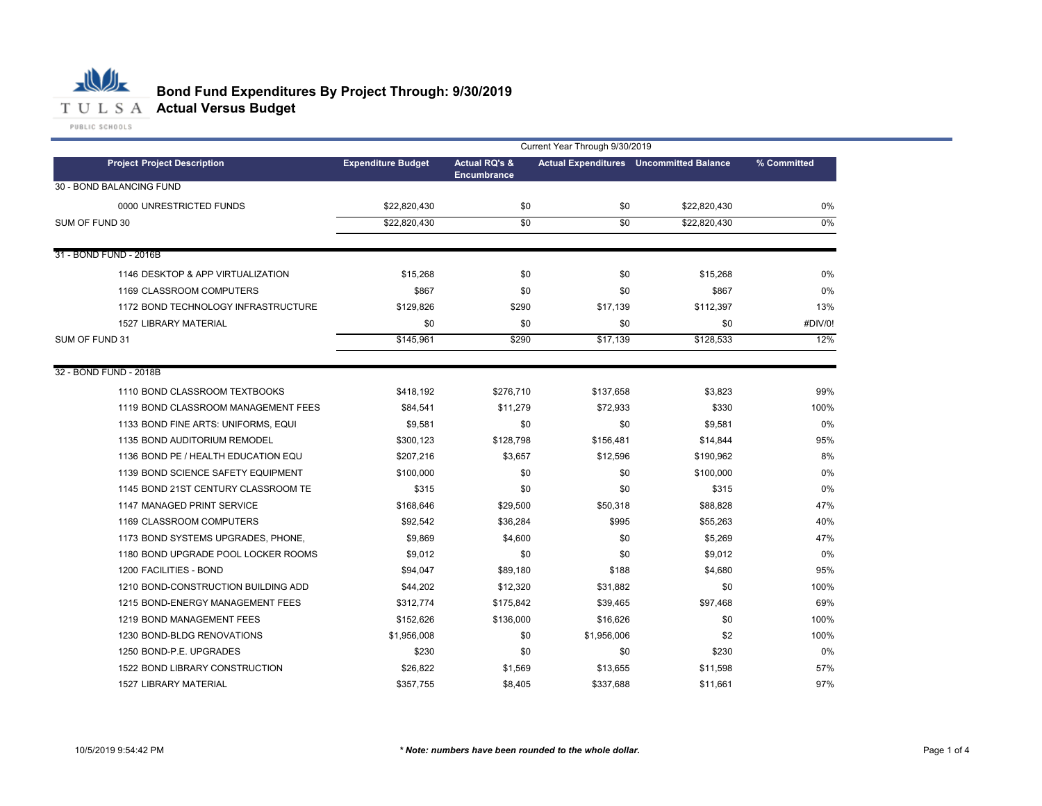# Bond Fund Expenditures By Project Through: 9/30/2019

## Actual Versus Budget

TULSA PUBLIC SCHOOLS

| | Current Year Through 9/30/2019 | | | | |
|---|---|---|---|---|---|
| **Project Project Description** | **Expenditure Budget** | **Actual RQ's & Encumbrance** | **Actual Expenditures** | **Uncommitted Balance** | **% Committed** |
| 30 - BOND BALANCING FUND | | | | | |
| 0000 UNRESTRICTED FUNDS | $22,820,430 | $0 | $0 | $22,820,430 | 0% |
| SUM OF FUND 30 | $22,820,430 | $0 | $0 | $22,820,430 | 0% |
| 31 - BOND FUND - 2016B | | | | | |
| 1146 DESKTOP & APP VIRTUALIZATION | $15,268 | $0 | $0 | $15,268 | 0% |
| 1169 CLASSROOM COMPUTERS | $867 | $0 | $0 | $867 | 0% |
| 1172 BOND TECHNOLOGY INFRASTRUCTURE | $129,826 | $290 | $17,139 | $112,397 | 13% |
| 1527 LIBRARY MATERIAL | $0 | $0 | $0 | $0 | #DIV/0! |
| SUM OF FUND 31 | $145,961 | $290 | $17,139 | $128,533 | 12% |
| 32 - BOND FUND - 2018B | | | | | |
| 1110 BOND CLASSROOM TEXTBOOKS | $418,192 | $276,710 | $137,658 | $3,823 | 99% |
| 1119 BOND CLASSROOM MANAGEMENT FEES | $84,541 | $11,279 | $72,933 | $330 | 100% |
| 1133 BOND FINE ARTS: UNIFORMS, EQUI | $9,581 | $0 | $0 | $9,581 | 0% |
| 1135 BOND AUDITORIUM REMODEL | $300,123 | $128,798 | $156,481 | $14,844 | 95% |
| 1136 BOND PE / HEALTH EDUCATION EQU | $207,216 | $3,657 | $12,596 | $190,962 | 8% |
| 1139 BOND SCIENCE SAFETY EQUIPMENT | $100,000 | $0 | $0 | $100,000 | 0% |
| 1145 BOND 21ST CENTURY CLASSROOM TE | $315 | $0 | $0 | $315 | 0% |
| 1147 MANAGED PRINT SERVICE | $168,646 | $29,500 | $50,318 | $88,828 | 47% |
| 1169 CLASSROOM COMPUTERS | $92,542 | $36,284 | $995 | $55,263 | 40% |
| 1173 BOND SYSTEMS UPGRADES, PHONE, | $9,869 | $4,600 | $0 | $5,269 | 47% |
| 1180 BOND UPGRADE POOL LOCKER ROOMS | $9,012 | $0 | $0 | $9,012 | 0% |
| 1200 FACILITIES - BOND | $94,047 | $89,180 | $188 | $4,680 | 95% |
| 1210 BOND-CONSTRUCTION BUILDING ADD | $44,202 | $12,320 | $31,882 | $0 | 100% |
| 1215 BOND-ENERGY MANAGEMENT FEES | $312,774 | $175,842 | $39,465 | $97,468 | 69% |
| 1219 BOND MANAGEMENT FEES | $152,626 | $136,000 | $16,626 | $0 | 100% |
| 1230 BOND-BLDG RENOVATIONS | $1,956,008 | $0 | $1,956,006 | $2 | 100% |
| 1250 BOND-P.E. UPGRADES | $230 | $0 | $0 | $230 | 0% |
| 1522 BOND LIBRARY CONSTRUCTION | $26,822 | $1,569 | $13,655 | $11,598 | 57% |
| 1527 LIBRARY MATERIAL | $357,755 | $8,405 | $337,688 | $11,661 | 97% |

10/5/2019 9:54:42 PM

*** Note: numbers have been rounded to the whole dollar.***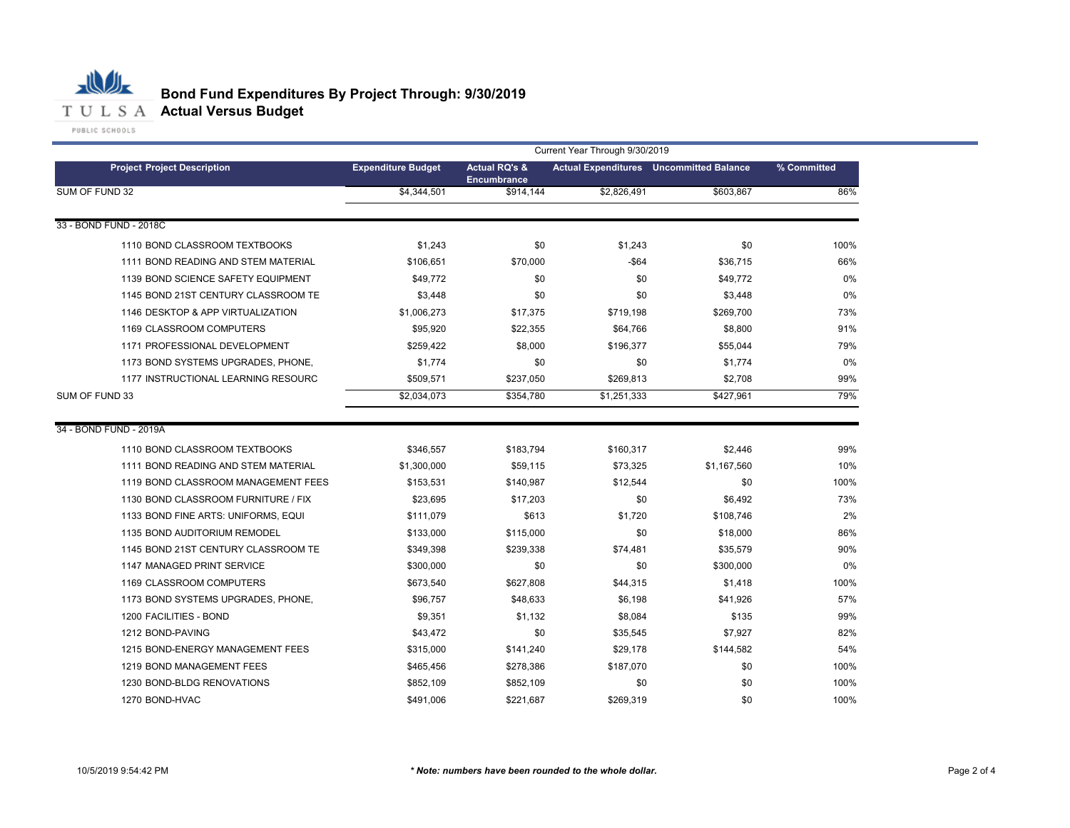# Bond Fund Expenditures By Project Through: 9/30/2019
## Actual Versus Budget

| Project Project Description | Expenditure Budget | Actual RQ's & Encumbrance | Actual Expenditures | Uncommitted Balance | % Committed |
|---|---|---|---|---|---|
| | Current Year Through 9/30/2019 | | | | |
| SUM OF FUND 32 | $4,344,501 | $914,144 | $2,826,491 | $603,867 | 86% |
| **33 - BOND FUND - 2018C** | | | | | |
| 1110 BOND CLASSROOM TEXTBOOKS | $1,243 | $0 | $1,243 | $0 | 100% |
| 1111 BOND READING AND STEM MATERIAL | $106,651 | $70,000 | -$64 | $36,715 | 66% |
| 1139 BOND SCIENCE SAFETY EQUIPMENT | $49,772 | $0 | $0 | $49,772 | 0% |
| 1145 BOND 21ST CENTURY CLASSROOM TE | $3,448 | $0 | $0 | $3,448 | 0% |
| 1146 DESKTOP & APP VIRTUALIZATION | $1,006,273 | $17,375 | $719,198 | $269,700 | 73% |
| 1169 CLASSROOM COMPUTERS | $95,920 | $22,355 | $64,766 | $8,800 | 91% |
| 1171 PROFESSIONAL DEVELOPMENT | $259,422 | $8,000 | $196,377 | $55,044 | 79% |
| 1173 BOND SYSTEMS UPGRADES, PHONE, | $1,774 | $0 | $0 | $1,774 | 0% |
| 1177 INSTRUCTIONAL LEARNING RESOURC | $509,571 | $237,050 | $269,813 | $2,708 | 99% |
| SUM OF FUND 33 | $2,034,073 | $354,780 | $1,251,333 | $427,961 | 79% |
| **34 - BOND FUND - 2019A** | | | | | |
| 1110 BOND CLASSROOM TEXTBOOKS | $346,557 | $183,794 | $160,317 | $2,446 | 99% |
| 1111 BOND READING AND STEM MATERIAL | $1,300,000 | $59,115 | $73,325 | $1,167,560 | 10% |
| 1119 BOND CLASSROOM MANAGEMENT FEES | $153,531 | $140,987 | $12,544 | $0 | 100% |
| 1130 BOND CLASSROOM FURNITURE / FIX | $23,695 | $17,203 | $0 | $6,492 | 73% |
| 1133 BOND FINE ARTS: UNIFORMS, EQUI | $111,079 | $613 | $1,720 | $108,746 | 2% |
| 1135 BOND AUDITORIUM REMODEL | $133,000 | $115,000 | $0 | $18,000 | 86% |
| 1145 BOND 21ST CENTURY CLASSROOM TE | $349,398 | $239,338 | $74,481 | $35,579 | 90% |
| 1147 MANAGED PRINT SERVICE | $300,000 | $0 | $0 | $300,000 | 0% |
| 1169 CLASSROOM COMPUTERS | $673,540 | $627,808 | $44,315 | $1,418 | 100% |
| 1173 BOND SYSTEMS UPGRADES, PHONE, | $96,757 | $48,633 | $6,198 | $41,926 | 57% |
| 1200 FACILITIES - BOND | $9,351 | $1,132 | $8,084 | $135 | 99% |
| 1212 BOND-PAVING | $43,472 | $0 | $35,545 | $7,927 | 82% |
| 1215 BOND-ENERGY MANAGEMENT FEES | $315,000 | $141,240 | $29,178 | $144,582 | 54% |
| 1219 BOND MANAGEMENT FEES | $465,456 | $278,386 | $187,070 | $0 | 100% |
| 1230 BOND-BLDG RENOVATIONS | $852,109 | $852,109 | $0 | $0 | 100% |
| 1270 BOND-HVAC | $491,006 | $221,687 | $269,319 | $0 | 100% |

10/5/2019 9:54:42 PM

*** Note: numbers have been rounded to the whole dollar.***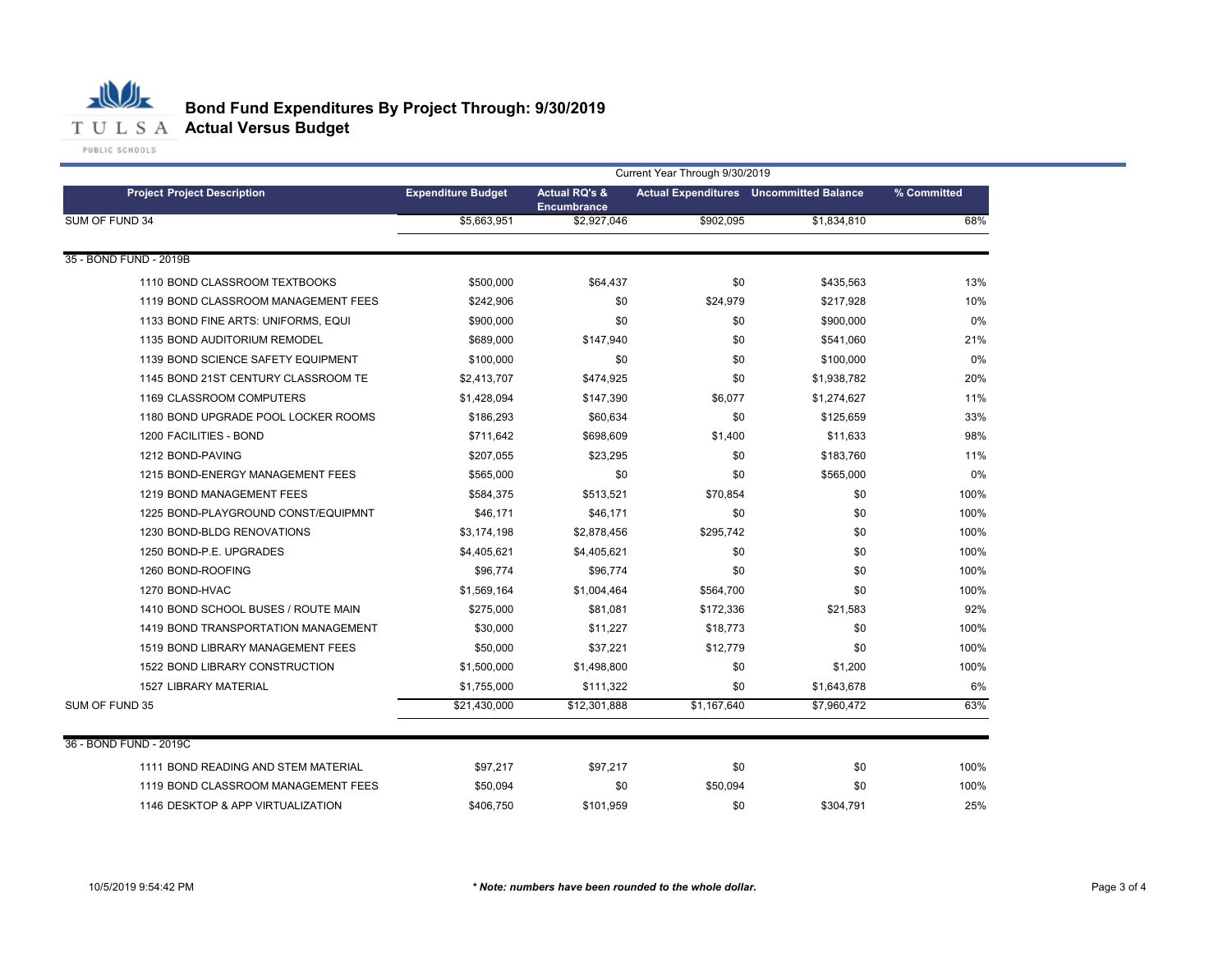# Bond Fund Expenditures By Project Through: 9/30/2019
## Actual Versus Budget

| | Current Year Through 9/30/2019 | | | | |
|---|---|---|---|---|---|
| **Project Project Description** | **Expenditure Budget** | **Actual RQ's & Encumbrance** | **Actual Expenditures** | **Uncommitted Balance** | **% Committed** |
| SUM OF FUND 34 | $5,663,951 | $2,927,046 | $902,095 | $1,834,810 | 68% |
| 35 - BOND FUND - 2019B | | | | | |
| 1110 BOND CLASSROOM TEXTBOOKS | $500,000 | $64,437 | $0 | $435,563 | 13% |
| 1119 BOND CLASSROOM MANAGEMENT FEES | $242,906 | $0 | $24,979 | $217,928 | 10% |
| 1133 BOND FINE ARTS: UNIFORMS, EQUI | $900,000 | $0 | $0 | $900,000 | 0% |
| 1135 BOND AUDITORIUM REMODEL | $689,000 | $147,940 | $0 | $541,060 | 21% |
| 1139 BOND SCIENCE SAFETY EQUIPMENT | $100,000 | $0 | $0 | $100,000 | 0% |
| 1145 BOND 21ST CENTURY CLASSROOM TE | $2,413,707 | $474,925 | $0 | $1,938,782 | 20% |
| 1169 CLASSROOM COMPUTERS | $1,428,094 | $147,390 | $6,077 | $1,274,627 | 11% |
| 1180 BOND UPGRADE POOL LOCKER ROOMS | $186,293 | $60,634 | $0 | $125,659 | 33% |
| 1200 FACILITIES - BOND | $711,642 | $698,609 | $1,400 | $11,633 | 98% |
| 1212 BOND-PAVING | $207,055 | $23,295 | $0 | $183,760 | 11% |
| 1215 BOND-ENERGY MANAGEMENT FEES | $565,000 | $0 | $0 | $565,000 | 0% |
| 1219 BOND MANAGEMENT FEES | $584,375 | $513,521 | $70,854 | $0 | 100% |
| 1225 BOND-PLAYGROUND CONST/EQUIPMNT | $46,171 | $46,171 | $0 | $0 | 100% |
| 1230 BOND-BLDG RENOVATIONS | $3,174,198 | $2,878,456 | $295,742 | $0 | 100% |
| 1250 BOND-P.E. UPGRADES | $4,405,621 | $4,405,621 | $0 | $0 | 100% |
| 1260 BOND-ROOFING | $96,774 | $96,774 | $0 | $0 | 100% |
| 1270 BOND-HVAC | $1,569,164 | $1,004,464 | $564,700 | $0 | 100% |
| 1410 BOND SCHOOL BUSES / ROUTE MAIN | $275,000 | $81,081 | $172,336 | $21,583 | 92% |
| 1419 BOND TRANSPORTATION MANAGEMENT | $30,000 | $11,227 | $18,773 | $0 | 100% |
| 1519 BOND LIBRARY MANAGEMENT FEES | $50,000 | $37,221 | $12,779 | $0 | 100% |
| 1522 BOND LIBRARY CONSTRUCTION | $1,500,000 | $1,498,800 | $0 | $1,200 | 100% |
| 1527 LIBRARY MATERIAL | $1,755,000 | $111,322 | $0 | $1,643,678 | 6% |
| SUM OF FUND 35 | $21,430,000 | $12,301,888 | $1,167,640 | $7,960,472 | 63% |
| 36 - BOND FUND - 2019C | | | | | |
| 1111 BOND READING AND STEM MATERIAL | $97,217 | $97,217 | $0 | $0 | 100% |
| 1119 BOND CLASSROOM MANAGEMENT FEES | $50,094 | $0 | $50,094 | $0 | 100% |
| 1146 DESKTOP & APP VIRTUALIZATION | $406,750 | $101,959 | $0 | $304,791 | 25% |

10/5/2019 9:54:42 PM

*** Note: numbers have been rounded to the whole dollar.***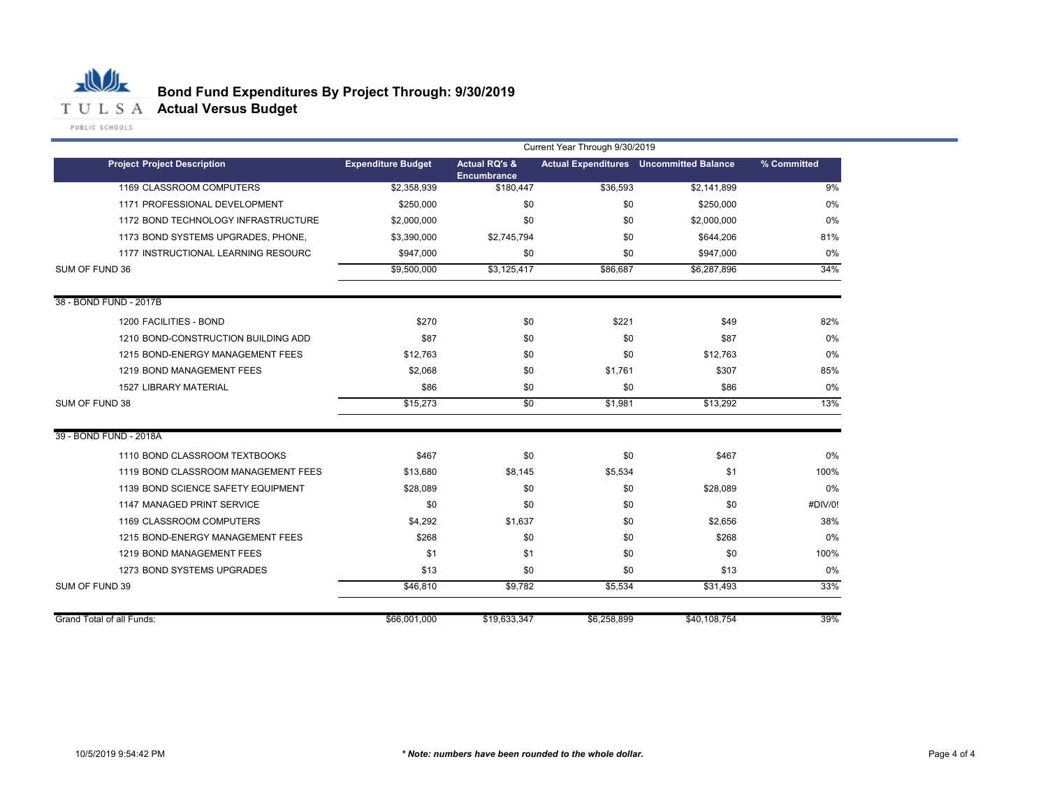# Bond Fund Expenditures By Project Through: 9/30/2019
## Actual Versus Budget

| Project Project Description | Expenditure Budget | Actual RQ's & Encumbrance | Actual Expenditures | Uncommitted Balance | % Committed |
|---|---|---|---|---|---|
| | Current Year Through 9/30/2019 | | | | |
| 1169 CLASSROOM COMPUTERS | $2,358,939 | $180,447 | $36,593 | $2,141,899 | 9% |
| 1171 PROFESSIONAL DEVELOPMENT | $250,000 | $0 | $0 | $250,000 | 0% |
| 1172 BOND TECHNOLOGY INFRASTRUCTURE | $2,000,000 | $0 | $0 | $2,000,000 | 0% |
| 1173 BOND SYSTEMS UPGRADES, PHONE, | $3,390,000 | $2,745,794 | $0 | $644,206 | 81% |
| 1177 INSTRUCTIONAL LEARNING RESOURC | $947,000 | $0 | $0 | $947,000 | 0% |
| SUM OF FUND 36 | $9,500,000 | $3,125,417 | $86,687 | $6,287,896 | 34% |
| 38 - BOND FUND - 2017B | | | | | |
| 1200 FACILITIES - BOND | $270 | $0 | $221 | $49 | 82% |
| 1210 BOND-CONSTRUCTION BUILDING ADD | $87 | $0 | $0 | $87 | 0% |
| 1215 BOND-ENERGY MANAGEMENT FEES | $12,763 | $0 | $0 | $12,763 | 0% |
| 1219 BOND MANAGEMENT FEES | $2,068 | $0 | $1,761 | $307 | 85% |
| 1527 LIBRARY MATERIAL | $86 | $0 | $0 | $86 | 0% |
| SUM OF FUND 38 | $15,273 | $0 | $1,981 | $13,292 | 13% |
| 39 - BOND FUND - 2018A | | | | | |
| 1110 BOND CLASSROOM TEXTBOOKS | $467 | $0 | $0 | $467 | 0% |
| 1119 BOND CLASSROOM MANAGEMENT FEES | $13,680 | $8,145 | $5,534 | $1 | 100% |
| 1139 BOND SCIENCE SAFETY EQUIPMENT | $28,089 | $0 | $0 | $28,089 | 0% |
| 1147 MANAGED PRINT SERVICE | $0 | $0 | $0 | $0 | #DIV/0! |
| 1169 CLASSROOM COMPUTERS | $4,292 | $1,637 | $0 | $2,656 | 38% |
| 1215 BOND-ENERGY MANAGEMENT FEES | $268 | $0 | $0 | $268 | 0% |
| 1219 BOND MANAGEMENT FEES | $1 | $1 | $0 | $0 | 100% |
| 1273 BOND SYSTEMS UPGRADES | $13 | $0 | $0 | $13 | 0% |
| SUM OF FUND 39 | $46,810 | $9,782 | $5,534 | $31,493 | 33% |
| Grand Total of all Funds: | $66,001,000 | $19,633,347 | $6,258,899 | $40,108,754 | 39% |

10/5/2019 9:54:42 PM

*** Note: numbers have been rounded to the whole dollar.***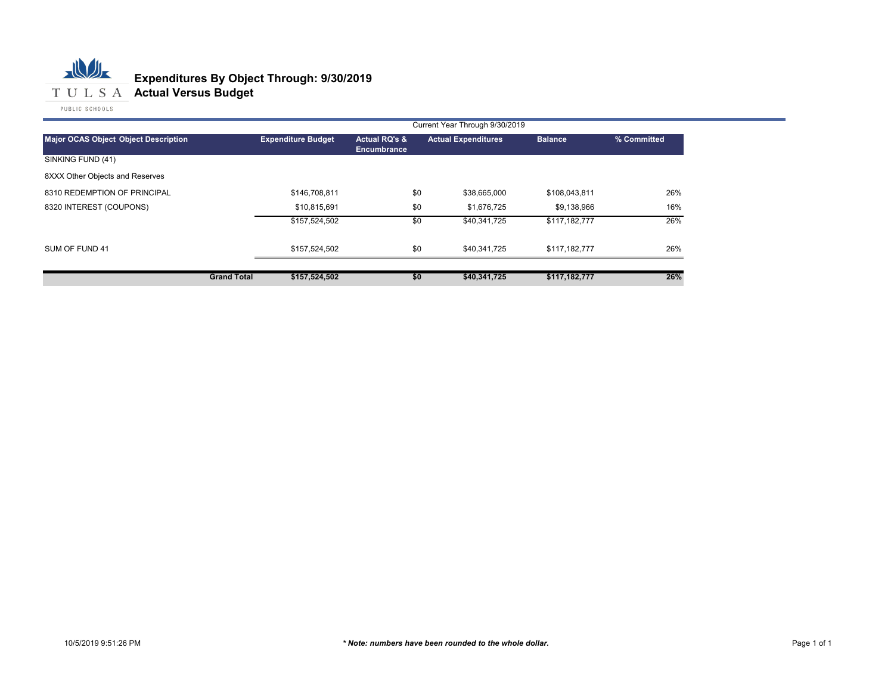# Expenditures By Object Through: 9/30/2019
## Actual Versus Budget

TULSA PUBLIC SCHOOLS

| | Current Year Through 9/30/2019 | | | | |
|---|---|---|---|---|---|
| **Major OCAS Object Object Description** | **Expenditure Budget** | **Actual RQ's & Encumbrance** | **Actual Expenditures** | **Balance** | **% Committed** |
| SINKING FUND (41) | | | | | |
| 8XXX Other Objects and Reserves | | | | | |
| 8310 REDEMPTION OF PRINCIPAL | $146,708,811 | $0 | $38,665,000 | $108,043,811 | 26% |
| 8320 INTEREST (COUPONS) | $10,815,691 | $0 | $1,676,725 | $9,138,966 | 16% |
| | $157,524,502 | $0 | $40,341,725 | $117,182,777 | 26% |
| SUM OF FUND 41 | $157,524,502 | $0 | $40,341,725 | $117,182,777 | 26% |
| **Grand Total** | **$157,524,502** | **$0** | **$40,341,725** | **$117,182,777** | **26%** |

10/5/2019 9:51:26 PM

***\* Note: numbers have been rounded to the whole dollar.***